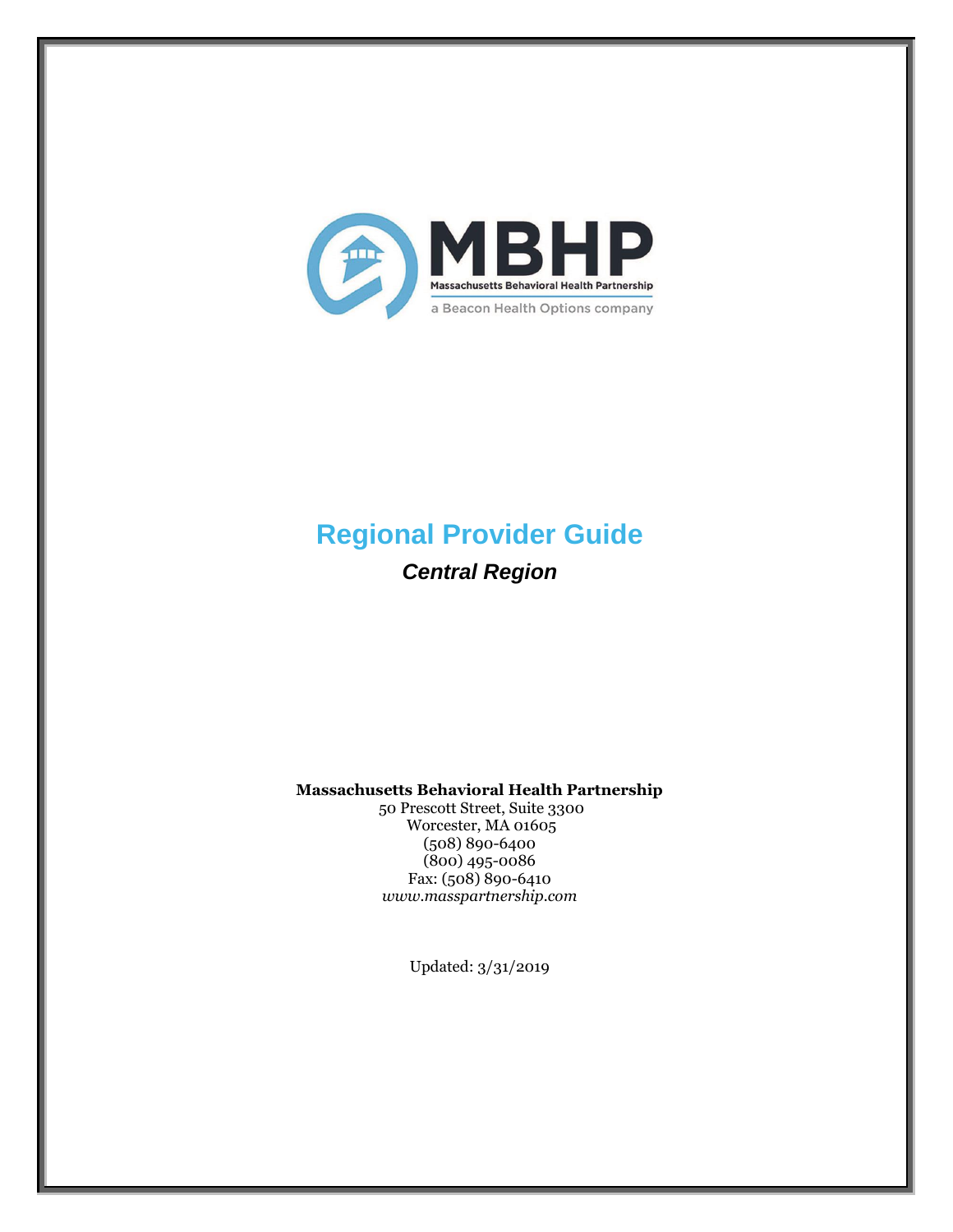MBHP

Massachusetts Behavioral Health Partnership

a Beacon Health Options company

# Regional Provider Guide

## *Central Region*

**Massachusetts Behavioral Health Partnership**
50 Prescott Street, Suite 3300
Worcester, MA 01605
(508) 890-6400
(800) 495-0086
Fax: (508) 890-6410
*www.masspartnership.com*

Updated: 3/31/2019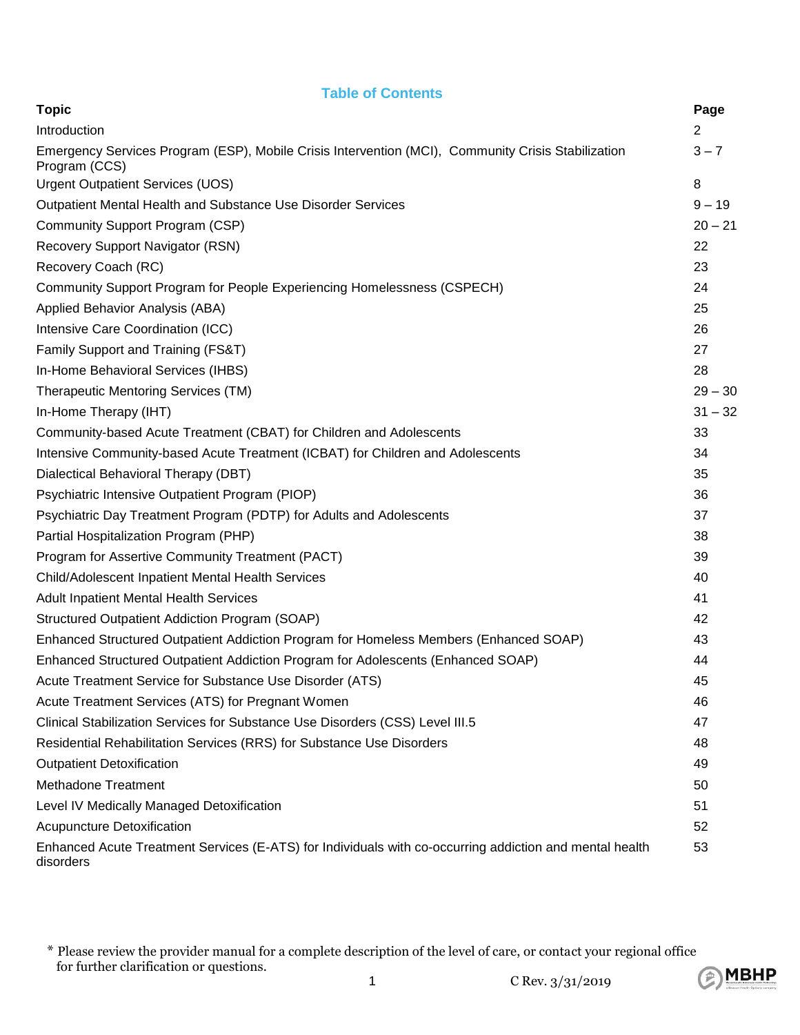## Table of Contents

| Topic | Page |
|---|---|
| Introduction | 2 |
| Emergency Services Program (ESP), Mobile Crisis Intervention (MCI), Community Crisis Stabilization Program (CCS) | 3 – 7 |
| Urgent Outpatient Services (UOS) | 8 |
| Outpatient Mental Health and Substance Use Disorder Services | 9 – 19 |
| Community Support Program (CSP) | 20 – 21 |
| Recovery Support Navigator (RSN) | 22 |
| Recovery Coach (RC) | 23 |
| Community Support Program for People Experiencing Homelessness (CSPECH) | 24 |
| Applied Behavior Analysis (ABA) | 25 |
| Intensive Care Coordination (ICC) | 26 |
| Family Support and Training (FS&T) | 27 |
| In-Home Behavioral Services (IHBS) | 28 |
| Therapeutic Mentoring Services (TM) | 29 – 30 |
| In-Home Therapy (IHT) | 31 – 32 |
| Community-based Acute Treatment (CBAT) for Children and Adolescents | 33 |
| Intensive Community-based Acute Treatment (ICBAT) for Children and Adolescents | 34 |
| Dialectical Behavioral Therapy (DBT) | 35 |
| Psychiatric Intensive Outpatient Program (PIOP) | 36 |
| Psychiatric Day Treatment Program (PDTP) for Adults and Adolescents | 37 |
| Partial Hospitalization Program (PHP) | 38 |
| Program for Assertive Community Treatment (PACT) | 39 |
| Child/Adolescent Inpatient Mental Health Services | 40 |
| Adult Inpatient Mental Health Services | 41 |
| Structured Outpatient Addiction Program (SOAP) | 42 |
| Enhanced Structured Outpatient Addiction Program for Homeless Members (Enhanced SOAP) | 43 |
| Enhanced Structured Outpatient Addiction Program for Adolescents (Enhanced SOAP) | 44 |
| Acute Treatment Service for Substance Use Disorder (ATS) | 45 |
| Acute Treatment Services (ATS) for Pregnant Women | 46 |
| Clinical Stabilization Services for Substance Use Disorders (CSS) Level III.5 | 47 |
| Residential Rehabilitation Services (RRS) for Substance Use Disorders | 48 |
| Outpatient Detoxification | 49 |
| Methadone Treatment | 50 |
| Level IV Medically Managed Detoxification | 51 |
| Acupuncture Detoxification | 52 |
| Enhanced Acute Treatment Services (E-ATS) for Individuals with co-occurring addiction and mental health disorders | 53 |

* Please review the provider manual for a complete description of the level of care, or contact your regional office for further clarification or questions.

C Rev. 3/31/2019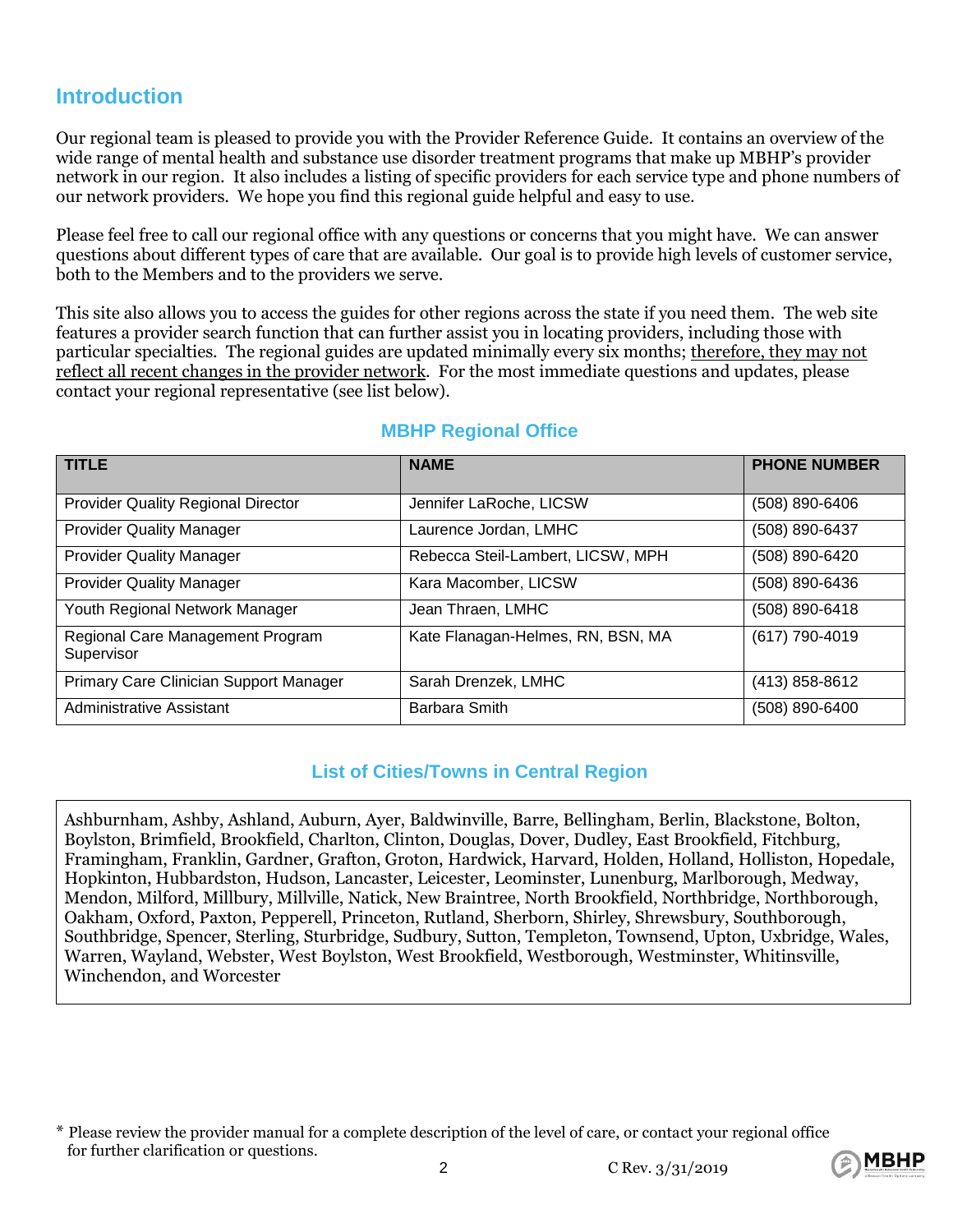## Introduction

Our regional team is pleased to provide you with the Provider Reference Guide. It contains an overview of the wide range of mental health and substance use disorder treatment programs that make up MBHP's provider network in our region. It also includes a listing of specific providers for each service type and phone numbers of our network providers. We hope you find this regional guide helpful and easy to use.

Please feel free to call our regional office with any questions or concerns that you might have. We can answer questions about different types of care that are available. Our goal is to provide high levels of customer service, both to the Members and to the providers we serve.

This site also allows you to access the guides for other regions across the state if you need them. The web site features a provider search function that can further assist you in locating providers, including those with particular specialties. The regional guides are updated minimally every six months; therefore, they may not reflect all recent changes in the provider network. For the most immediate questions and updates, please contact your regional representative (see list below).

### MBHP Regional Office

| TITLE | NAME | PHONE NUMBER |
|---|---|---|
| Provider Quality Regional Director | Jennifer LaRoche, LICSW | (508) 890-6406 |
| Provider Quality Manager | Laurence Jordan, LMHC | (508) 890-6437 |
| Provider Quality Manager | Rebecca Steil-Lambert, LICSW, MPH | (508) 890-6420 |
| Provider Quality Manager | Kara Macomber, LICSW | (508) 890-6436 |
| Youth Regional Network Manager | Jean Thraen, LMHC | (508) 890-6418 |
| Regional Care Management Program Supervisor | Kate Flanagan-Helmes, RN, BSN, MA | (617) 790-4019 |
| Primary Care Clinician Support Manager | Sarah Drenzek, LMHC | (413) 858-8612 |
| Administrative Assistant | Barbara Smith | (508) 890-6400 |

### List of Cities/Towns in Central Region

Ashburnham, Ashby, Ashland, Auburn, Ayer, Baldwinville, Barre, Bellingham, Berlin, Blackstone, Bolton, Boylston, Brimfield, Brookfield, Charlton, Clinton, Douglas, Dover, Dudley, East Brookfield, Fitchburg, Framingham, Franklin, Gardner, Grafton, Groton, Hardwick, Harvard, Holden, Holland, Holliston, Hopedale, Hopkinton, Hubbardston, Hudson, Lancaster, Leicester, Leominster, Lunenburg, Marlborough, Medway, Mendon, Milford, Millbury, Millville, Natick, New Braintree, North Brookfield, Northbridge, Northborough, Oakham, Oxford, Paxton, Pepperell, Princeton, Rutland, Sherborn, Shirley, Shrewsbury, Southborough, Southbridge, Spencer, Sterling, Sturbridge, Sudbury, Sutton, Templeton, Townsend, Upton, Uxbridge, Wales, Warren, Wayland, Webster, West Boylston, West Brookfield, Westborough, Westminster, Whitinsville, Winchendon, and Worcester

* Please review the provider manual for a complete description of the level of care, or contact your regional office for further clarification or questions.

C Rev. 3/31/2019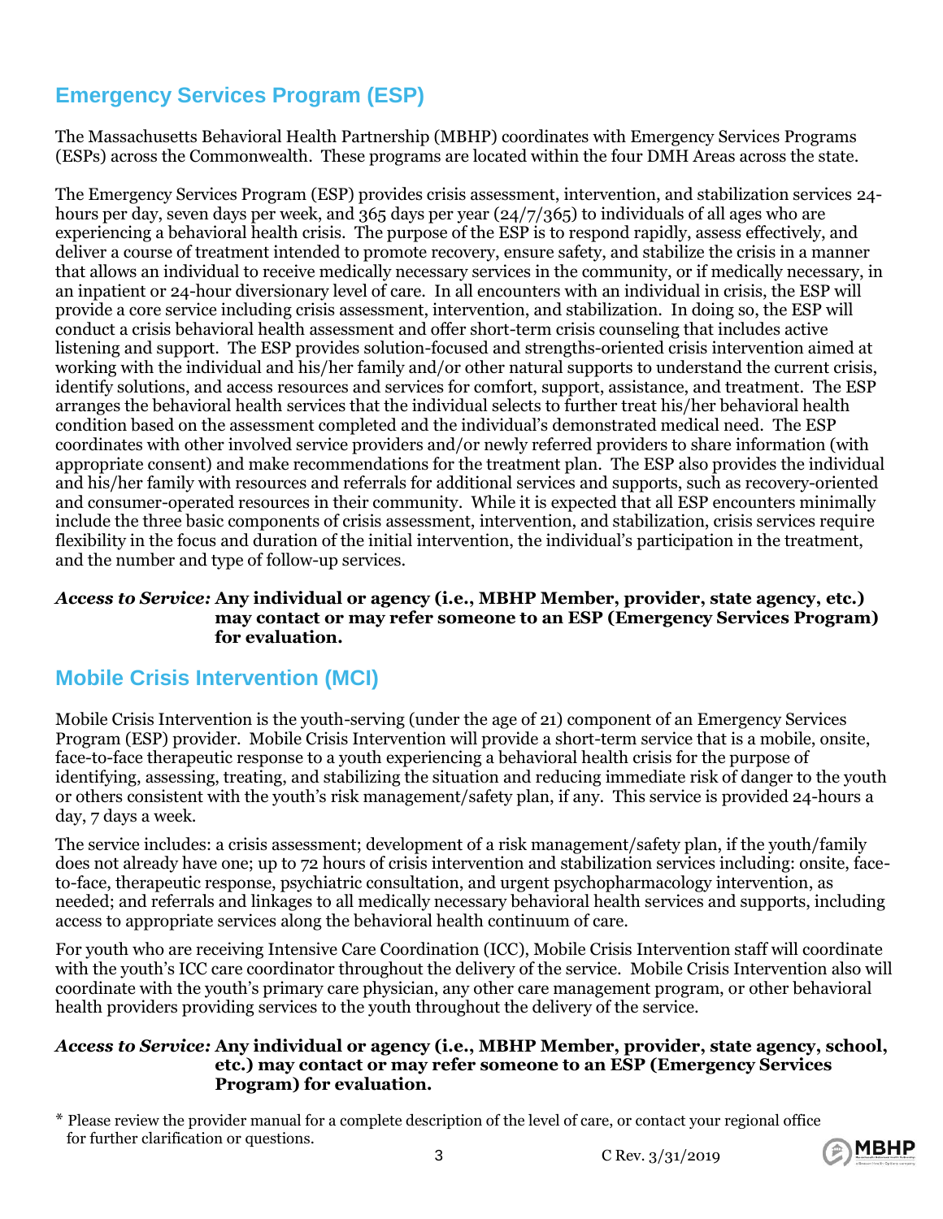## Emergency Services Program (ESP)

The Massachusetts Behavioral Health Partnership (MBHP) coordinates with Emergency Services Programs (ESPs) across the Commonwealth. These programs are located within the four DMH Areas across the state.

The Emergency Services Program (ESP) provides crisis assessment, intervention, and stabilization services 24-hours per day, seven days per week, and 365 days per year (24/7/365) to individuals of all ages who are experiencing a behavioral health crisis. The purpose of the ESP is to respond rapidly, assess effectively, and deliver a course of treatment intended to promote recovery, ensure safety, and stabilize the crisis in a manner that allows an individual to receive medically necessary services in the community, or if medically necessary, in an inpatient or 24-hour diversionary level of care. In all encounters with an individual in crisis, the ESP will provide a core service including crisis assessment, intervention, and stabilization. In doing so, the ESP will conduct a crisis behavioral health assessment and offer short-term crisis counseling that includes active listening and support. The ESP provides solution-focused and strengths-oriented crisis intervention aimed at working with the individual and his/her family and/or other natural supports to understand the current crisis, identify solutions, and access resources and services for comfort, support, assistance, and treatment. The ESP arranges the behavioral health services that the individual selects to further treat his/her behavioral health condition based on the assessment completed and the individual's demonstrated medical need. The ESP coordinates with other involved service providers and/or newly referred providers to share information (with appropriate consent) and make recommendations for the treatment plan. The ESP also provides the individual and his/her family with resources and referrals for additional services and supports, such as recovery-oriented and consumer-operated resources in their community. While it is expected that all ESP encounters minimally include the three basic components of crisis assessment, intervention, and stabilization, crisis services require flexibility in the focus and duration of the initial intervention, the individual's participation in the treatment, and the number and type of follow-up services.

***Access to Service:*** **Any individual or agency (i.e., MBHP Member, provider, state agency, etc.) may contact or may refer someone to an ESP (Emergency Services Program) for evaluation.**

## Mobile Crisis Intervention (MCI)

Mobile Crisis Intervention is the youth-serving (under the age of 21) component of an Emergency Services Program (ESP) provider. Mobile Crisis Intervention will provide a short-term service that is a mobile, onsite, face-to-face therapeutic response to a youth experiencing a behavioral health crisis for the purpose of identifying, assessing, treating, and stabilizing the situation and reducing immediate risk of danger to the youth or others consistent with the youth's risk management/safety plan, if any. This service is provided 24-hours a day, 7 days a week.

The service includes: a crisis assessment; development of a risk management/safety plan, if the youth/family does not already have one; up to 72 hours of crisis intervention and stabilization services including: onsite, face-to-face, therapeutic response, psychiatric consultation, and urgent psychopharmacology intervention, as needed; and referrals and linkages to all medically necessary behavioral health services and supports, including access to appropriate services along the behavioral health continuum of care.

For youth who are receiving Intensive Care Coordination (ICC), Mobile Crisis Intervention staff will coordinate with the youth's ICC care coordinator throughout the delivery of the service. Mobile Crisis Intervention also will coordinate with the youth's primary care physician, any other care management program, or other behavioral health providers providing services to the youth throughout the delivery of the service.

***Access to Service:*** **Any individual or agency (i.e., MBHP Member, provider, state agency, school, etc.) may contact or may refer someone to an ESP (Emergency Services Program) for evaluation.**

* Please review the provider manual for a complete description of the level of care, or contact your regional office for further clarification or questions.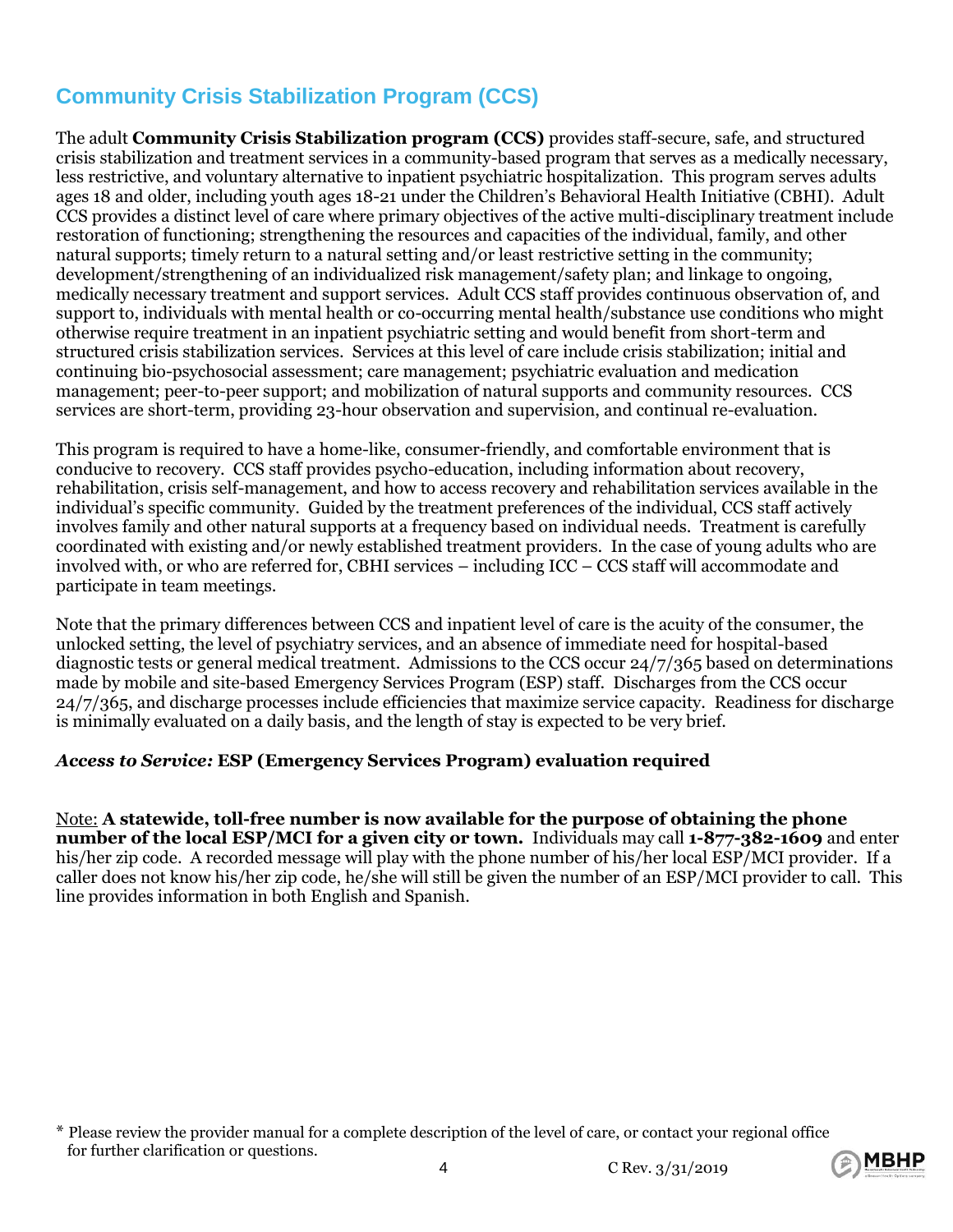## Community Crisis Stabilization Program (CCS)

The adult **Community Crisis Stabilization program (CCS)** provides staff-secure, safe, and structured crisis stabilization and treatment services in a community-based program that serves as a medically necessary, less restrictive, and voluntary alternative to inpatient psychiatric hospitalization. This program serves adults ages 18 and older, including youth ages 18-21 under the Children's Behavioral Health Initiative (CBHI). Adult CCS provides a distinct level of care where primary objectives of the active multi-disciplinary treatment include restoration of functioning; strengthening the resources and capacities of the individual, family, and other natural supports; timely return to a natural setting and/or least restrictive setting in the community; development/strengthening of an individualized risk management/safety plan; and linkage to ongoing, medically necessary treatment and support services. Adult CCS staff provides continuous observation of, and support to, individuals with mental health or co-occurring mental health/substance use conditions who might otherwise require treatment in an inpatient psychiatric setting and would benefit from short-term and structured crisis stabilization services. Services at this level of care include crisis stabilization; initial and continuing bio-psychosocial assessment; care management; psychiatric evaluation and medication management; peer-to-peer support; and mobilization of natural supports and community resources. CCS services are short-term, providing 23-hour observation and supervision, and continual re-evaluation.

This program is required to have a home-like, consumer-friendly, and comfortable environment that is conducive to recovery. CCS staff provides psycho-education, including information about recovery, rehabilitation, crisis self-management, and how to access recovery and rehabilitation services available in the individual's specific community. Guided by the treatment preferences of the individual, CCS staff actively involves family and other natural supports at a frequency based on individual needs. Treatment is carefully coordinated with existing and/or newly established treatment providers. In the case of young adults who are involved with, or who are referred for, CBHI services – including ICC – CCS staff will accommodate and participate in team meetings.

Note that the primary differences between CCS and inpatient level of care is the acuity of the consumer, the unlocked setting, the level of psychiatry services, and an absence of immediate need for hospital-based diagnostic tests or general medical treatment. Admissions to the CCS occur 24/7/365 based on determinations made by mobile and site-based Emergency Services Program (ESP) staff. Discharges from the CCS occur 24/7/365, and discharge processes include efficiencies that maximize service capacity. Readiness for discharge is minimally evaluated on a daily basis, and the length of stay is expected to be very brief.

***Access to Service:*** **ESP (Emergency Services Program) evaluation required**

Note: **A statewide, toll-free number is now available for the purpose of obtaining the phone number of the local ESP/MCI for a given city or town.** Individuals may call **1-877-382-1609** and enter his/her zip code. A recorded message will play with the phone number of his/her local ESP/MCI provider. If a caller does not know his/her zip code, he/she will still be given the number of an ESP/MCI provider to call. This line provides information in both English and Spanish.

* Please review the provider manual for a complete description of the level of care, or contact your regional office for further clarification or questions.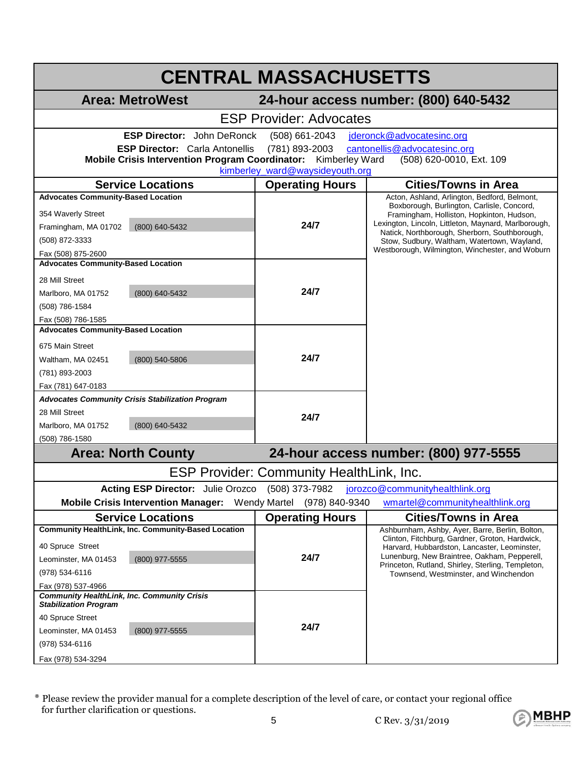# CENTRAL MASSACHUSETTS

## Area: MetroWest — 24-hour access number: (800) 640-5432

### ESP Provider: Advocates

**ESP Director:** John DeRonck (508) 661-2043 jderonck@advocatesinc.org

**ESP Director:** Carla Antonellis (781) 893-2003 cantonellis@advocatesinc.org

**Mobile Crisis Intervention Program Coordinator:** Kimberley Ward (508) 620-0010, Ext. 109 kimberley_ward@waysideyouth.org

| Service Locations | Operating Hours | Cities/Towns in Area |
|---|---|---|
| **Advocates Community-Based Location**<br>354 Waverly Street<br>Framingham, MA 01702 (800) 640-5432<br>(508) 872-3333<br>Fax (508) 875-2600 | 24/7 | Acton, Ashland, Arlington, Bedford, Belmont, Boxborough, Burlington, Carlisle, Concord, Framingham, Holliston, Hopkinton, Hudson, Lexington, Lincoln, Littleton, Maynard, Marlborough, Natick, Northborough, Sherborn, Southborough, Stow, Sudbury, Waltham, Watertown, Wayland, Westborough, Wilmington, Winchester, and Woburn |
| **Advocates Community-Based Location**<br>28 Mill Street<br>Marlboro, MA 01752 (800) 640-5432<br>(508) 786-1584<br>Fax (508) 786-1585 | 24/7 | |
| **Advocates Community-Based Location**<br>675 Main Street<br>Waltham, MA 02451 (800) 540-5806<br>(781) 893-2003<br>Fax (781) 647-0183 | 24/7 | |
| ***Advocates Community Crisis Stabilization Program***<br>28 Mill Street<br>Marlboro, MA 01752 (800) 640-5432<br>(508) 786-1580 | 24/7 | |

## Area: North County — 24-hour access number: (800) 977-5555

### ESP Provider: Community HealthLink, Inc.

**Acting ESP Director:** Julie Orozco (508) 373-7982 jorozco@communityhealthlink.org

**Mobile Crisis Intervention Manager:** Wendy Martel (978) 840-9340 wmartel@communityhealthlink.org

| Service Locations | Operating Hours | Cities/Towns in Area |
|---|---|---|
| **Community HealthLink, Inc. Community-Based Location**<br>40 Spruce Street<br>Leominster, MA 01453 (800) 977-5555<br>(978) 534-6116<br>Fax (978) 537-4966 | 24/7 | Ashburnham, Ashby, Ayer, Barre, Berlin, Bolton, Clinton, Fitchburg, Gardner, Groton, Hardwick, Harvard, Hubbardston, Lancaster, Leominster, Lunenburg, New Braintree, Oakham, Pepperell, Princeton, Rutland, Shirley, Sterling, Templeton, Townsend, Westminster, and Winchendon |
| ***Community HealthLink, Inc. Community Crisis Stabilization Program***<br>40 Spruce Street<br>Leominster, MA 01453 (800) 977-5555<br>(978) 534-6116<br>Fax (978) 534-3294 | 24/7 | |

* Please review the provider manual for a complete description of the level of care, or contact your regional office for further clarification or questions.

C Rev. 3/31/2019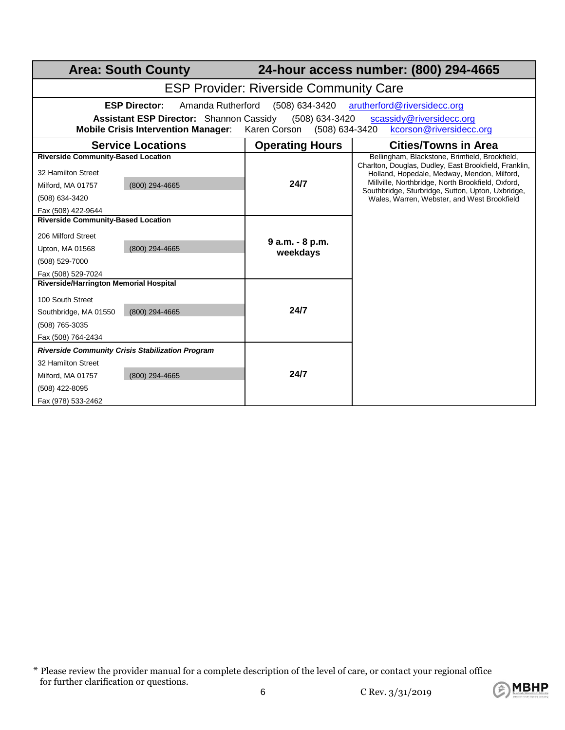## Area: South County — 24-hour access number: (800) 294-4665

### ESP Provider: Riverside Community Care

**ESP Director:** Amanda Rutherford (508) 634-3420 arutherford@riversidecc.org

**Assistant ESP Director:** Shannon Cassidy (508) 634-3420 scassidy@riversidecc.org

**Mobile Crisis Intervention Manager**: Karen Corson (508) 634-3420 kcorson@riversidecc.org

| Service Locations | Operating Hours | Cities/Towns in Area |
|---|---|---|
| **Riverside Community-Based Location**<br>32 Hamilton Street<br>Milford, MA 01757 (800) 294-4665<br>(508) 634-3420<br>Fax (508) 422-9644 | **24/7** | Bellingham, Blackstone, Brimfield, Brookfield, Charlton, Douglas, Dudley, East Brookfield, Franklin, Holland, Hopedale, Medway, Mendon, Milford, Millville, Northbridge, North Brookfield, Oxford, Southbridge, Sturbridge, Sutton, Upton, Uxbridge, Wales, Warren, Webster, and West Brookfield |
| **Riverside Community-Based Location**<br>206 Milford Street<br>Upton, MA 01568 (800) 294-4665<br>(508) 529-7000<br>Fax (508) 529-7024 | **9 a.m. - 8 p.m. weekdays** | |
| **Riverside/Harrington Memorial Hospital**<br>100 South Street<br>Southbridge, MA 01550 (800) 294-4665<br>(508) 765-3035<br>Fax (508) 764-2434 | **24/7** | |
| ***Riverside Community Crisis Stabilization Program***<br>32 Hamilton Street<br>Milford, MA 01757 (800) 294-4665<br>(508) 422-8095<br>Fax (978) 533-2462 | **24/7** | |

* Please review the provider manual for a complete description of the level of care, or contact your regional office for further clarification or questions.

C Rev. 3/31/2019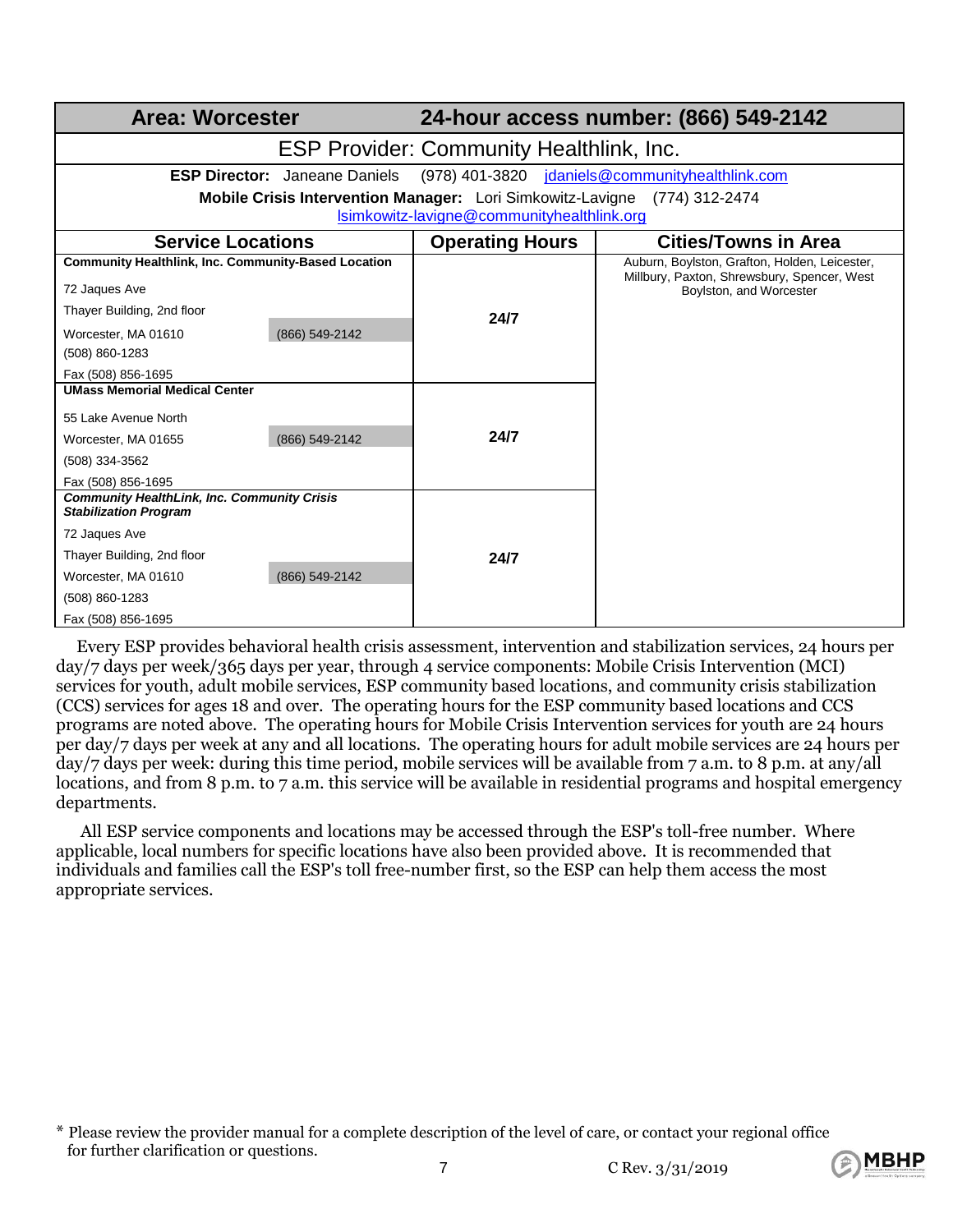| Area: Worcester | 24-hour access number: (866) 549-2142 | |
|---|---|---|
| ESP Provider: Community Healthlink, Inc. | | |
| **ESP Director:** Janeane Daniels (978) 401-3820 jdaniels@communityhealthlink.com<br>**Mobile Crisis Intervention Manager:** Lori Simkowitz-Lavigne (774) 312-2474 lsimkowitz-lavigne@communityhealthlink.org | | |
| **Service Locations** | **Operating Hours** | **Cities/Towns in Area** |
| **Community Healthlink, Inc. Community-Based Location**<br>72 Jaques Ave<br>Thayer Building, 2nd floor<br>Worcester, MA 01610 (866) 549-2142<br>(508) 860-1283<br>Fax (508) 856-1695 | **24/7** | Auburn, Boylston, Grafton, Holden, Leicester, Millbury, Paxton, Shrewsbury, Spencer, West Boylston, and Worcester |
| **UMass Memorial Medical Center**<br>55 Lake Avenue North<br>Worcester, MA 01655 (866) 549-2142<br>(508) 334-3562<br>Fax (508) 856-1695 | **24/7** | |
| ***Community HealthLink, Inc. Community Crisis Stabilization Program***<br>72 Jaques Ave<br>Thayer Building, 2nd floor<br>Worcester, MA 01610 (866) 549-2142<br>(508) 860-1283<br>Fax (508) 856-1695 | **24/7** | |

Every ESP provides behavioral health crisis assessment, intervention and stabilization services, 24 hours per day/7 days per week/365 days per year, through 4 service components: Mobile Crisis Intervention (MCI) services for youth, adult mobile services, ESP community based locations, and community crisis stabilization (CCS) services for ages 18 and over. The operating hours for the ESP community based locations and CCS programs are noted above. The operating hours for Mobile Crisis Intervention services for youth are 24 hours per day/7 days per week at any and all locations. The operating hours for adult mobile services are 24 hours per day/7 days per week: during this time period, mobile services will be available from 7 a.m. to 8 p.m. at any/all locations, and from 8 p.m. to 7 a.m. this service will be available in residential programs and hospital emergency departments.

All ESP service components and locations may be accessed through the ESP's toll-free number. Where applicable, local numbers for specific locations have also been provided above. It is recommended that individuals and families call the ESP's toll free-number first, so the ESP can help them access the most appropriate services.

* Please review the provider manual for a complete description of the level of care, or contact your regional office for further clarification or questions.

C Rev. 3/31/2019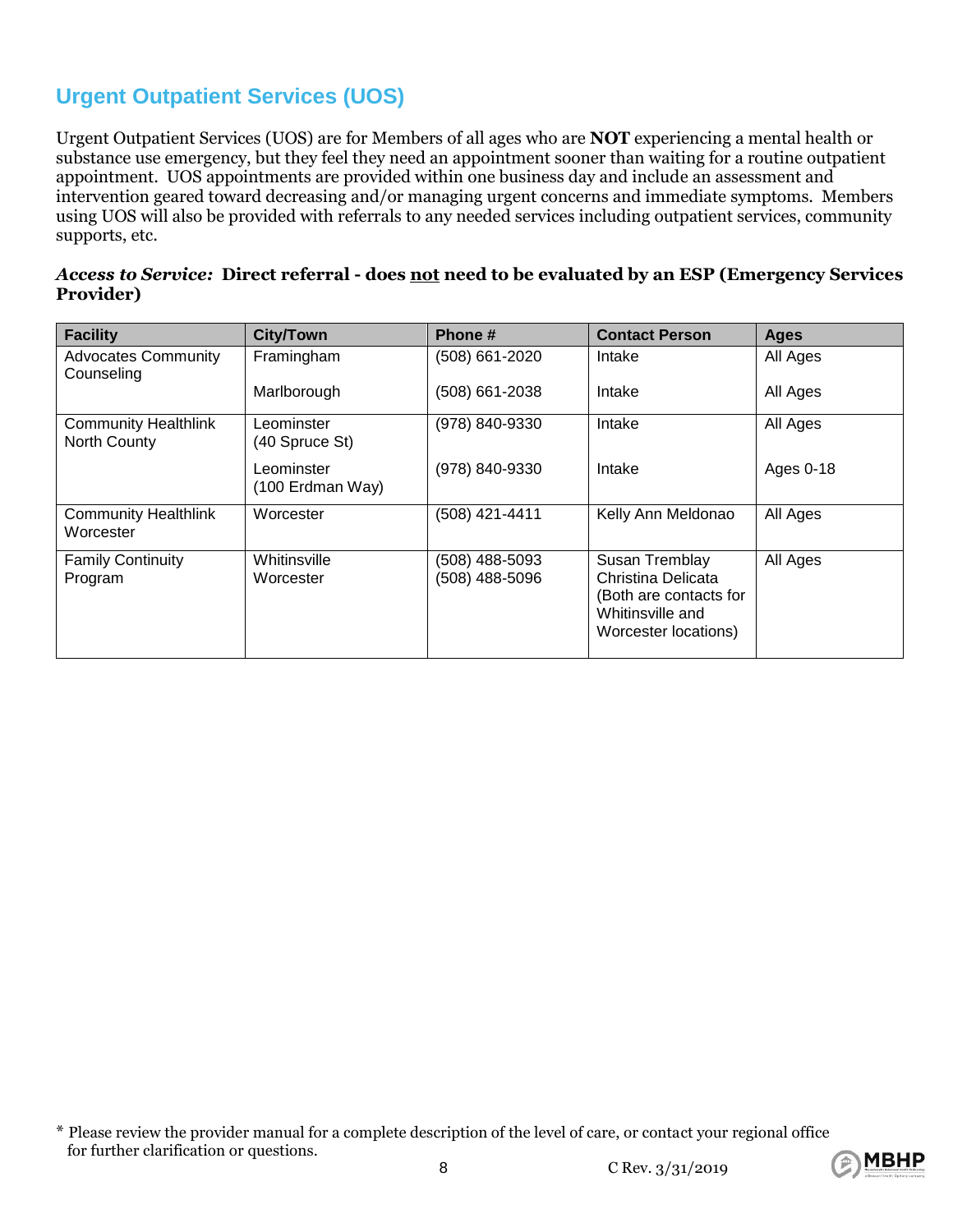## Urgent Outpatient Services (UOS)

Urgent Outpatient Services (UOS) are for Members of all ages who are **NOT** experiencing a mental health or substance use emergency, but they feel they need an appointment sooner than waiting for a routine outpatient appointment. UOS appointments are provided within one business day and include an assessment and intervention geared toward decreasing and/or managing urgent concerns and immediate symptoms. Members using UOS will also be provided with referrals to any needed services including outpatient services, community supports, etc.

***Access to Service:*** **Direct referral - does not need to be evaluated by an ESP (Emergency Services Provider)**

| Facility | City/Town | Phone # | Contact Person | Ages |
|---|---|---|---|---|
| Advocates Community Counseling | Framingham | (508) 661-2020 | Intake | All Ages |
| | Marlborough | (508) 661-2038 | Intake | All Ages |
| Community Healthlink North County | Leominster (40 Spruce St) | (978) 840-9330 | Intake | All Ages |
| | Leominster (100 Erdman Way) | (978) 840-9330 | Intake | Ages 0-18 |
| Community Healthlink Worcester | Worcester | (508) 421-4411 | Kelly Ann Meldonao | All Ages |
| Family Continuity Program | Whitinsville Worcester | (508) 488-5093 (508) 488-5096 | Susan Tremblay Christina Delicata (Both are contacts for Whitinsville and Worcester locations) | All Ages |

* Please review the provider manual for a complete description of the level of care, or contact your regional office for further clarification or questions.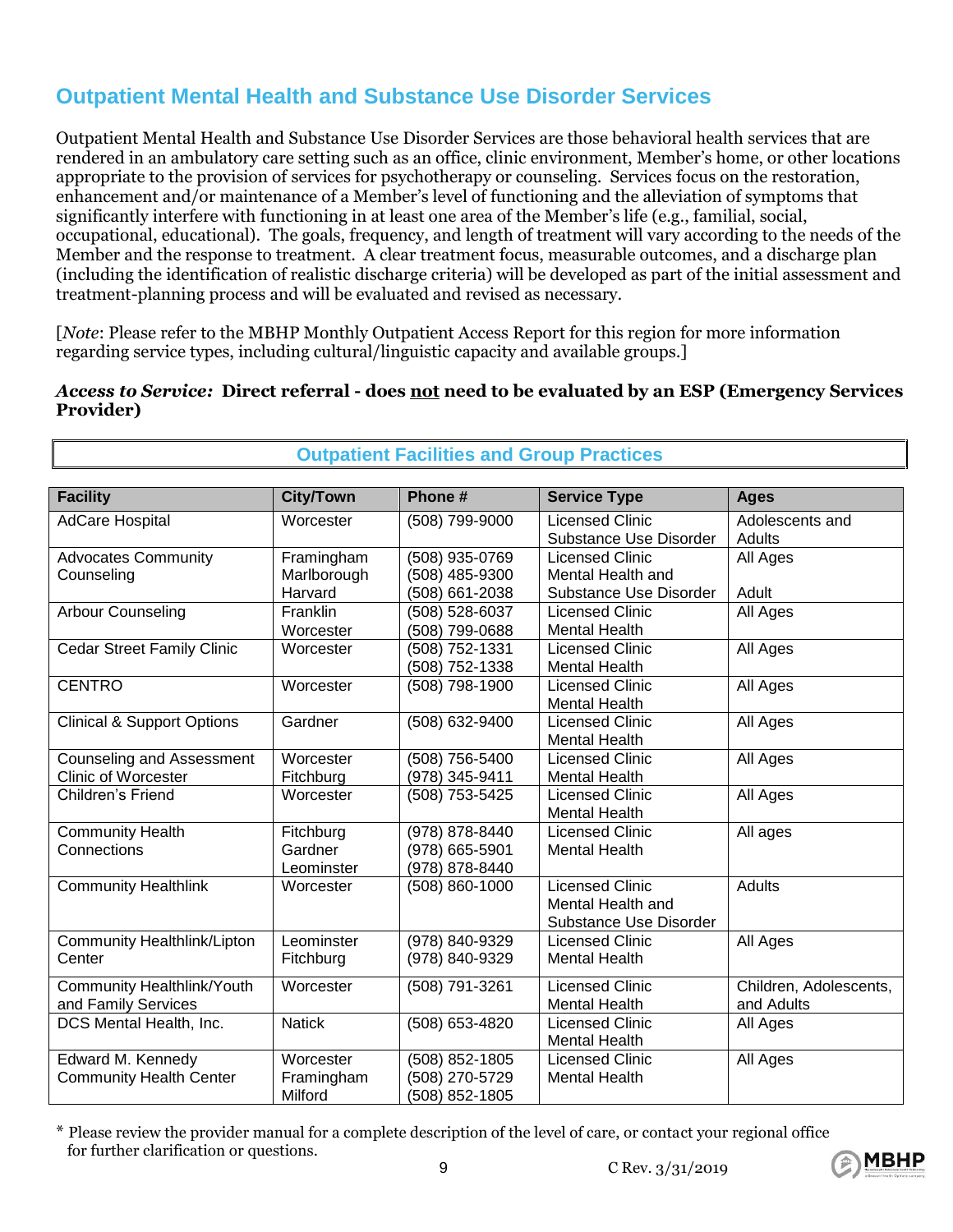## Outpatient Mental Health and Substance Use Disorder Services

Outpatient Mental Health and Substance Use Disorder Services are those behavioral health services that are rendered in an ambulatory care setting such as an office, clinic environment, Member's home, or other locations appropriate to the provision of services for psychotherapy or counseling. Services focus on the restoration, enhancement and/or maintenance of a Member's level of functioning and the alleviation of symptoms that significantly interfere with functioning in at least one area of the Member's life (e.g., familial, social, occupational, educational). The goals, frequency, and length of treatment will vary according to the needs of the Member and the response to treatment. A clear treatment focus, measurable outcomes, and a discharge plan (including the identification of realistic discharge criteria) will be developed as part of the initial assessment and treatment-planning process and will be evaluated and revised as necessary.

[*Note*: Please refer to the MBHP Monthly Outpatient Access Report for this region for more information regarding service types, including cultural/linguistic capacity and available groups.]

***Access to Service:*** **Direct referral - does not need to be evaluated by an ESP (Emergency Services Provider)**

### Outpatient Facilities and Group Practices

| Facility | City/Town | Phone # | Service Type | Ages |
|---|---|---|---|---|
| AdCare Hospital | Worcester | (508) 799-9000 | Licensed Clinic Substance Use Disorder | Adolescents and Adults |
| Advocates Community Counseling | Framingham<br>Marlborough<br>Harvard | (508) 935-0769<br>(508) 485-9300<br>(508) 661-2038 | Licensed Clinic Mental Health and Substance Use Disorder | All Ages<br><br>Adult |
| Arbour Counseling | Franklin<br>Worcester | (508) 528-6037<br>(508) 799-0688 | Licensed Clinic Mental Health | All Ages |
| Cedar Street Family Clinic | Worcester | (508) 752-1331<br>(508) 752-1338 | Licensed Clinic Mental Health | All Ages |
| CENTRO | Worcester | (508) 798-1900 | Licensed Clinic Mental Health | All Ages |
| Clinical & Support Options | Gardner | (508) 632-9400 | Licensed Clinic Mental Health | All Ages |
| Counseling and Assessment Clinic of Worcester | Worcester<br>Fitchburg | (508) 756-5400<br>(978) 345-9411 | Licensed Clinic Mental Health | All Ages |
| Children's Friend | Worcester | (508) 753-5425 | Licensed Clinic Mental Health | All Ages |
| Community Health Connections | Fitchburg<br>Gardner<br>Leominster | (978) 878-8440<br>(978) 665-5901<br>(978) 878-8440 | Licensed Clinic Mental Health | All ages |
| Community Healthlink | Worcester | (508) 860-1000 | Licensed Clinic Mental Health and Substance Use Disorder | Adults |
| Community Healthlink/Lipton Center | Leominster<br>Fitchburg | (978) 840-9329<br>(978) 840-9329 | Licensed Clinic Mental Health | All Ages |
| Community Healthlink/Youth and Family Services | Worcester | (508) 791-3261 | Licensed Clinic Mental Health | Children, Adolescents, and Adults |
| DCS Mental Health, Inc. | Natick | (508) 653-4820 | Licensed Clinic Mental Health | All Ages |
| Edward M. Kennedy Community Health Center | Worcester<br>Framingham<br>Milford | (508) 852-1805<br>(508) 270-5729<br>(508) 852-1805 | Licensed Clinic Mental Health | All Ages |

\* Please review the provider manual for a complete description of the level of care, or contact your regional office for further clarification or questions.

C Rev. 3/31/2019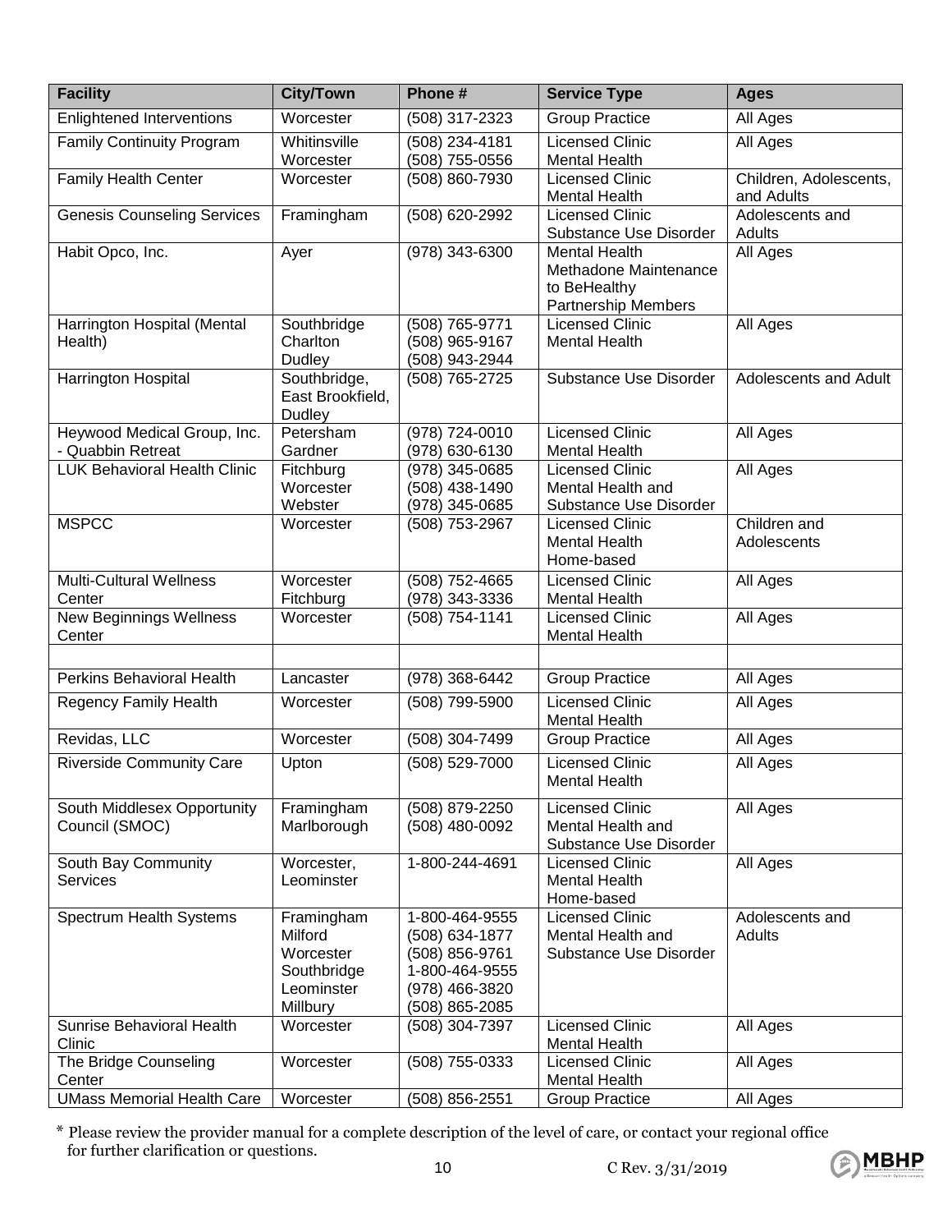| Facility | City/Town | Phone # | Service Type | Ages |
|---|---|---|---|---|
| Enlightened Interventions | Worcester | (508) 317-2323 | Group Practice | All Ages |
| Family Continuity Program | Whitinsville<br>Worcester | (508) 234-4181<br>(508) 755-0556 | Licensed Clinic<br>Mental Health | All Ages |
| Family Health Center | Worcester | (508) 860-7930 | Licensed Clinic<br>Mental Health | Children, Adolescents, and Adults |
| Genesis Counseling Services | Framingham | (508) 620-2992 | Licensed Clinic<br>Substance Use Disorder | Adolescents and Adults |
| Habit Opco, Inc. | Ayer | (978) 343-6300 | Mental Health<br>Methadone Maintenance to BeHealthy Partnership Members | All Ages |
| Harrington Hospital (Mental Health) | Southbridge<br>Charlton<br>Dudley | (508) 765-9771<br>(508) 965-9167<br>(508) 943-2944 | Licensed Clinic<br>Mental Health | All Ages |
| Harrington Hospital | Southbridge, East Brookfield, Dudley | (508) 765-2725 | Substance Use Disorder | Adolescents and Adult |
| Heywood Medical Group, Inc. - Quabbin Retreat | Petersham<br>Gardner | (978) 724-0010<br>(978) 630-6130 | Licensed Clinic<br>Mental Health | All Ages |
| LUK Behavioral Health Clinic | Fitchburg<br>Worcester<br>Webster | (978) 345-0685<br>(508) 438-1490<br>(978) 345-0685 | Licensed Clinic<br>Mental Health and Substance Use Disorder | All Ages |
| MSPCC | Worcester | (508) 753-2967 | Licensed Clinic<br>Mental Health<br>Home-based | Children and Adolescents |
| Multi-Cultural Wellness Center | Worcester<br>Fitchburg | (508) 752-4665<br>(978) 343-3336 | Licensed Clinic<br>Mental Health | All Ages |
| New Beginnings Wellness Center | Worcester | (508) 754-1141 | Licensed Clinic<br>Mental Health | All Ages |
| | | | | |
| Perkins Behavioral Health | Lancaster | (978) 368-6442 | Group Practice | All Ages |
| Regency Family Health | Worcester | (508) 799-5900 | Licensed Clinic<br>Mental Health | All Ages |
| Revidas, LLC | Worcester | (508) 304-7499 | Group Practice | All Ages |
| Riverside Community Care | Upton | (508) 529-7000 | Licensed Clinic<br>Mental Health | All Ages |
| South Middlesex Opportunity Council (SMOC) | Framingham<br>Marlborough | (508) 879-2250<br>(508) 480-0092 | Licensed Clinic<br>Mental Health and Substance Use Disorder | All Ages |
| South Bay Community Services | Worcester, Leominster | 1-800-244-4691 | Licensed Clinic<br>Mental Health<br>Home-based | All Ages |
| Spectrum Health Systems | Framingham<br>Milford<br>Worcester<br>Southbridge<br>Leominster<br>Millbury | 1-800-464-9555<br>(508) 634-1877<br>(508) 856-9761<br>1-800-464-9555<br>(978) 466-3820<br>(508) 865-2085 | Licensed Clinic<br>Mental Health and Substance Use Disorder | Adolescents and Adults |
| Sunrise Behavioral Health Clinic | Worcester | (508) 304-7397 | Licensed Clinic<br>Mental Health | All Ages |
| The Bridge Counseling Center | Worcester | (508) 755-0333 | Licensed Clinic<br>Mental Health | All Ages |
| UMass Memorial Health Care | Worcester | (508) 856-2551 | Group Practice | All Ages |

* Please review the provider manual for a complete description of the level of care, or contact your regional office for further clarification or questions.

C Rev. 3/31/2019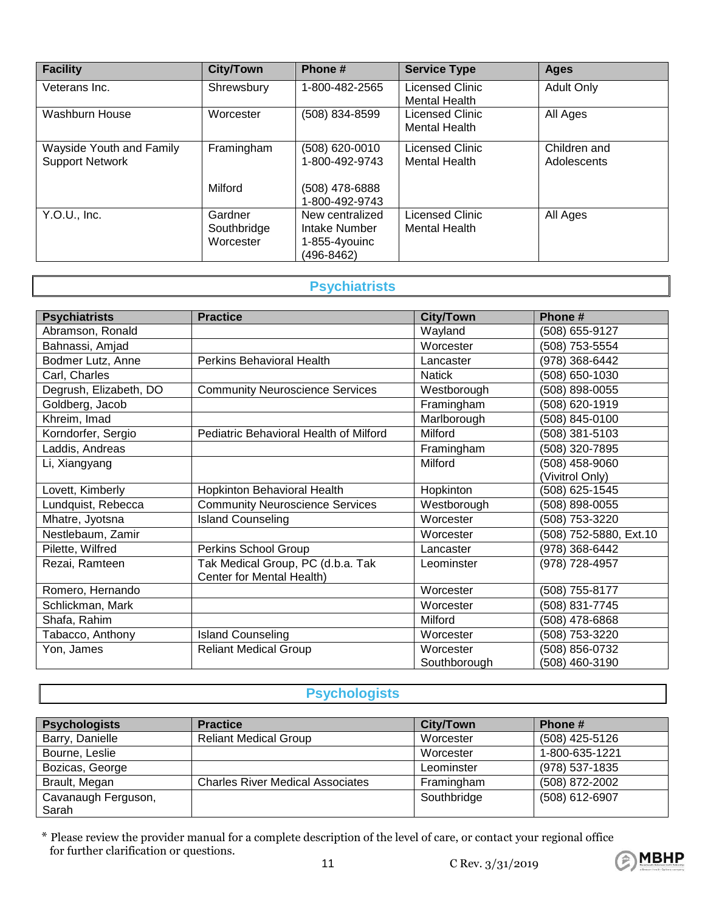| Facility | City/Town | Phone # | Service Type | Ages |
|---|---|---|---|---|
| Veterans Inc. | Shrewsbury | 1-800-482-2565 | Licensed Clinic Mental Health | Adult Only |
| Washburn House | Worcester | (508) 834-8599 | Licensed Clinic Mental Health | All Ages |
| Wayside Youth and Family Support Network | Framingham<br><br>Milford | (508) 620-0010<br>1-800-492-9743<br><br>(508) 478-6888<br>1-800-492-9743 | Licensed Clinic Mental Health | Children and Adolescents |
| Y.O.U., Inc. | Gardner<br>Southbridge<br>Worcester | New centralized Intake Number 1-855-4youinc (496-8462) | Licensed Clinic Mental Health | All Ages |

## Psychiatrists

| Psychiatrists | Practice | City/Town | Phone # |
|---|---|---|---|
| Abramson, Ronald | | Wayland | (508) 655-9127 |
| Bahnassi, Amjad | | Worcester | (508) 753-5554 |
| Bodmer Lutz, Anne | Perkins Behavioral Health | Lancaster | (978) 368-6442 |
| Carl, Charles | | Natick | (508) 650-1030 |
| Degrush, Elizabeth, DO | Community Neuroscience Services | Westborough | (508) 898-0055 |
| Goldberg, Jacob | | Framingham | (508) 620-1919 |
| Khreim, Imad | | Marlborough | (508) 845-0100 |
| Korndorfer, Sergio | Pediatric Behavioral Health of Milford | Milford | (508) 381-5103 |
| Laddis, Andreas | | Framingham | (508) 320-7895 |
| Li, Xiangyang | | Milford | (508) 458-9060 (Vivitrol Only) |
| Lovett, Kimberly | Hopkinton Behavioral Health | Hopkinton | (508) 625-1545 |
| Lundquist, Rebecca | Community Neuroscience Services | Westborough | (508) 898-0055 |
| Mhatre, Jyotsna | Island Counseling | Worcester | (508) 753-3220 |
| Nestlebaum, Zamir | | Worcester | (508) 752-5880, Ext.10 |
| Pilette, Wilfred | Perkins School Group | Lancaster | (978) 368-6442 |
| Rezai, Ramteen | Tak Medical Group, PC (d.b.a. Tak Center for Mental Health) | Leominster | (978) 728-4957 |
| Romero, Hernando | | Worcester | (508) 755-8177 |
| Schlickman, Mark | | Worcester | (508) 831-7745 |
| Shafa, Rahim | | Milford | (508) 478-6868 |
| Tabacco, Anthony | Island Counseling | Worcester | (508) 753-3220 |
| Yon, James | Reliant Medical Group | Worcester<br>Southborough | (508) 856-0732<br>(508) 460-3190 |

## Psychologists

| Psychologists | Practice | City/Town | Phone # |
|---|---|---|---|
| Barry, Danielle | Reliant Medical Group | Worcester | (508) 425-5126 |
| Bourne, Leslie | | Worcester | 1-800-635-1221 |
| Bozicas, George | | Leominster | (978) 537-1835 |
| Brault, Megan | Charles River Medical Associates | Framingham | (508) 872-2002 |
| Cavanaugh Ferguson, Sarah | | Southbridge | (508) 612-6907 |

* Please review the provider manual for a complete description of the level of care, or contact your regional office for further clarification or questions.

C Rev. 3/31/2019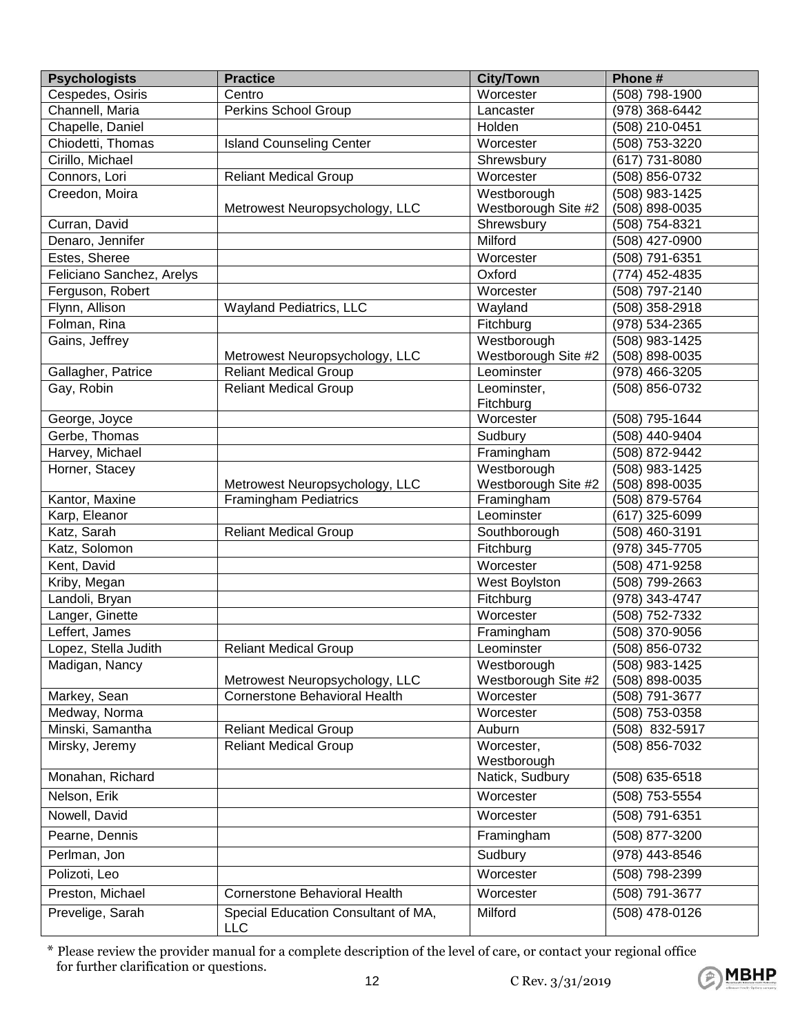| Psychologists | Practice | City/Town | Phone # |
|---|---|---|---|
| Cespedes, Osiris | Centro | Worcester | (508) 798-1900 |
| Channell, Maria | Perkins School Group | Lancaster | (978) 368-6442 |
| Chapelle, Daniel | | Holden | (508) 210-0451 |
| Chiodetti, Thomas | Island Counseling Center | Worcester | (508) 753-3220 |
| Cirillo, Michael | | Shrewsbury | (617) 731-8080 |
| Connors, Lori | Reliant Medical Group | Worcester | (508) 856-0732 |
| Creedon, Moira | Metrowest Neuropsychology, LLC | Westborough<br>Westborough Site #2 | (508) 983-1425<br>(508) 898-0035 |
| Curran, David | | Shrewsbury | (508) 754-8321 |
| Denaro, Jennifer | | Milford | (508) 427-0900 |
| Estes, Sheree | | Worcester | (508) 791-6351 |
| Feliciano Sanchez, Arelys | | Oxford | (774) 452-4835 |
| Ferguson, Robert | | Worcester | (508) 797-2140 |
| Flynn, Allison | Wayland Pediatrics, LLC | Wayland | (508) 358-2918 |
| Folman, Rina | | Fitchburg | (978) 534-2365 |
| Gains, Jeffrey | Metrowest Neuropsychology, LLC | Westborough<br>Westborough Site #2 | (508) 983-1425<br>(508) 898-0035 |
| Gallagher, Patrice | Reliant Medical Group | Leominster | (978) 466-3205 |
| Gay, Robin | Reliant Medical Group | Leominster, Fitchburg | (508) 856-0732 |
| George, Joyce | | Worcester | (508) 795-1644 |
| Gerbe, Thomas | | Sudbury | (508) 440-9404 |
| Harvey, Michael | | Framingham | (508) 872-9442 |
| Horner, Stacey | Metrowest Neuropsychology, LLC | Westborough<br>Westborough Site #2 | (508) 983-1425<br>(508) 898-0035 |
| Kantor, Maxine | Framingham Pediatrics | Framingham | (508) 879-5764 |
| Karp, Eleanor | | Leominster | (617) 325-6099 |
| Katz, Sarah | Reliant Medical Group | Southborough | (508) 460-3191 |
| Katz, Solomon | | Fitchburg | (978) 345-7705 |
| Kent, David | | Worcester | (508) 471-9258 |
| Kriby, Megan | | West Boylston | (508) 799-2663 |
| Landoli, Bryan | | Fitchburg | (978) 343-4747 |
| Langer, Ginette | | Worcester | (508) 752-7332 |
| Leffert, James | | Framingham | (508) 370-9056 |
| Lopez, Stella Judith | Reliant Medical Group | Leominster | (508) 856-0732 |
| Madigan, Nancy | Metrowest Neuropsychology, LLC | Westborough<br>Westborough Site #2 | (508) 983-1425<br>(508) 898-0035 |
| Markey, Sean | Cornerstone Behavioral Health | Worcester | (508) 791-3677 |
| Medway, Norma | | Worcester | (508) 753-0358 |
| Minski, Samantha | Reliant Medical Group | Auburn | (508) 832-5917 |
| Mirsky, Jeremy | Reliant Medical Group | Worcester, Westborough | (508) 856-7032 |
| Monahan, Richard | | Natick, Sudbury | (508) 635-6518 |
| Nelson, Erik | | Worcester | (508) 753-5554 |
| Nowell, David | | Worcester | (508) 791-6351 |
| Pearne, Dennis | | Framingham | (508) 877-3200 |
| Perlman, Jon | | Sudbury | (978) 443-8546 |
| Polizoti, Leo | | Worcester | (508) 798-2399 |
| Preston, Michael | Cornerstone Behavioral Health | Worcester | (508) 791-3677 |
| Prevelige, Sarah | Special Education Consultant of MA, LLC | Milford | (508) 478-0126 |

* Please review the provider manual for a complete description of the level of care, or contact your regional office for further clarification or questions.

C Rev. 3/31/2019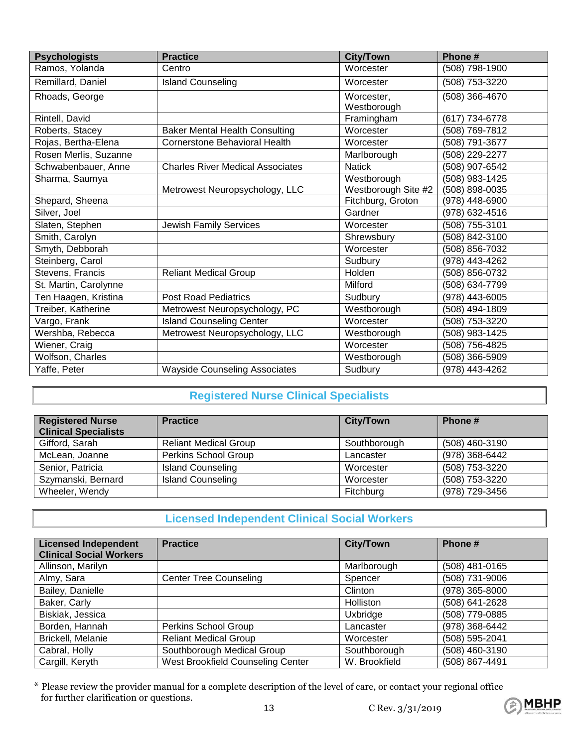| Psychologists | Practice | City/Town | Phone # |
|---|---|---|---|
| Ramos, Yolanda | Centro | Worcester | (508) 798-1900 |
| Remillard, Daniel | Island Counseling | Worcester | (508) 753-3220 |
| Rhoads, George | | Worcester, Westborough | (508) 366-4670 |
| Rintell, David | | Framingham | (617) 734-6778 |
| Roberts, Stacey | Baker Mental Health Consulting | Worcester | (508) 769-7812 |
| Rojas, Bertha-Elena | Cornerstone Behavioral Health | Worcester | (508) 791-3677 |
| Rosen Merlis, Suzanne | | Marlborough | (508) 229-2277 |
| Schwabenbauer, Anne | Charles River Medical Associates | Natick | (508) 907-6542 |
| Sharma, Saumya | Metrowest Neuropsychology, LLC | Westborough<br>Westborough Site #2 | (508) 983-1425<br>(508) 898-0035 |
| Shepard, Sheena | | Fitchburg, Groton | (978) 448-6900 |
| Silver, Joel | | Gardner | (978) 632-4516 |
| Slaten, Stephen | Jewish Family Services | Worcester | (508) 755-3101 |
| Smith, Carolyn | | Shrewsbury | (508) 842-3100 |
| Smyth, Debborah | | Worcester | (508) 856-7032 |
| Steinberg, Carol | | Sudbury | (978) 443-4262 |
| Stevens, Francis | Reliant Medical Group | Holden | (508) 856-0732 |
| St. Martin, Carolynne | | Milford | (508) 634-7799 |
| Ten Haagen, Kristina | Post Road Pediatrics | Sudbury | (978) 443-6005 |
| Treiber, Katherine | Metrowest Neuropsychology, PC | Westborough | (508) 494-1809 |
| Vargo, Frank | Island Counseling Center | Worcester | (508) 753-3220 |
| Wershba, Rebecca | Metrowest Neuropsychology, LLC | Westborough | (508) 983-1425 |
| Wiener, Craig | | Worcester | (508) 756-4825 |
| Wolfson, Charles | | Westborough | (508) 366-5909 |
| Yaffe, Peter | Wayside Counseling Associates | Sudbury | (978) 443-4262 |

## Registered Nurse Clinical Specialists

| Registered Nurse Clinical Specialists | Practice | City/Town | Phone # |
|---|---|---|---|
| Gifford, Sarah | Reliant Medical Group | Southborough | (508) 460-3190 |
| McLean, Joanne | Perkins School Group | Lancaster | (978) 368-6442 |
| Senior, Patricia | Island Counseling | Worcester | (508) 753-3220 |
| Szymanski, Bernard | Island Counseling | Worcester | (508) 753-3220 |
| Wheeler, Wendy | | Fitchburg | (978) 729-3456 |

## Licensed Independent Clinical Social Workers

| Licensed Independent Clinical Social Workers | Practice | City/Town | Phone # |
|---|---|---|---|
| Allinson, Marilyn | | Marlborough | (508) 481-0165 |
| Almy, Sara | Center Tree Counseling | Spencer | (508) 731-9006 |
| Bailey, Danielle | | Clinton | (978) 365-8000 |
| Baker, Carly | | Holliston | (508) 641-2628 |
| Biskiak, Jessica | | Uxbridge | (508) 779-0885 |
| Borden, Hannah | Perkins School Group | Lancaster | (978) 368-6442 |
| Brickell, Melanie | Reliant Medical Group | Worcester | (508) 595-2041 |
| Cabral, Holly | Southborough Medical Group | Southborough | (508) 460-3190 |
| Cargill, Keryth | West Brookfield Counseling Center | W. Brookfield | (508) 867-4491 |

* Please review the provider manual for a complete description of the level of care, or contact your regional office for further clarification or questions.

C Rev. 3/31/2019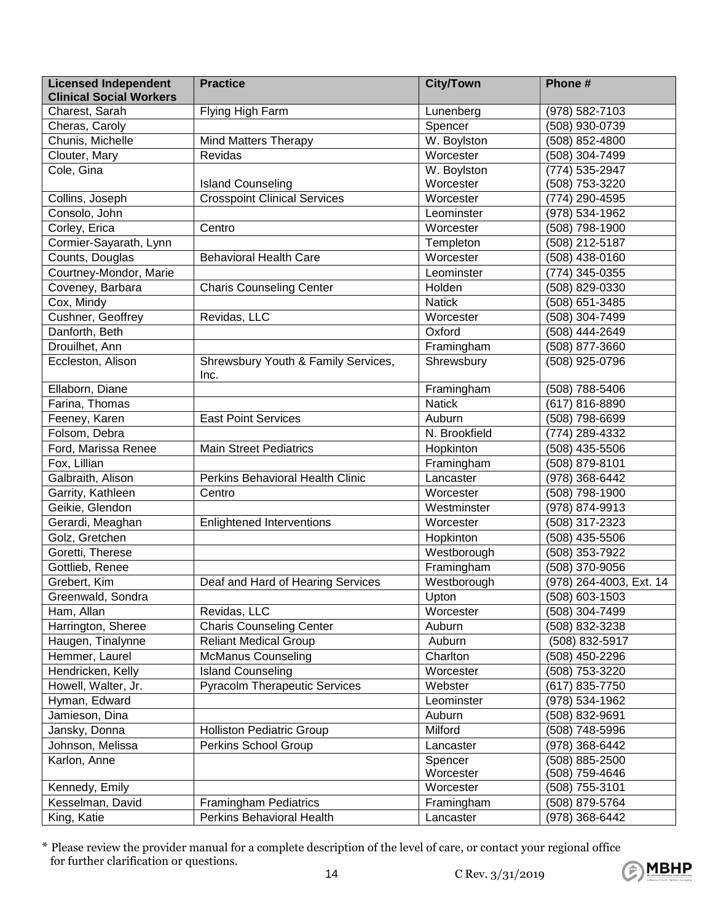| Licensed Independent Clinical Social Workers | Practice | City/Town | Phone # |
|---|---|---|---|
| Charest, Sarah | Flying High Farm | Lunenberg | (978) 582-7103 |
| Cheras, Caroly | | Spencer | (508) 930-0739 |
| Chunis, Michelle | Mind Matters Therapy | W. Boylston | (508) 852-4800 |
| Clouter, Mary | Revidas | Worcester | (508) 304-7499 |
| Cole, Gina | Island Counseling | W. Boylston<br>Worcester | (774) 535-2947<br>(508) 753-3220 |
| Collins, Joseph | Crosspoint Clinical Services | Worcester | (774) 290-4595 |
| Consolo, John | | Leominster | (978) 534-1962 |
| Corley, Erica | Centro | Worcester | (508) 798-1900 |
| Cormier-Sayarath, Lynn | | Templeton | (508) 212-5187 |
| Counts, Douglas | Behavioral Health Care | Worcester | (508) 438-0160 |
| Courtney-Mondor, Marie | | Leominster | (774) 345-0355 |
| Coveney, Barbara | Charis Counseling Center | Holden | (508) 829-0330 |
| Cox, Mindy | | Natick | (508) 651-3485 |
| Cushner, Geoffrey | Revidas, LLC | Worcester | (508) 304-7499 |
| Danforth, Beth | | Oxford | (508) 444-2649 |
| Drouilhet, Ann | | Framingham | (508) 877-3660 |
| Eccleston, Alison | Shrewsbury Youth & Family Services, Inc. | Shrewsbury | (508) 925-0796 |
| Ellaborn, Diane | | Framingham | (508) 788-5406 |
| Farina, Thomas | | Natick | (617) 816-8890 |
| Feeney, Karen | East Point Services | Auburn | (508) 798-6699 |
| Folsom, Debra | | N. Brookfield | (774) 289-4332 |
| Ford, Marissa Renee | Main Street Pediatrics | Hopkinton | (508) 435-5506 |
| Fox, Lillian | | Framingham | (508) 879-8101 |
| Galbraith, Alison | Perkins Behavioral Health Clinic | Lancaster | (978) 368-6442 |
| Garrity, Kathleen | Centro | Worcester | (508) 798-1900 |
| Geikie, Glendon | | Westminster | (978) 874-9913 |
| Gerardi, Meaghan | Enlightened Interventions | Worcester | (508) 317-2323 |
| Golz, Gretchen | | Hopkinton | (508) 435-5506 |
| Goretti, Therese | | Westborough | (508) 353-7922 |
| Gottlieb, Renee | | Framingham | (508) 370-9056 |
| Grebert, Kim | Deaf and Hard of Hearing Services | Westborough | (978) 264-4003, Ext. 14 |
| Greenwald, Sondra | | Upton | (508) 603-1503 |
| Ham, Allan | Revidas, LLC | Worcester | (508) 304-7499 |
| Harrington, Sheree | Charis Counseling Center | Auburn | (508) 832-3238 |
| Haugen, Tinalynne | Reliant Medical Group | Auburn | (508) 832-5917 |
| Hemmer, Laurel | McManus Counseling | Charlton | (508) 450-2296 |
| Hendricken, Kelly | Island Counseling | Worcester | (508) 753-3220 |
| Howell, Walter, Jr. | Pyracolm Therapeutic Services | Webster | (617) 835-7750 |
| Hyman, Edward | | Leominster | (978) 534-1962 |
| Jamieson, Dina | | Auburn | (508) 832-9691 |
| Jansky, Donna | Holliston Pediatric Group | Milford | (508) 748-5996 |
| Johnson, Melissa | Perkins School Group | Lancaster | (978) 368-6442 |
| Karlon, Anne | | Spencer<br>Worcester | (508) 885-2500<br>(508) 759-4646 |
| Kennedy, Emily | | Worcester | (508) 755-3101 |
| Kesselman, David | Framingham Pediatrics | Framingham | (508) 879-5764 |
| King, Katie | Perkins Behavioral Health | Lancaster | (978) 368-6442 |

\* Please review the provider manual for a complete description of the level of care, or contact your regional office for further clarification or questions.

C Rev. 3/31/2019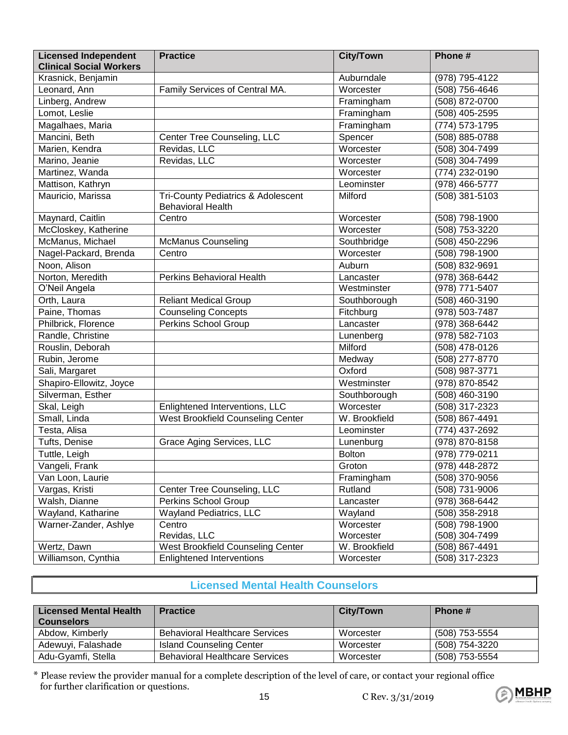| Licensed Independent Clinical Social Workers | Practice | City/Town | Phone # |
|---|---|---|---|
| Krasnick, Benjamin | | Auburndale | (978) 795-4122 |
| Leonard, Ann | Family Services of Central MA. | Worcester | (508) 756-4646 |
| Linberg, Andrew | | Framingham | (508) 872-0700 |
| Lomot, Leslie | | Framingham | (508) 405-2595 |
| Magalhaes, Maria | | Framingham | (774) 573-1795 |
| Mancini, Beth | Center Tree Counseling, LLC | Spencer | (508) 885-0788 |
| Marien, Kendra | Revidas, LLC | Worcester | (508) 304-7499 |
| Marino, Jeanie | Revidas, LLC | Worcester | (508) 304-7499 |
| Martinez, Wanda | | Worcester | (774) 232-0190 |
| Mattison, Kathryn | | Leominster | (978) 466-5777 |
| Mauricio, Marissa | Tri-County Pediatrics & Adolescent Behavioral Health | Milford | (508) 381-5103 |
| Maynard, Caitlin | Centro | Worcester | (508) 798-1900 |
| McCloskey, Katherine | | Worcester | (508) 753-3220 |
| McManus, Michael | McManus Counseling | Southbridge | (508) 450-2296 |
| Nagel-Packard, Brenda | Centro | Worcester | (508) 798-1900 |
| Noon, Alison | | Auburn | (508) 832-9691 |
| Norton, Meredith | Perkins Behavioral Health | Lancaster | (978) 368-6442 |
| O'Neil Angela | | Westminster | (978) 771-5407 |
| Orth, Laura | Reliant Medical Group | Southborough | (508) 460-3190 |
| Paine, Thomas | Counseling Concepts | Fitchburg | (978) 503-7487 |
| Philbrick, Florence | Perkins School Group | Lancaster | (978) 368-6442 |
| Randle, Christine | | Lunenberg | (978) 582-7103 |
| Rouslin, Deborah | | Milford | (508) 478-0126 |
| Rubin, Jerome | | Medway | (508) 277-8770 |
| Sali, Margaret | | Oxford | (508) 987-3771 |
| Shapiro-Ellowitz, Joyce | | Westminster | (978) 870-8542 |
| Silverman, Esther | | Southborough | (508) 460-3190 |
| Skal, Leigh | Enlightened Interventions, LLC | Worcester | (508) 317-2323 |
| Small, Linda | West Brookfield Counseling Center | W. Brookfield | (508) 867-4491 |
| Testa, Alisa | | Leominster | (774) 437-2692 |
| Tufts, Denise | Grace Aging Services, LLC | Lunenburg | (978) 870-8158 |
| Tuttle, Leigh | | Bolton | (978) 779-0211 |
| Vangeli, Frank | | Groton | (978) 448-2872 |
| Van Loon, Laurie | | Framingham | (508) 370-9056 |
| Vargas, Kristi | Center Tree Counseling, LLC | Rutland | (508) 731-9006 |
| Walsh, Dianne | Perkins School Group | Lancaster | (978) 368-6442 |
| Wayland, Katharine | Wayland Pediatrics, LLC | Wayland | (508) 358-2918 |
| Warner-Zander, Ashlye | Centro<br>Revidas, LLC | Worcester<br>Worcester | (508) 798-1900<br>(508) 304-7499 |
| Wertz, Dawn | West Brookfield Counseling Center | W. Brookfield | (508) 867-4491 |
| Williamson, Cynthia | Enlightened Interventions | Worcester | (508) 317-2323 |

## Licensed Mental Health Counselors

| Licensed Mental Health Counselors | Practice | City/Town | Phone # |
|---|---|---|---|
| Abdow, Kimberly | Behavioral Healthcare Services | Worcester | (508) 753-5554 |
| Adewuyi, Falashade | Island Counseling Center | Worcester | (508) 754-3220 |
| Adu-Gyamfi, Stella | Behavioral Healthcare Services | Worcester | (508) 753-5554 |

* Please review the provider manual for a complete description of the level of care, or contact your regional office for further clarification or questions.

C Rev. 3/31/2019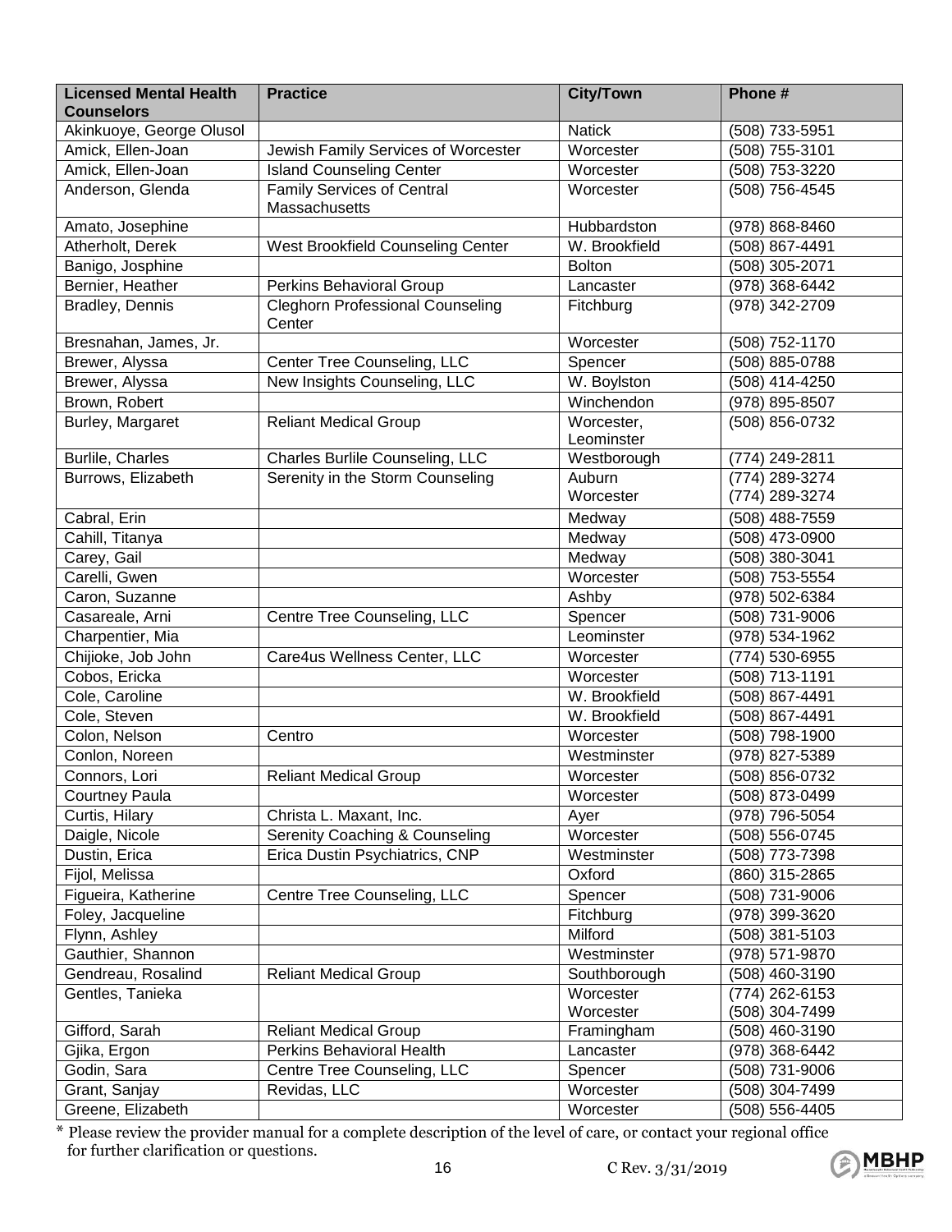| Licensed Mental Health Counselors | Practice | City/Town | Phone # |
|---|---|---|---|
| Akinkuoye, George Olusol | | Natick | (508) 733-5951 |
| Amick, Ellen-Joan | Jewish Family Services of Worcester | Worcester | (508) 755-3101 |
| Amick, Ellen-Joan | Island Counseling Center | Worcester | (508) 753-3220 |
| Anderson, Glenda | Family Services of Central Massachusetts | Worcester | (508) 756-4545 |
| Amato, Josephine | | Hubbardston | (978) 868-8460 |
| Atherholt, Derek | West Brookfield Counseling Center | W. Brookfield | (508) 867-4491 |
| Banigo, Josphine | | Bolton | (508) 305-2071 |
| Bernier, Heather | Perkins Behavioral Group | Lancaster | (978) 368-6442 |
| Bradley, Dennis | Cleghorn Professional Counseling Center | Fitchburg | (978) 342-2709 |
| Bresnahan, James, Jr. | | Worcester | (508) 752-1170 |
| Brewer, Alyssa | Center Tree Counseling, LLC | Spencer | (508) 885-0788 |
| Brewer, Alyssa | New Insights Counseling, LLC | W. Boylston | (508) 414-4250 |
| Brown, Robert | | Winchendon | (978) 895-8507 |
| Burley, Margaret | Reliant Medical Group | Worcester, Leominster | (508) 856-0732 |
| Burlile, Charles | Charles Burlile Counseling, LLC | Westborough | (774) 249-2811 |
| Burrows, Elizabeth | Serenity in the Storm Counseling | Auburn<br>Worcester | (774) 289-3274<br>(774) 289-3274 |
| Cabral, Erin | | Medway | (508) 488-7559 |
| Cahill, Titanya | | Medway | (508) 473-0900 |
| Carey, Gail | | Medway | (508) 380-3041 |
| Carelli, Gwen | | Worcester | (508) 753-5554 |
| Caron, Suzanne | | Ashby | (978) 502-6384 |
| Casareale, Arni | Centre Tree Counseling, LLC | Spencer | (508) 731-9006 |
| Charpentier, Mia | | Leominster | (978) 534-1962 |
| Chijioke, Job John | Care4us Wellness Center, LLC | Worcester | (774) 530-6955 |
| Cobos, Ericka | | Worcester | (508) 713-1191 |
| Cole, Caroline | | W. Brookfield | (508) 867-4491 |
| Cole, Steven | | W. Brookfield | (508) 867-4491 |
| Colon, Nelson | Centro | Worcester | (508) 798-1900 |
| Conlon, Noreen | | Westminster | (978) 827-5389 |
| Connors, Lori | Reliant Medical Group | Worcester | (508) 856-0732 |
| Courtney Paula | | Worcester | (508) 873-0499 |
| Curtis, Hilary | Christa L. Maxant, Inc. | Ayer | (978) 796-5054 |
| Daigle, Nicole | Serenity Coaching & Counseling | Worcester | (508) 556-0745 |
| Dustin, Erica | Erica Dustin Psychiatrics, CNP | Westminster | (508) 773-7398 |
| Fijol, Melissa | | Oxford | (860) 315-2865 |
| Figueira, Katherine | Centre Tree Counseling, LLC | Spencer | (508) 731-9006 |
| Foley, Jacqueline | | Fitchburg | (978) 399-3620 |
| Flynn, Ashley | | Milford | (508) 381-5103 |
| Gauthier, Shannon | | Westminster | (978) 571-9870 |
| Gendreau, Rosalind | Reliant Medical Group | Southborough | (508) 460-3190 |
| Gentles, Tanieka | | Worcester<br>Worcester | (774) 262-6153<br>(508) 304-7499 |
| Gifford, Sarah | Reliant Medical Group | Framingham | (508) 460-3190 |
| Gjika, Ergon | Perkins Behavioral Health | Lancaster | (978) 368-6442 |
| Godin, Sara | Centre Tree Counseling, LLC | Spencer | (508) 731-9006 |
| Grant, Sanjay | Revidas, LLC | Worcester | (508) 304-7499 |
| Greene, Elizabeth | | Worcester | (508) 556-4405 |

* Please review the provider manual for a complete description of the level of care, or contact your regional office for further clarification or questions.

C Rev. 3/31/2019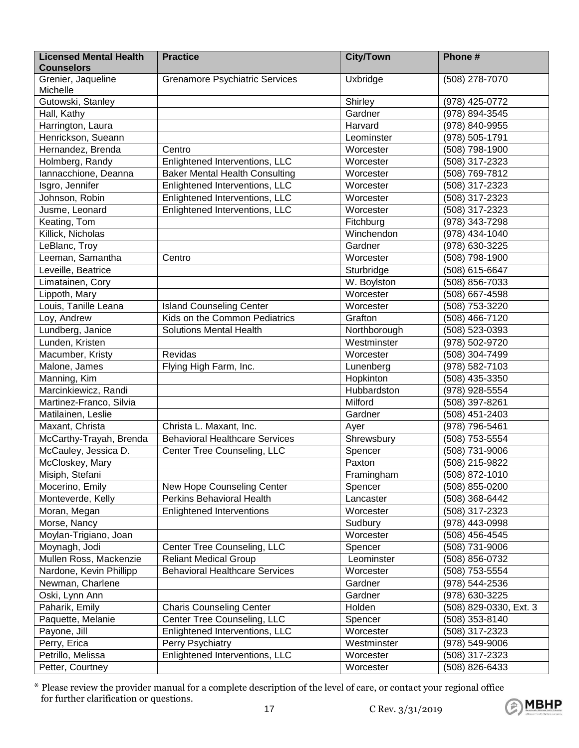| Licensed Mental Health Counselors | Practice | City/Town | Phone # |
|---|---|---|---|
| Grenier, Jaqueline Michelle | Grenamore Psychiatric Services | Uxbridge | (508) 278-7070 |
| Gutowski, Stanley | | Shirley | (978) 425-0772 |
| Hall, Kathy | | Gardner | (978) 894-3545 |
| Harrington, Laura | | Harvard | (978) 840-9955 |
| Henrickson, Sueann | | Leominster | (978) 505-1791 |
| Hernandez, Brenda | Centro | Worcester | (508) 798-1900 |
| Holmberg, Randy | Enlightened Interventions, LLC | Worcester | (508) 317-2323 |
| Iannacchione, Deanna | Baker Mental Health Consulting | Worcester | (508) 769-7812 |
| Isgro, Jennifer | Enlightened Interventions, LLC | Worcester | (508) 317-2323 |
| Johnson, Robin | Enlightened Interventions, LLC | Worcester | (508) 317-2323 |
| Jusme, Leonard | Enlightened Interventions, LLC | Worcester | (508) 317-2323 |
| Keating, Tom | | Fitchburg | (978) 343-7298 |
| Killick, Nicholas | | Winchendon | (978) 434-1040 |
| LeBlanc, Troy | | Gardner | (978) 630-3225 |
| Leeman, Samantha | Centro | Worcester | (508) 798-1900 |
| Leveille, Beatrice | | Sturbridge | (508) 615-6647 |
| Limatainen, Cory | | W. Boylston | (508) 856-7033 |
| Lippoth, Mary | | Worcester | (508) 667-4598 |
| Louis, Tanille Leana | Island Counseling Center | Worcester | (508) 753-3220 |
| Loy, Andrew | Kids on the Common Pediatrics | Grafton | (508) 466-7120 |
| Lundberg, Janice | Solutions Mental Health | Northborough | (508) 523-0393 |
| Lunden, Kristen | | Westminster | (978) 502-9720 |
| Macumber, Kristy | Revidas | Worcester | (508) 304-7499 |
| Malone, James | Flying High Farm, Inc. | Lunenberg | (978) 582-7103 |
| Manning, Kim | | Hopkinton | (508) 435-3350 |
| Marcinkiewicz, Randi | | Hubbardston | (978) 928-5554 |
| Martinez-Franco, Silvia | | Milford | (508) 397-8261 |
| Matilainen, Leslie | | Gardner | (508) 451-2403 |
| Maxant, Christa | Christa L. Maxant, Inc. | Ayer | (978) 796-5461 |
| McCarthy-Trayah, Brenda | Behavioral Healthcare Services | Shrewsbury | (508) 753-5554 |
| McCauley, Jessica D. | Center Tree Counseling, LLC | Spencer | (508) 731-9006 |
| McCloskey, Mary | | Paxton | (508) 215-9822 |
| Misiph, Stefani | | Framingham | (508) 872-1010 |
| Mocerino, Emily | New Hope Counseling Center | Spencer | (508) 855-0200 |
| Monteverde, Kelly | Perkins Behavioral Health | Lancaster | (508) 368-6442 |
| Moran, Megan | Enlightened Interventions | Worcester | (508) 317-2323 |
| Morse, Nancy | | Sudbury | (978) 443-0998 |
| Moylan-Trigiano, Joan | | Worcester | (508) 456-4545 |
| Moynagh, Jodi | Center Tree Counseling, LLC | Spencer | (508) 731-9006 |
| Mullen Ross, Mackenzie | Reliant Medical Group | Leominster | (508) 856-0732 |
| Nardone, Kevin Phillipp | Behavioral Healthcare Services | Worcester | (508) 753-5554 |
| Newman, Charlene | | Gardner | (978) 544-2536 |
| Oski, Lynn Ann | | Gardner | (978) 630-3225 |
| Paharik, Emily | Charis Counseling Center | Holden | (508) 829-0330, Ext. 3 |
| Paquette, Melanie | Center Tree Counseling, LLC | Spencer | (508) 353-8140 |
| Payone, Jill | Enlightened Interventions, LLC | Worcester | (508) 317-2323 |
| Perry, Erica | Perry Psychiatry | Westminster | (978) 549-9006 |
| Petrillo, Melissa | Enlightened Interventions, LLC | Worcester | (508) 317-2323 |
| Petter, Courtney | | Worcester | (508) 826-6433 |

* Please review the provider manual for a complete description of the level of care, or contact your regional office for further clarification or questions.

C Rev. 3/31/2019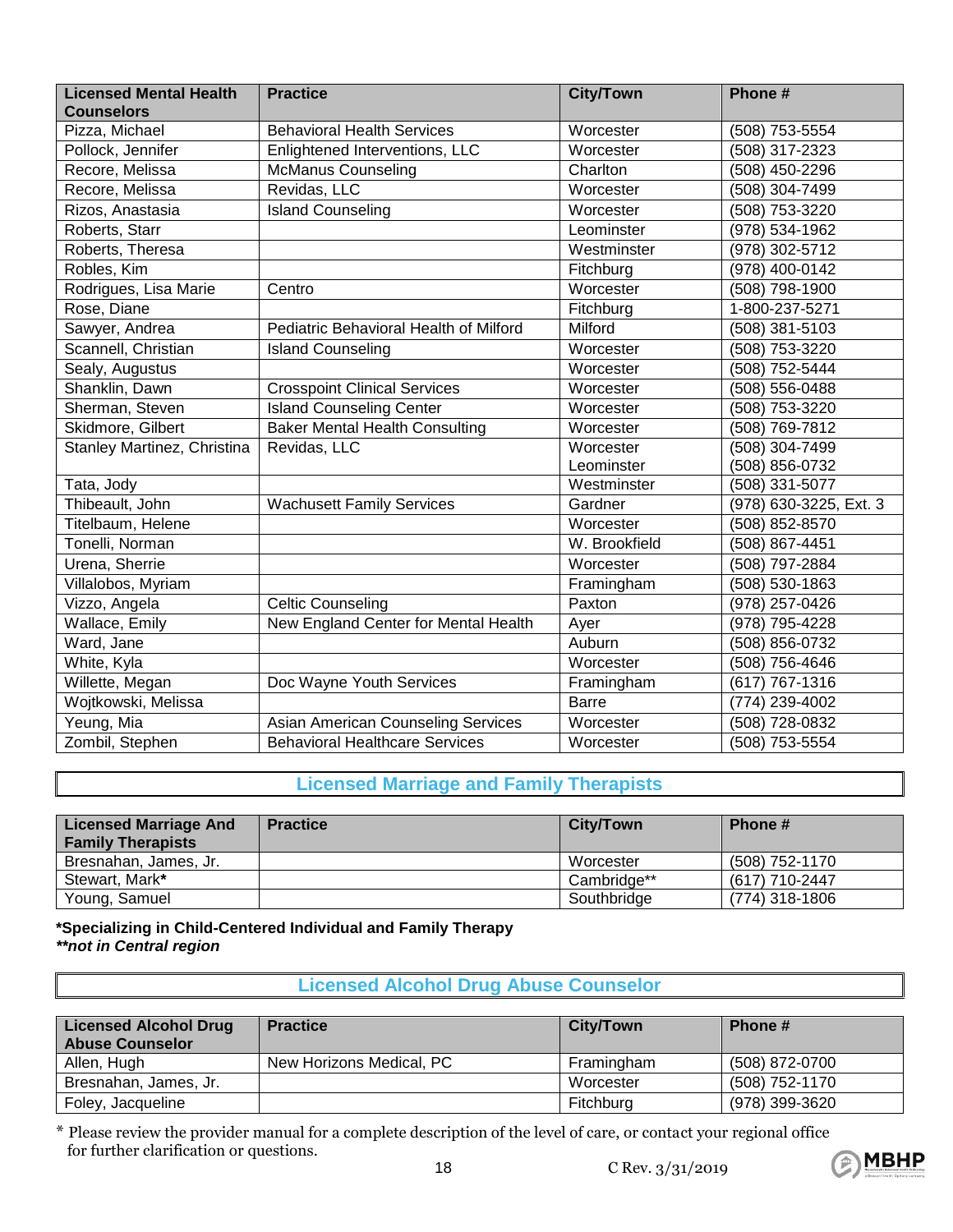| Licensed Mental Health Counselors | Practice | City/Town | Phone # |
|---|---|---|---|
| Pizza, Michael | Behavioral Health Services | Worcester | (508) 753-5554 |
| Pollock, Jennifer | Enlightened Interventions, LLC | Worcester | (508) 317-2323 |
| Recore, Melissa | McManus Counseling | Charlton | (508) 450-2296 |
| Recore, Melissa | Revidas, LLC | Worcester | (508) 304-7499 |
| Rizos, Anastasia | Island Counseling | Worcester | (508) 753-3220 |
| Roberts, Starr | | Leominster | (978) 534-1962 |
| Roberts, Theresa | | Westminster | (978) 302-5712 |
| Robles, Kim | | Fitchburg | (978) 400-0142 |
| Rodrigues, Lisa Marie | Centro | Worcester | (508) 798-1900 |
| Rose, Diane | | Fitchburg | 1-800-237-5271 |
| Sawyer, Andrea | Pediatric Behavioral Health of Milford | Milford | (508) 381-5103 |
| Scannell, Christian | Island Counseling | Worcester | (508) 753-3220 |
| Sealy, Augustus | | Worcester | (508) 752-5444 |
| Shanklin, Dawn | Crosspoint Clinical Services | Worcester | (508) 556-0488 |
| Sherman, Steven | Island Counseling Center | Worcester | (508) 753-3220 |
| Skidmore, Gilbert | Baker Mental Health Consulting | Worcester | (508) 769-7812 |
| Stanley Martinez, Christina | Revidas, LLC | Worcester<br>Leominster | (508) 304-7499<br>(508) 856-0732 |
| Tata, Jody | | Westminster | (508) 331-5077 |
| Thibeault, John | Wachusett Family Services | Gardner | (978) 630-3225, Ext. 3 |
| Titelbaum, Helene | | Worcester | (508) 852-8570 |
| Tonelli, Norman | | W. Brookfield | (508) 867-4451 |
| Urena, Sherrie | | Worcester | (508) 797-2884 |
| Villalobos, Myriam | | Framingham | (508) 530-1863 |
| Vizzo, Angela | Celtic Counseling | Paxton | (978) 257-0426 |
| Wallace, Emily | New England Center for Mental Health | Ayer | (978) 795-4228 |
| Ward, Jane | | Auburn | (508) 856-0732 |
| White, Kyla | | Worcester | (508) 756-4646 |
| Willette, Megan | Doc Wayne Youth Services | Framingham | (617) 767-1316 |
| Wojtkowski, Melissa | | Barre | (774) 239-4002 |
| Yeung, Mia | Asian American Counseling Services | Worcester | (508) 728-0832 |
| Zombil, Stephen | Behavioral Healthcare Services | Worcester | (508) 753-5554 |

## Licensed Marriage and Family Therapists

| Licensed Marriage And Family Therapists | Practice | City/Town | Phone # |
|---|---|---|---|
| Bresnahan, James, Jr. | | Worcester | (508) 752-1170 |
| Stewart, Mark**\*** | | Cambridge** | (617) 710-2447 |
| Young, Samuel | | Southbridge | (774) 318-1806 |

**\*Specializing in Child-Centered Individual and Family Therapy**
***\*\*not in Central region***

## Licensed Alcohol Drug Abuse Counselor

| Licensed Alcohol Drug Abuse Counselor | Practice | City/Town | Phone # |
|---|---|---|---|
| Allen, Hugh | New Horizons Medical, PC | Framingham | (508) 872-0700 |
| Bresnahan, James, Jr. | | Worcester | (508) 752-1170 |
| Foley, Jacqueline | | Fitchburg | (978) 399-3620 |

\* Please review the provider manual for a complete description of the level of care, or contact your regional office for further clarification or questions.

C Rev. 3/31/2019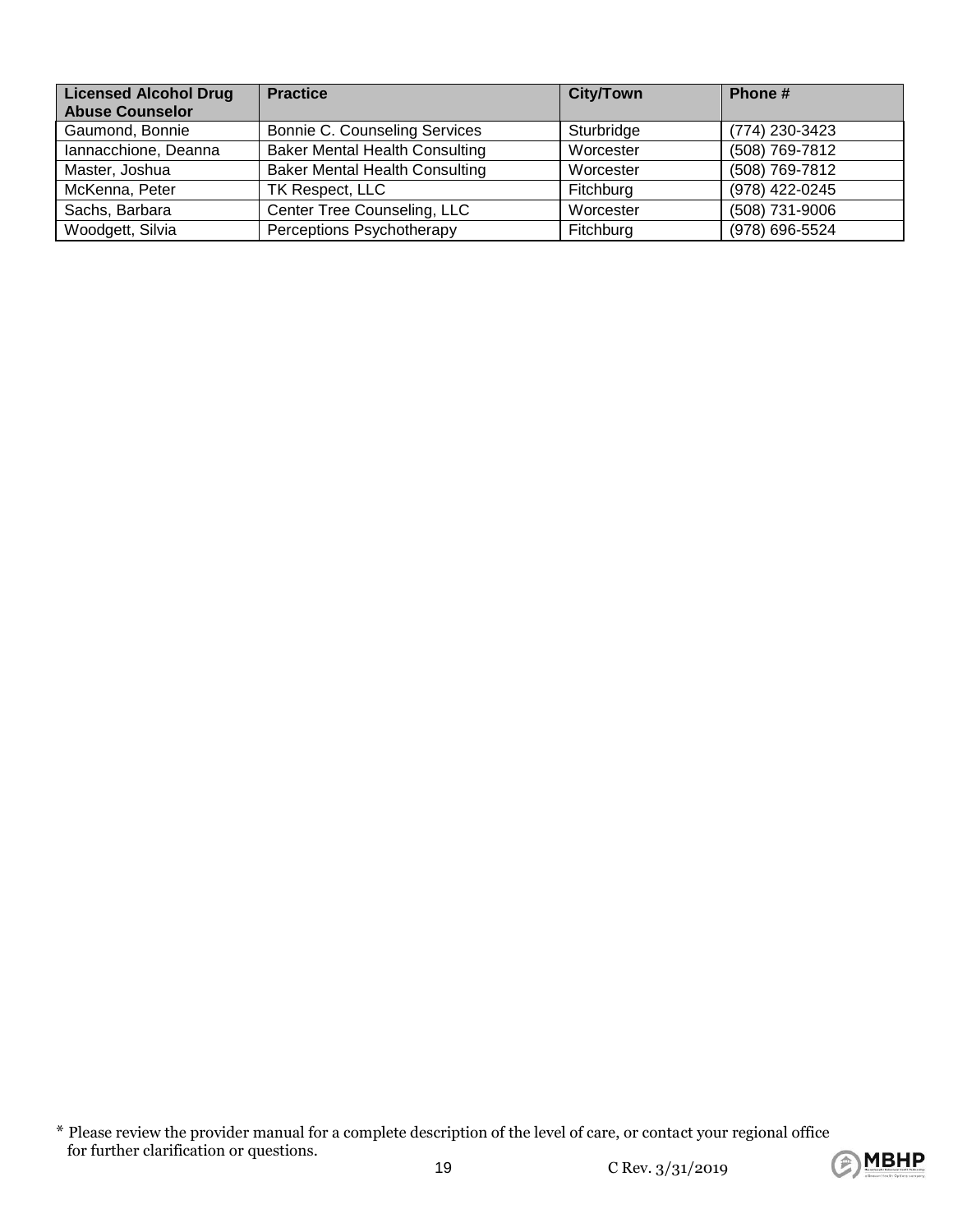| Licensed Alcohol Drug Abuse Counselor | Practice | City/Town | Phone # |
| --- | --- | --- | --- |
| Gaumond, Bonnie | Bonnie C. Counseling Services | Sturbridge | (774) 230-3423 |
| Iannacchione, Deanna | Baker Mental Health Consulting | Worcester | (508) 769-7812 |
| Master, Joshua | Baker Mental Health Consulting | Worcester | (508) 769-7812 |
| McKenna, Peter | TK Respect, LLC | Fitchburg | (978) 422-0245 |
| Sachs, Barbara | Center Tree Counseling, LLC | Worcester | (508) 731-9006 |
| Woodgett, Silvia | Perceptions Psychotherapy | Fitchburg | (978) 696-5524 |

* Please review the provider manual for a complete description of the level of care, or contact your regional office for further clarification or questions.

C Rev. 3/31/2019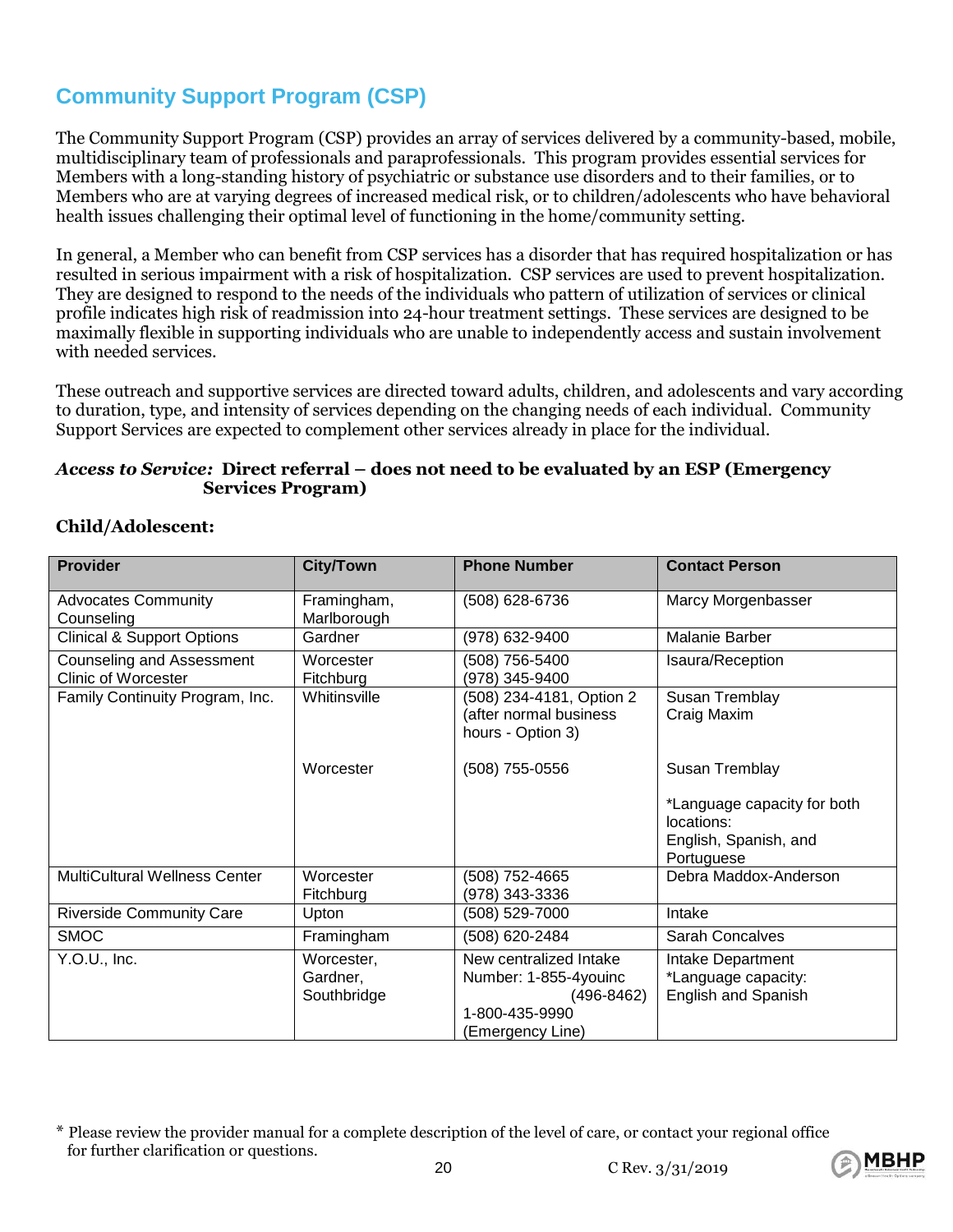## Community Support Program (CSP)

The Community Support Program (CSP) provides an array of services delivered by a community-based, mobile, multidisciplinary team of professionals and paraprofessionals. This program provides essential services for Members with a long-standing history of psychiatric or substance use disorders and to their families, or to Members who are at varying degrees of increased medical risk, or to children/adolescents who have behavioral health issues challenging their optimal level of functioning in the home/community setting.

In general, a Member who can benefit from CSP services has a disorder that has required hospitalization or has resulted in serious impairment with a risk of hospitalization. CSP services are used to prevent hospitalization. They are designed to respond to the needs of the individuals who pattern of utilization of services or clinical profile indicates high risk of readmission into 24-hour treatment settings. These services are designed to be maximally flexible in supporting individuals who are unable to independently access and sustain involvement with needed services.

These outreach and supportive services are directed toward adults, children, and adolescents and vary according to duration, type, and intensity of services depending on the changing needs of each individual. Community Support Services are expected to complement other services already in place for the individual.

***Access to Service:*** **Direct referral – does not need to be evaluated by an ESP (Emergency Services Program)**

**Child/Adolescent:**

| Provider | City/Town | Phone Number | Contact Person |
|---|---|---|---|
| Advocates Community Counseling | Framingham, Marlborough | (508) 628-6736 | Marcy Morgenbasser |
| Clinical & Support Options | Gardner | (978) 632-9400 | Malanie Barber |
| Counseling and Assessment Clinic of Worcester | Worcester<br>Fitchburg | (508) 756-5400<br>(978) 345-9400 | Isaura/Reception |
| Family Continuity Program, Inc. | Whitinsville<br><br>Worcester | (508) 234-4181, Option 2 (after normal business hours - Option 3)<br><br>(508) 755-0556 | Susan Tremblay<br>Craig Maxim<br><br>Susan Tremblay<br><br>*Language capacity for both locations:<br>English, Spanish, and Portuguese |
| MultiCultural Wellness Center | Worcester<br>Fitchburg | (508) 752-4665<br>(978) 343-3336 | Debra Maddox-Anderson |
| Riverside Community Care | Upton | (508) 529-7000 | Intake |
| SMOC | Framingham | (508) 620-2484 | Sarah Concalves |
| Y.O.U., Inc. | Worcester,<br>Gardner,<br>Southbridge | New centralized Intake Number: 1-855-4youinc (496-8462)<br>1-800-435-9990 (Emergency Line) | Intake Department<br>*Language capacity: English and Spanish |

\* Please review the provider manual for a complete description of the level of care, or contact your regional office for further clarification or questions.

C Rev. 3/31/2019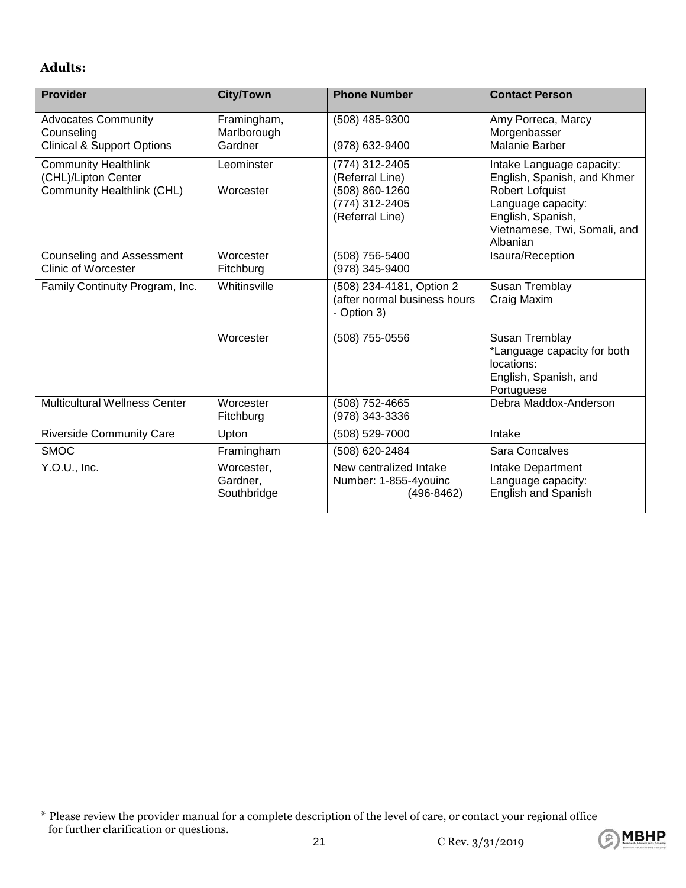**Adults:**

| Provider | City/Town | Phone Number | Contact Person |
|---|---|---|---|
| Advocates Community Counseling | Framingham, Marlborough | (508) 485-9300 | Amy Porreca, Marcy Morgenbasser |
| Clinical & Support Options | Gardner | (978) 632-9400 | Malanie Barber |
| Community Healthlink (CHL)/Lipton Center | Leominster | (774) 312-2405 (Referral Line) | Intake Language capacity: English, Spanish, and Khmer |
| Community Healthlink (CHL) | Worcester | (508) 860-1260<br>(774) 312-2405<br>(Referral Line) | Robert Lofquist<br>Language capacity: English, Spanish, Vietnamese, Twi, Somali, and Albanian |
| Counseling and Assessment Clinic of Worcester | Worcester<br>Fitchburg | (508) 756-5400<br>(978) 345-9400 | Isaura/Reception |
| Family Continuity Program, Inc. | Whitinsville | (508) 234-4181, Option 2 (after normal business hours - Option 3) | Susan Tremblay<br>Craig Maxim |
| | Worcester | (508) 755-0556 | Susan Tremblay<br>*Language capacity for both locations: English, Spanish, and Portuguese |
| Multicultural Wellness Center | Worcester<br>Fitchburg | (508) 752-4665<br>(978) 343-3336 | Debra Maddox-Anderson |
| Riverside Community Care | Upton | (508) 529-7000 | Intake |
| SMOC | Framingham | (508) 620-2484 | Sara Concalves |
| Y.O.U., Inc. | Worcester, Gardner, Southbridge | New centralized Intake Number: 1-855-4youinc (496-8462) | Intake Department<br>Language capacity: English and Spanish |

* Please review the provider manual for a complete description of the level of care, or contact your regional office for further clarification or questions.

C Rev. 3/31/2019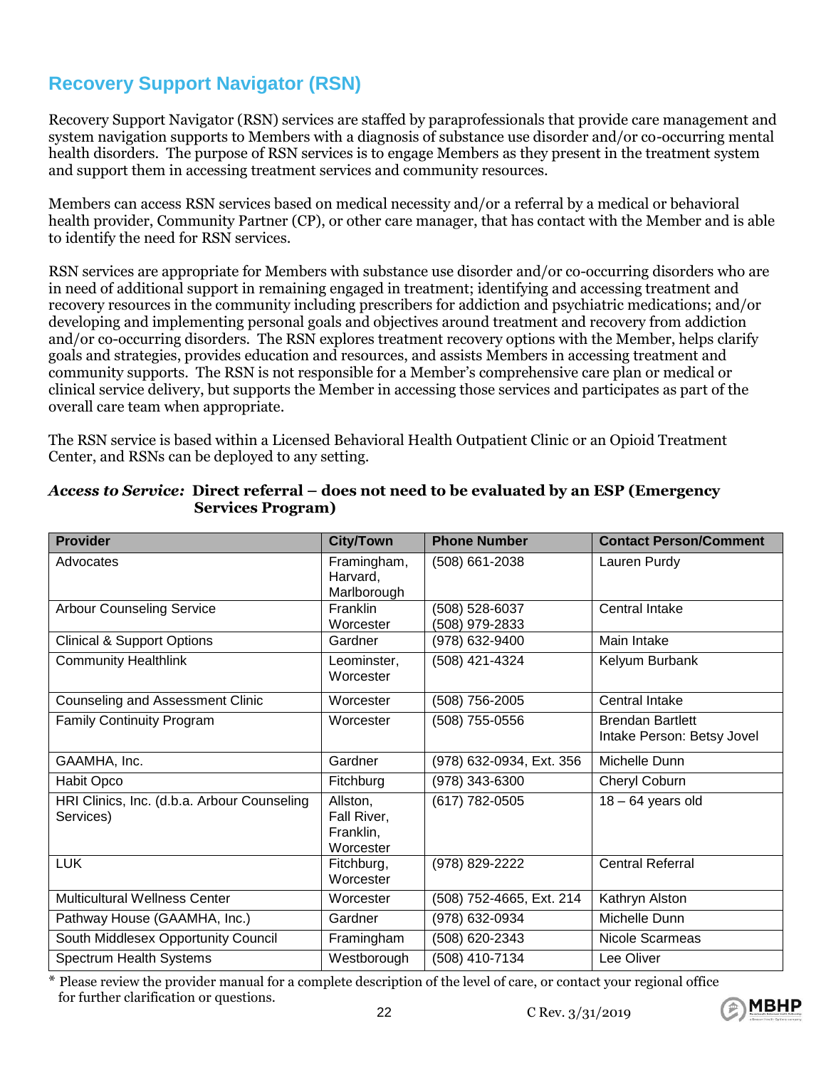## Recovery Support Navigator (RSN)

Recovery Support Navigator (RSN) services are staffed by paraprofessionals that provide care management and system navigation supports to Members with a diagnosis of substance use disorder and/or co-occurring mental health disorders. The purpose of RSN services is to engage Members as they present in the treatment system and support them in accessing treatment services and community resources.

Members can access RSN services based on medical necessity and/or a referral by a medical or behavioral health provider, Community Partner (CP), or other care manager, that has contact with the Member and is able to identify the need for RSN services.

RSN services are appropriate for Members with substance use disorder and/or co-occurring disorders who are in need of additional support in remaining engaged in treatment; identifying and accessing treatment and recovery resources in the community including prescribers for addiction and psychiatric medications; and/or developing and implementing personal goals and objectives around treatment and recovery from addiction and/or co-occurring disorders. The RSN explores treatment recovery options with the Member, helps clarify goals and strategies, provides education and resources, and assists Members in accessing treatment and community supports. The RSN is not responsible for a Member's comprehensive care plan or medical or clinical service delivery, but supports the Member in accessing those services and participates as part of the overall care team when appropriate.

The RSN service is based within a Licensed Behavioral Health Outpatient Clinic or an Opioid Treatment Center, and RSNs can be deployed to any setting.

***Access to Service:*** **Direct referral – does not need to be evaluated by an ESP (Emergency Services Program)**

| Provider | City/Town | Phone Number | Contact Person/Comment |
|---|---|---|---|
| Advocates | Framingham, Harvard, Marlborough | (508) 661-2038 | Lauren Purdy |
| Arbour Counseling Service | Franklin<br>Worcester | (508) 528-6037<br>(508) 979-2833 | Central Intake |
| Clinical & Support Options | Gardner | (978) 632-9400 | Main Intake |
| Community Healthlink | Leominster, Worcester | (508) 421-4324 | Kelyum Burbank |
| Counseling and Assessment Clinic | Worcester | (508) 756-2005 | Central Intake |
| Family Continuity Program | Worcester | (508) 755-0556 | Brendan Bartlett<br>Intake Person: Betsy Jovel |
| GAAMHA, Inc. | Gardner | (978) 632-0934, Ext. 356 | Michelle Dunn |
| Habit Opco | Fitchburg | (978) 343-6300 | Cheryl Coburn |
| HRI Clinics, Inc. (d.b.a. Arbour Counseling Services) | Allston, Fall River, Franklin, Worcester | (617) 782-0505 | 18 – 64 years old |
| LUK | Fitchburg, Worcester | (978) 829-2222 | Central Referral |
| Multicultural Wellness Center | Worcester | (508) 752-4665, Ext. 214 | Kathryn Alston |
| Pathway House (GAAMHA, Inc.) | Gardner | (978) 632-0934 | Michelle Dunn |
| South Middlesex Opportunity Council | Framingham | (508) 620-2343 | Nicole Scarmeas |
| Spectrum Health Systems | Westborough | (508) 410-7134 | Lee Oliver |

* Please review the provider manual for a complete description of the level of care, or contact your regional office for further clarification or questions.

C Rev. 3/31/2019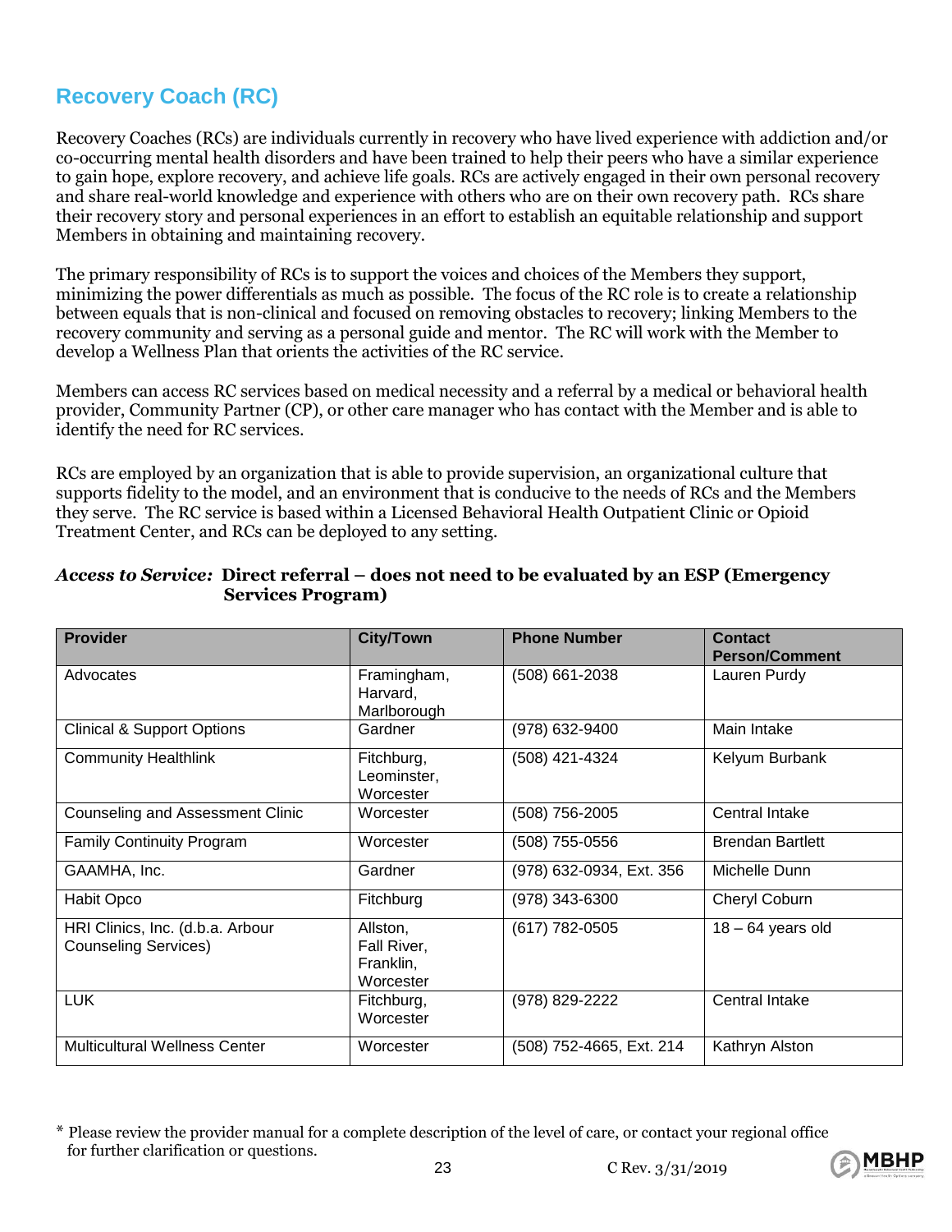## Recovery Coach (RC)

Recovery Coaches (RCs) are individuals currently in recovery who have lived experience with addiction and/or co-occurring mental health disorders and have been trained to help their peers who have a similar experience to gain hope, explore recovery, and achieve life goals. RCs are actively engaged in their own personal recovery and share real-world knowledge and experience with others who are on their own recovery path. RCs share their recovery story and personal experiences in an effort to establish an equitable relationship and support Members in obtaining and maintaining recovery.

The primary responsibility of RCs is to support the voices and choices of the Members they support, minimizing the power differentials as much as possible. The focus of the RC role is to create a relationship between equals that is non-clinical and focused on removing obstacles to recovery; linking Members to the recovery community and serving as a personal guide and mentor. The RC will work with the Member to develop a Wellness Plan that orients the activities of the RC service.

Members can access RC services based on medical necessity and a referral by a medical or behavioral health provider, Community Partner (CP), or other care manager who has contact with the Member and is able to identify the need for RC services.

RCs are employed by an organization that is able to provide supervision, an organizational culture that supports fidelity to the model, and an environment that is conducive to the needs of RCs and the Members they serve. The RC service is based within a Licensed Behavioral Health Outpatient Clinic or Opioid Treatment Center, and RCs can be deployed to any setting.

***Access to Service:*** **Direct referral – does not need to be evaluated by an ESP (Emergency Services Program)**

| Provider | City/Town | Phone Number | Contact Person/Comment |
|---|---|---|---|
| Advocates | Framingham, Harvard, Marlborough | (508) 661-2038 | Lauren Purdy |
| Clinical & Support Options | Gardner | (978) 632-9400 | Main Intake |
| Community Healthlink | Fitchburg, Leominster, Worcester | (508) 421-4324 | Kelyum Burbank |
| Counseling and Assessment Clinic | Worcester | (508) 756-2005 | Central Intake |
| Family Continuity Program | Worcester | (508) 755-0556 | Brendan Bartlett |
| GAAMHA, Inc. | Gardner | (978) 632-0934, Ext. 356 | Michelle Dunn |
| Habit Opco | Fitchburg | (978) 343-6300 | Cheryl Coburn |
| HRI Clinics, Inc. (d.b.a. Arbour Counseling Services) | Allston, Fall River, Franklin, Worcester | (617) 782-0505 | 18 – 64 years old |
| LUK | Fitchburg, Worcester | (978) 829-2222 | Central Intake |
| Multicultural Wellness Center | Worcester | (508) 752-4665, Ext. 214 | Kathryn Alston |

* Please review the provider manual for a complete description of the level of care, or contact your regional office for further clarification or questions.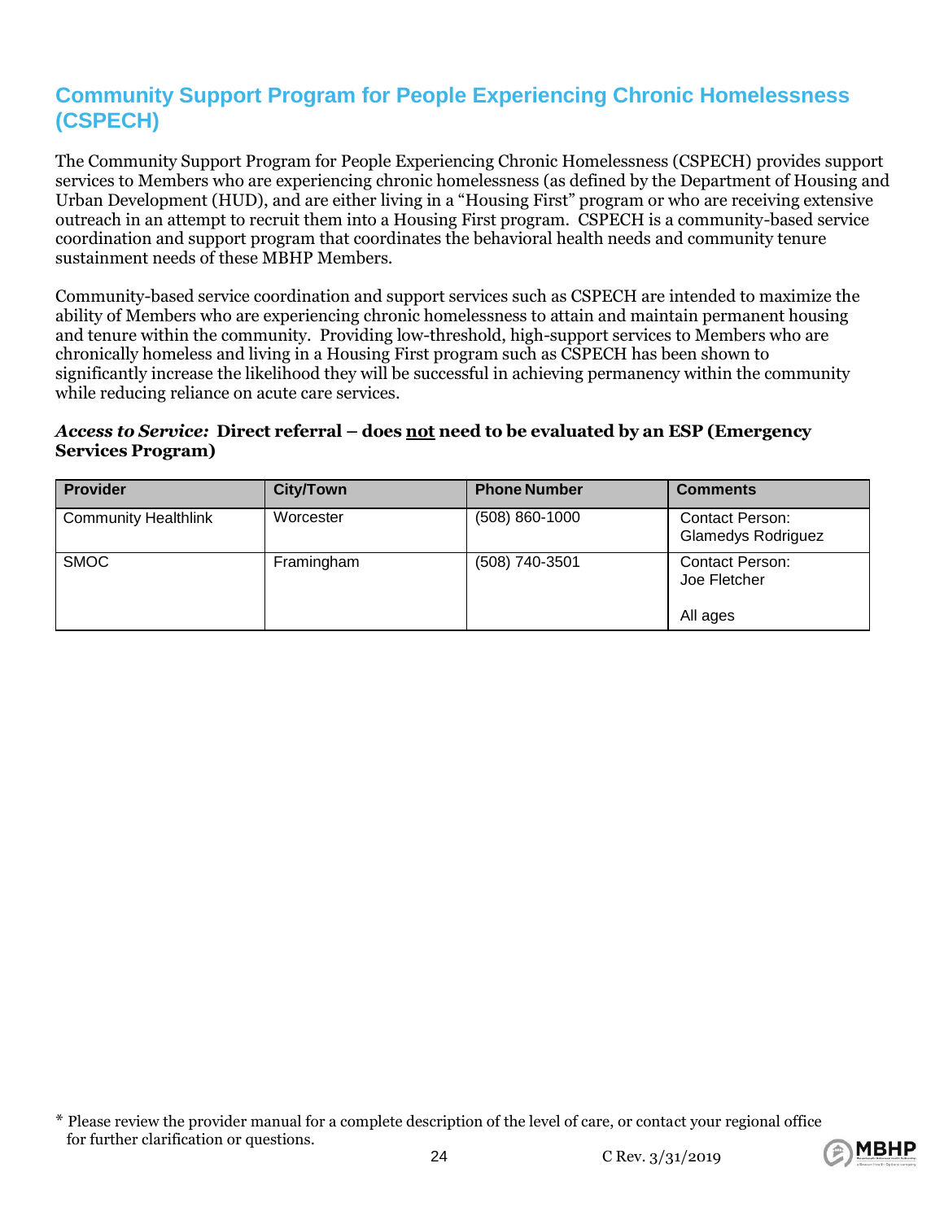## Community Support Program for People Experiencing Chronic Homelessness (CSPECH)

The Community Support Program for People Experiencing Chronic Homelessness (CSPECH) provides support services to Members who are experiencing chronic homelessness (as defined by the Department of Housing and Urban Development (HUD), and are either living in a "Housing First" program or who are receiving extensive outreach in an attempt to recruit them into a Housing First program. CSPECH is a community-based service coordination and support program that coordinates the behavioral health needs and community tenure sustainment needs of these MBHP Members.

Community-based service coordination and support services such as CSPECH are intended to maximize the ability of Members who are experiencing chronic homelessness to attain and maintain permanent housing and tenure within the community. Providing low-threshold, high-support services to Members who are chronically homeless and living in a Housing First program such as CSPECH has been shown to significantly increase the likelihood they will be successful in achieving permanency within the community while reducing reliance on acute care services.

***Access to Service:*** **Direct referral – does not need to be evaluated by an ESP (Emergency Services Program)**

| Provider | City/Town | Phone Number | Comments |
|---|---|---|---|
| Community Healthlink | Worcester | (508) 860-1000 | Contact Person: Glamedys Rodriguez |
| SMOC | Framingham | (508) 740-3501 | Contact Person: Joe Fletcher<br><br>All ages |

\* Please review the provider manual for a complete description of the level of care, or contact your regional office for further clarification or questions.

C Rev. 3/31/2019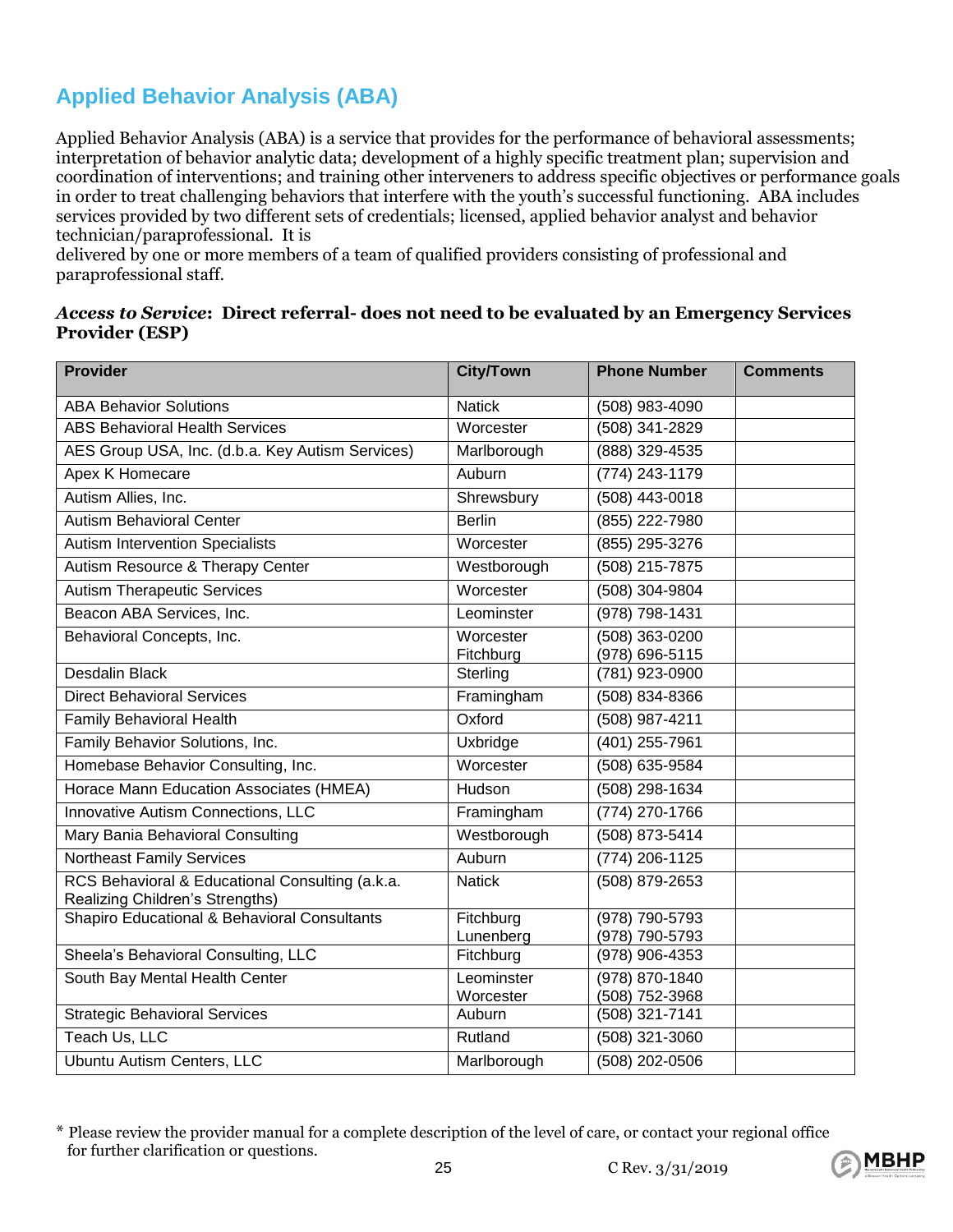## Applied Behavior Analysis (ABA)

Applied Behavior Analysis (ABA) is a service that provides for the performance of behavioral assessments; interpretation of behavior analytic data; development of a highly specific treatment plan; supervision and coordination of interventions; and training other interveners to address specific objectives or performance goals in order to treat challenging behaviors that interfere with the youth's successful functioning. ABA includes services provided by two different sets of credentials; licensed, applied behavior analyst and behavior technician/paraprofessional. It is delivered by one or more members of a team of qualified providers consisting of professional and paraprofessional staff.

***Access to Service*: Direct referral- does not need to be evaluated by an Emergency Services Provider (ESP)**

| Provider | City/Town | Phone Number | Comments |
|---|---|---|---|
| ABA Behavior Solutions | Natick | (508) 983-4090 | |
| ABS Behavioral Health Services | Worcester | (508) 341-2829 | |
| AES Group USA, Inc. (d.b.a. Key Autism Services) | Marlborough | (888) 329-4535 | |
| Apex K Homecare | Auburn | (774) 243-1179 | |
| Autism Allies, Inc. | Shrewsbury | (508) 443-0018 | |
| Autism Behavioral Center | Berlin | (855) 222-7980 | |
| Autism Intervention Specialists | Worcester | (855) 295-3276 | |
| Autism Resource & Therapy Center | Westborough | (508) 215-7875 | |
| Autism Therapeutic Services | Worcester | (508) 304-9804 | |
| Beacon ABA Services, Inc. | Leominster | (978) 798-1431 | |
| Behavioral Concepts, Inc. | Worcester<br>Fitchburg | (508) 363-0200<br>(978) 696-5115 | |
| Desdalin Black | Sterling | (781) 923-0900 | |
| Direct Behavioral Services | Framingham | (508) 834-8366 | |
| Family Behavioral Health | Oxford | (508) 987-4211 | |
| Family Behavior Solutions, Inc. | Uxbridge | (401) 255-7961 | |
| Homebase Behavior Consulting, Inc. | Worcester | (508) 635-9584 | |
| Horace Mann Education Associates (HMEA) | Hudson | (508) 298-1634 | |
| Innovative Autism Connections, LLC | Framingham | (774) 270-1766 | |
| Mary Bania Behavioral Consulting | Westborough | (508) 873-5414 | |
| Northeast Family Services | Auburn | (774) 206-1125 | |
| RCS Behavioral & Educational Consulting (a.k.a. Realizing Children's Strengths) | Natick | (508) 879-2653 | |
| Shapiro Educational & Behavioral Consultants | Fitchburg<br>Lunenberg | (978) 790-5793<br>(978) 790-5793 | |
| Sheela's Behavioral Consulting, LLC | Fitchburg | (978) 906-4353 | |
| South Bay Mental Health Center | Leominster<br>Worcester | (978) 870-1840<br>(508) 752-3968 | |
| Strategic Behavioral Services | Auburn | (508) 321-7141 | |
| Teach Us, LLC | Rutland | (508) 321-3060 | |
| Ubuntu Autism Centers, LLC | Marlborough | (508) 202-0506 | |

* Please review the provider manual for a complete description of the level of care, or contact your regional office for further clarification or questions.

C Rev. 3/31/2019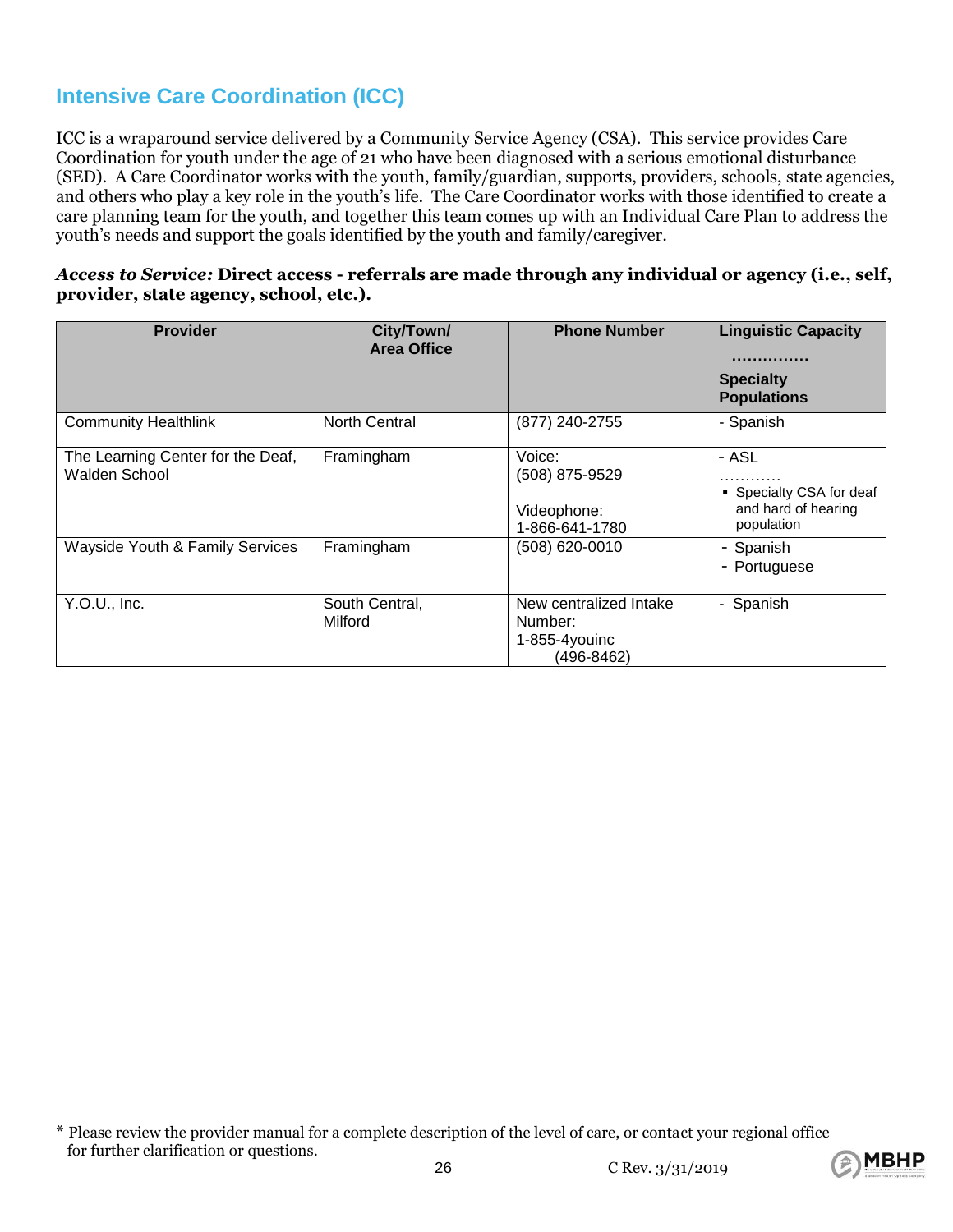## Intensive Care Coordination (ICC)

ICC is a wraparound service delivered by a Community Service Agency (CSA). This service provides Care Coordination for youth under the age of 21 who have been diagnosed with a serious emotional disturbance (SED). A Care Coordinator works with the youth, family/guardian, supports, providers, schools, state agencies, and others who play a key role in the youth's life. The Care Coordinator works with those identified to create a care planning team for the youth, and together this team comes up with an Individual Care Plan to address the youth's needs and support the goals identified by the youth and family/caregiver.

***Access to Service:* Direct access - referrals are made through any individual or agency (i.e., self, provider, state agency, school, etc.).**

| Provider | City/Town/ Area Office | Phone Number | Linguistic Capacity …………… Specialty Populations |
|---|---|---|---|
| Community Healthlink | North Central | (877) 240-2755 | - Spanish |
| The Learning Center for the Deaf, Walden School | Framingham | Voice: (508) 875-9529<br>Videophone: 1-866-641-1780 | - ASL<br>…………<br>▪ Specialty CSA for deaf and hard of hearing population |
| Wayside Youth & Family Services | Framingham | (508) 620-0010 | - Spanish<br>- Portuguese |
| Y.O.U., Inc. | South Central, Milford | New centralized Intake Number: 1-855-4youinc (496-8462) | - Spanish |

* Please review the provider manual for a complete description of the level of care, or contact your regional office for further clarification or questions.

C Rev. 3/31/2019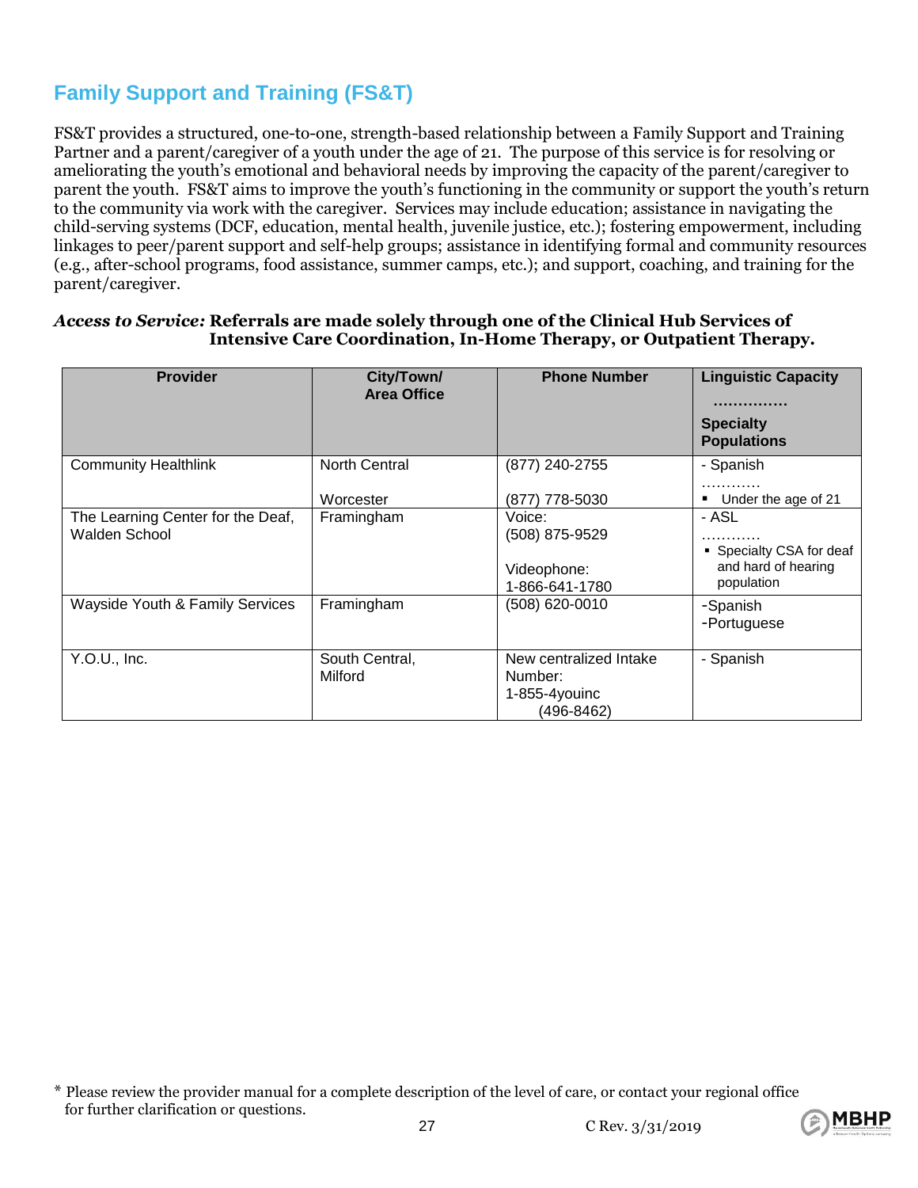## Family Support and Training (FS&T)

FS&T provides a structured, one-to-one, strength-based relationship between a Family Support and Training Partner and a parent/caregiver of a youth under the age of 21. The purpose of this service is for resolving or ameliorating the youth's emotional and behavioral needs by improving the capacity of the parent/caregiver to parent the youth. FS&T aims to improve the youth's functioning in the community or support the youth's return to the community via work with the caregiver. Services may include education; assistance in navigating the child-serving systems (DCF, education, mental health, juvenile justice, etc.); fostering empowerment, including linkages to peer/parent support and self-help groups; assistance in identifying formal and community resources (e.g., after-school programs, food assistance, summer camps, etc.); and support, coaching, and training for the parent/caregiver.

***Access to Service:*** **Referrals are made solely through one of the Clinical Hub Services of Intensive Care Coordination, In-Home Therapy, or Outpatient Therapy.**

| Provider | City/Town/ Area Office | Phone Number | Linguistic Capacity ………….. Specialty Populations |
|---|---|---|---|
| Community Healthlink | North Central<br><br>Worcester | (877) 240-2755<br><br>(877) 778-5030 | - Spanish<br>…………<br>▪ Under the age of 21 |
| The Learning Center for the Deaf, Walden School | Framingham | Voice:<br>(508) 875-9529<br><br>Videophone:<br>1-866-641-1780 | - ASL<br>…………<br>▪ Specialty CSA for deaf and hard of hearing population |
| Wayside Youth & Family Services | Framingham | (508) 620-0010 | -Spanish<br>-Portuguese |
| Y.O.U., Inc. | South Central, Milford | New centralized Intake Number:<br>1-855-4youinc<br>(496-8462) | - Spanish |

\* Please review the provider manual for a complete description of the level of care, or contact your regional office for further clarification or questions.

C Rev. 3/31/2019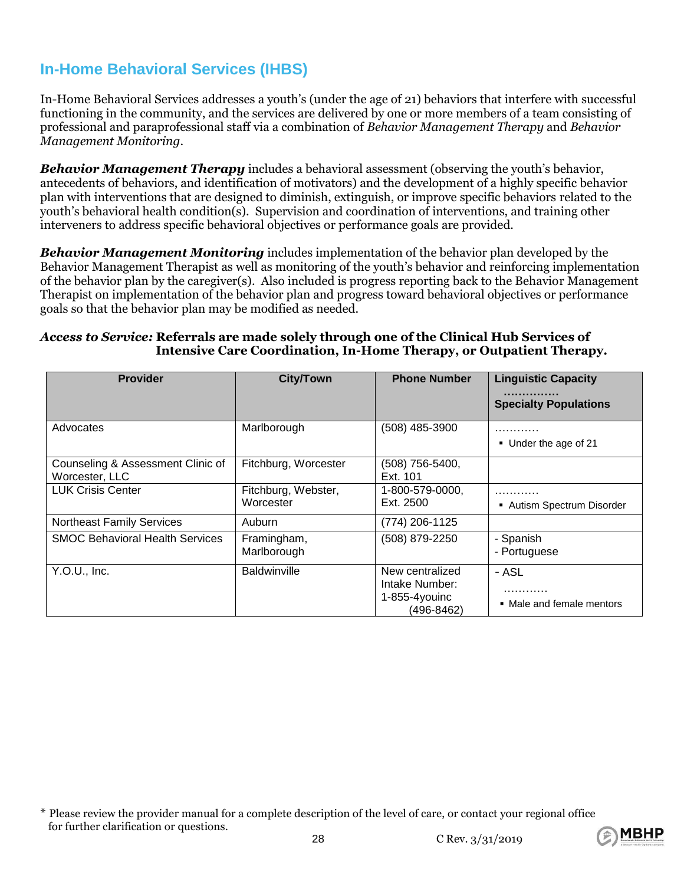## In-Home Behavioral Services (IHBS)

In-Home Behavioral Services addresses a youth's (under the age of 21) behaviors that interfere with successful functioning in the community, and the services are delivered by one or more members of a team consisting of professional and paraprofessional staff via a combination of *Behavior Management Therapy* and *Behavior Management Monitoring*.

***Behavior Management Therapy*** includes a behavioral assessment (observing the youth's behavior, antecedents of behaviors, and identification of motivators) and the development of a highly specific behavior plan with interventions that are designed to diminish, extinguish, or improve specific behaviors related to the youth's behavioral health condition(s). Supervision and coordination of interventions, and training other interveners to address specific behavioral objectives or performance goals are provided.

***Behavior Management Monitoring*** includes implementation of the behavior plan developed by the Behavior Management Therapist as well as monitoring of the youth's behavior and reinforcing implementation of the behavior plan by the caregiver(s). Also included is progress reporting back to the Behavior Management Therapist on implementation of the behavior plan and progress toward behavioral objectives or performance goals so that the behavior plan may be modified as needed.

***Access to Service:*** **Referrals are made solely through one of the Clinical Hub Services of Intensive Care Coordination, In-Home Therapy, or Outpatient Therapy.**

| Provider | City/Town | Phone Number | Linguistic Capacity …………… Specialty Populations |
|---|---|---|---|
| Advocates | Marlborough | (508) 485-3900 | ………… ▪ Under the age of 21 |
| Counseling & Assessment Clinic of Worcester, LLC | Fitchburg, Worcester | (508) 756-5400, Ext. 101 | |
| LUK Crisis Center | Fitchburg, Webster, Worcester | 1-800-579-0000, Ext. 2500 | ………… ▪ Autism Spectrum Disorder |
| Northeast Family Services | Auburn | (774) 206-1125 | |
| SMOC Behavioral Health Services | Framingham, Marlborough | (508) 879-2250 | - Spanish<br>- Portuguese |
| Y.O.U., Inc. | Baldwinville | New centralized Intake Number: 1-855-4youinc (496-8462) | - ASL<br>…………<br>▪ Male and female mentors |

* Please review the provider manual for a complete description of the level of care, or contact your regional office for further clarification or questions.

C Rev. 3/31/2019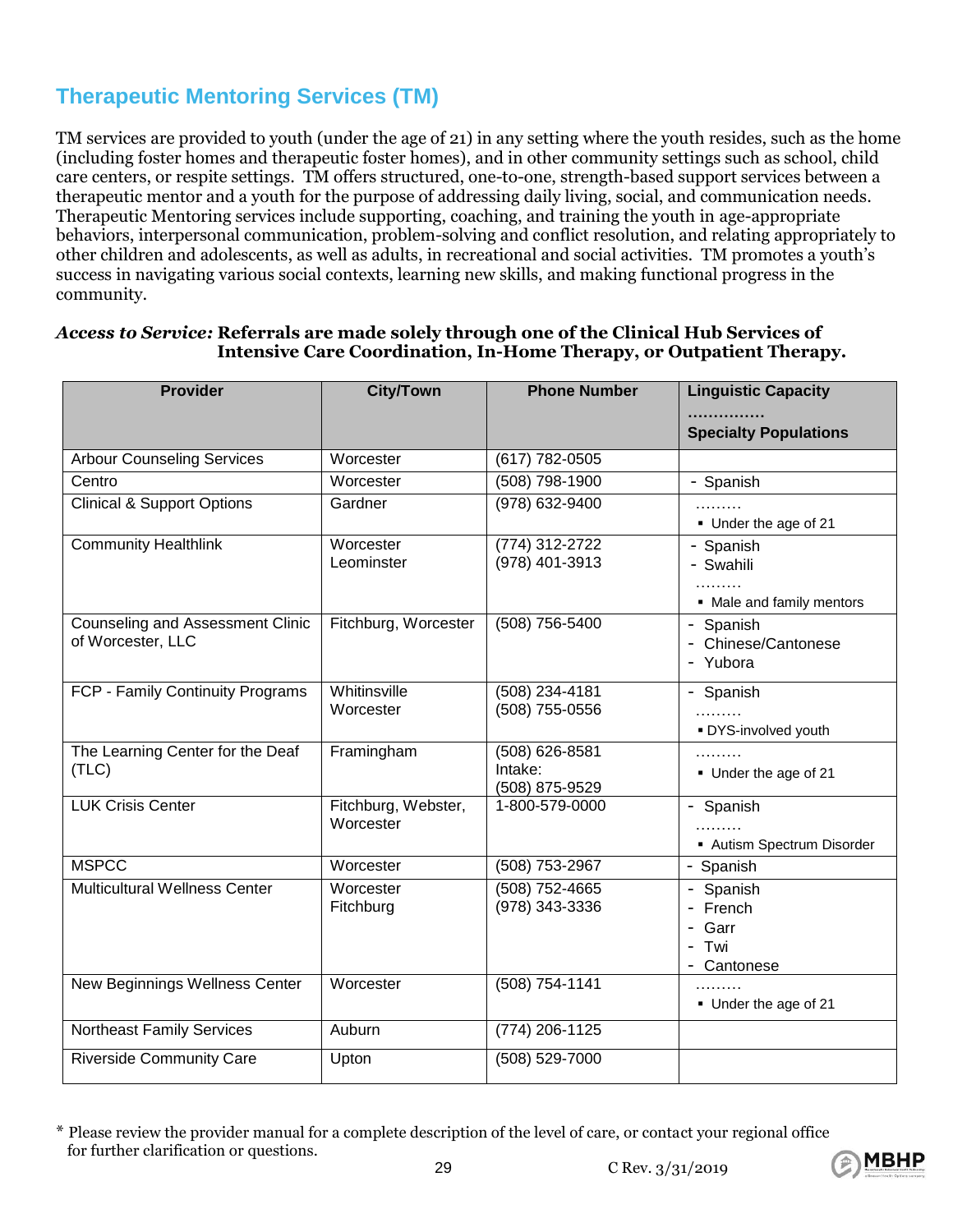## Therapeutic Mentoring Services (TM)

TM services are provided to youth (under the age of 21) in any setting where the youth resides, such as the home (including foster homes and therapeutic foster homes), and in other community settings such as school, child care centers, or respite settings. TM offers structured, one-to-one, strength-based support services between a therapeutic mentor and a youth for the purpose of addressing daily living, social, and communication needs. Therapeutic Mentoring services include supporting, coaching, and training the youth in age-appropriate behaviors, interpersonal communication, problem-solving and conflict resolution, and relating appropriately to other children and adolescents, as well as adults, in recreational and social activities. TM promotes a youth's success in navigating various social contexts, learning new skills, and making functional progress in the community.

***Access to Service:*** **Referrals are made solely through one of the Clinical Hub Services of Intensive Care Coordination, In-Home Therapy, or Outpatient Therapy.**

| Provider | City/Town | Phone Number | Linguistic Capacity<br>…………..<br>Specialty Populations |
|---|---|---|---|
| Arbour Counseling Services | Worcester | (617) 782-0505 | |
| Centro | Worcester | (508) 798-1900 | - Spanish |
| Clinical & Support Options | Gardner | (978) 632-9400 | ………<br>▪ Under the age of 21 |
| Community Healthlink | Worcester<br>Leominster | (774) 312-2722<br>(978) 401-3913 | - Spanish<br>- Swahili<br>………<br>▪ Male and family mentors |
| Counseling and Assessment Clinic of Worcester, LLC | Fitchburg, Worcester | (508) 756-5400 | - Spanish<br>- Chinese/Cantonese<br>- Yubora |
| FCP - Family Continuity Programs | Whitinsville<br>Worcester | (508) 234-4181<br>(508) 755-0556 | - Spanish<br>………<br>▪ DYS-involved youth |
| The Learning Center for the Deaf (TLC) | Framingham | (508) 626-8581<br>Intake:<br>(508) 875-9529 | ………<br>▪ Under the age of 21 |
| LUK Crisis Center | Fitchburg, Webster, Worcester | 1-800-579-0000 | - Spanish<br>………<br>▪ Autism Spectrum Disorder |
| MSPCC | Worcester | (508) 753-2967 | - Spanish |
| Multicultural Wellness Center | Worcester<br>Fitchburg | (508) 752-4665<br>(978) 343-3336 | - Spanish<br>- French<br>- Garr<br>- Twi<br>- Cantonese |
| New Beginnings Wellness Center | Worcester | (508) 754-1141 | ………<br>▪ Under the age of 21 |
| Northeast Family Services | Auburn | (774) 206-1125 | |
| Riverside Community Care | Upton | (508) 529-7000 | |

* Please review the provider manual for a complete description of the level of care, or contact your regional office for further clarification or questions.

C Rev. 3/31/2019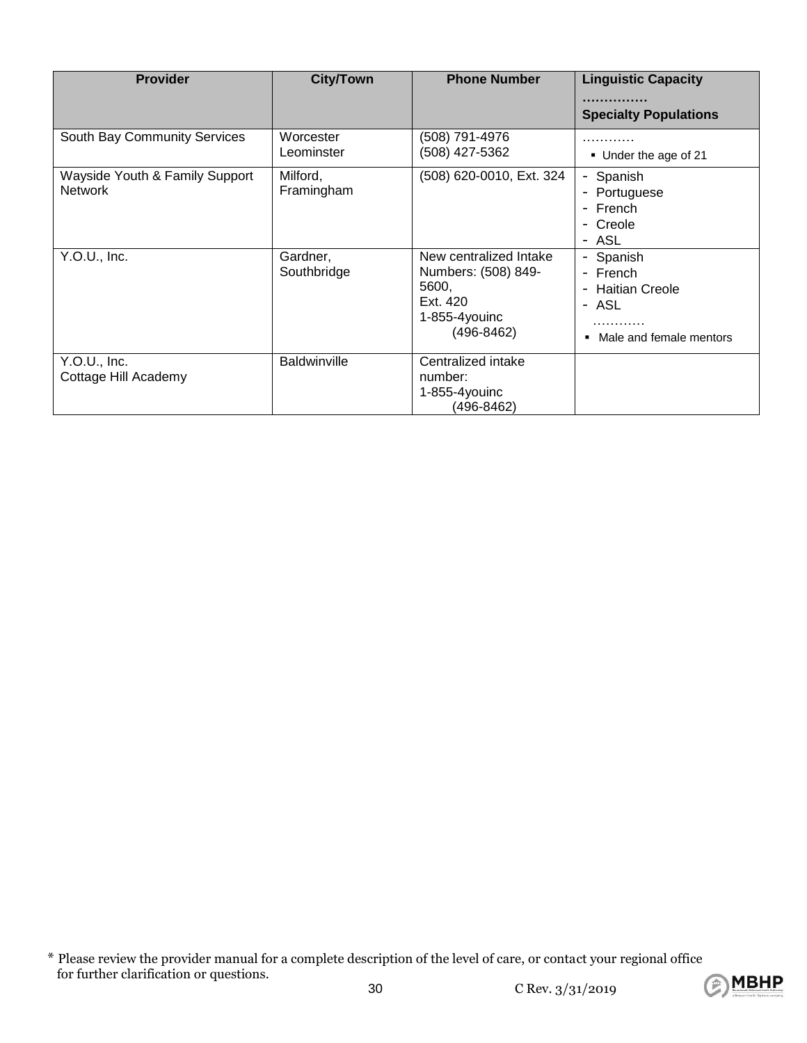| Provider | City/Town | Phone Number | Linguistic Capacity<br>……………<br>Specialty Populations |
|---|---|---|---|
| South Bay Community Services | Worcester<br>Leominster | (508) 791-4976<br>(508) 427-5362 | …………<br>▪ Under the age of 21 |
| Wayside Youth & Family Support Network | Milford,<br>Framingham | (508) 620-0010, Ext. 324 | - Spanish<br>- Portuguese<br>- French<br>- Creole<br>- ASL |
| Y.O.U., Inc. | Gardner,<br>Southbridge | New centralized Intake Numbers: (508) 849-5600,<br>Ext. 420<br>1-855-4youinc<br>(496-8462) | - Spanish<br>- French<br>- Haitian Creole<br>- ASL<br>…………<br>▪ Male and female mentors |
| Y.O.U., Inc.<br>Cottage Hill Academy | Baldwinville | Centralized intake number:<br>1-855-4youinc<br>(496-8462) | |

* Please review the provider manual for a complete description of the level of care, or contact your regional office for further clarification or questions.

C Rev. 3/31/2019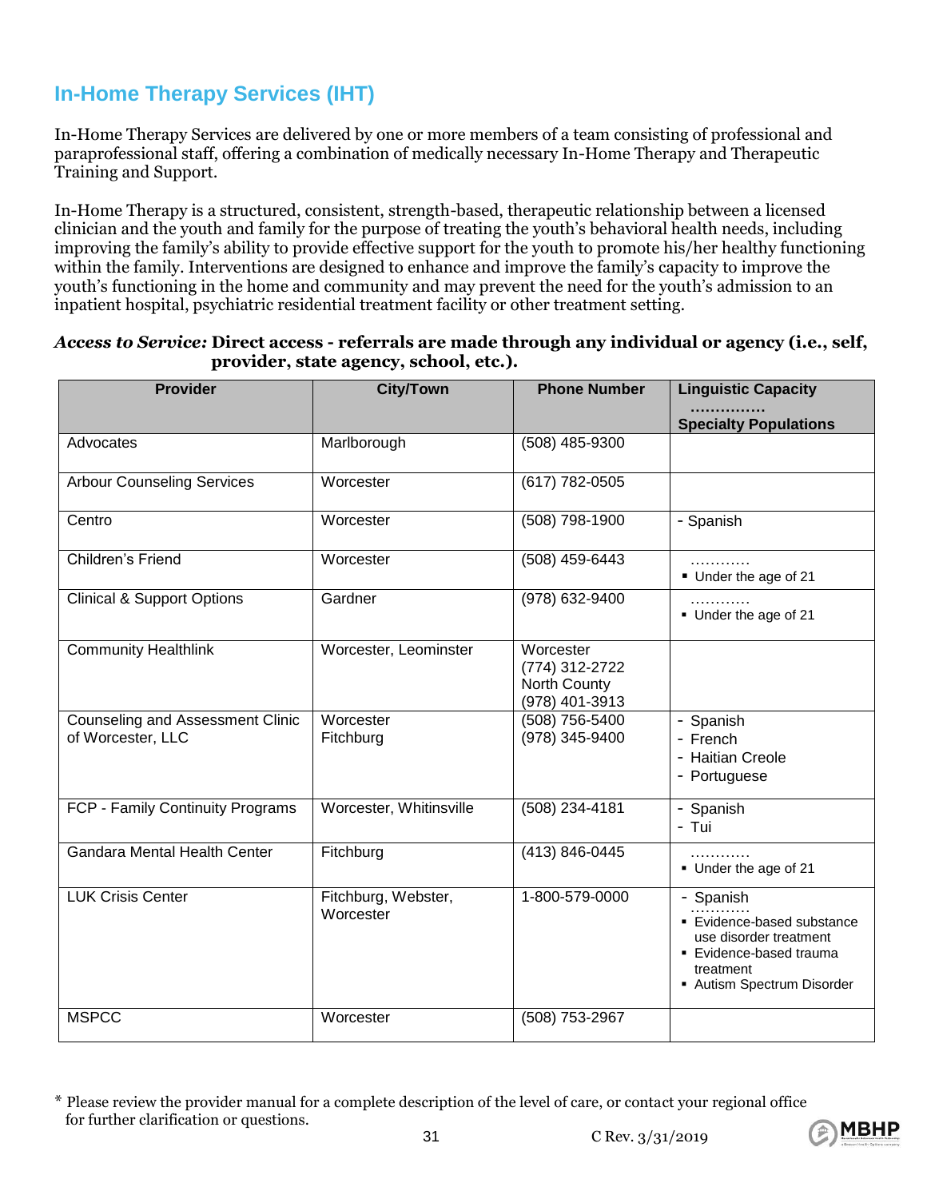## In-Home Therapy Services (IHT)

In-Home Therapy Services are delivered by one or more members of a team consisting of professional and paraprofessional staff, offering a combination of medically necessary In-Home Therapy and Therapeutic Training and Support.

In-Home Therapy is a structured, consistent, strength-based, therapeutic relationship between a licensed clinician and the youth and family for the purpose of treating the youth's behavioral health needs, including improving the family's ability to provide effective support for the youth to promote his/her healthy functioning within the family. Interventions are designed to enhance and improve the family's capacity to improve the youth's functioning in the home and community and may prevent the need for the youth's admission to an inpatient hospital, psychiatric residential treatment facility or other treatment setting.

***Access to Service:*** **Direct access - referrals are made through any individual or agency (i.e., self, provider, state agency, school, etc.).**

| Provider | City/Town | Phone Number | Linguistic Capacity …………… Specialty Populations |
|---|---|---|---|
| Advocates | Marlborough | (508) 485-9300 | |
| Arbour Counseling Services | Worcester | (617) 782-0505 | |
| Centro | Worcester | (508) 798-1900 | - Spanish |
| Children's Friend | Worcester | (508) 459-6443 | ………… ▪ Under the age of 21 |
| Clinical & Support Options | Gardner | (978) 632-9400 | ………… ▪ Under the age of 21 |
| Community Healthlink | Worcester, Leominster | Worcester (774) 312-2722 North County (978) 401-3913 | |
| Counseling and Assessment Clinic of Worcester, LLC | Worcester Fitchburg | (508) 756-5400 (978) 345-9400 | - Spanish - French - Haitian Creole - Portuguese |
| FCP - Family Continuity Programs | Worcester, Whitinsville | (508) 234-4181 | - Spanish - Tui |
| Gandara Mental Health Center | Fitchburg | (413) 846-0445 | ………… ▪ Under the age of 21 |
| LUK Crisis Center | Fitchburg, Webster, Worcester | 1-800-579-0000 | - Spanish ………… ▪ Evidence-based substance use disorder treatment ▪ Evidence-based trauma treatment ▪ Autism Spectrum Disorder |
| MSPCC | Worcester | (508) 753-2967 | |

* Please review the provider manual for a complete description of the level of care, or contact your regional office for further clarification or questions.

C Rev. 3/31/2019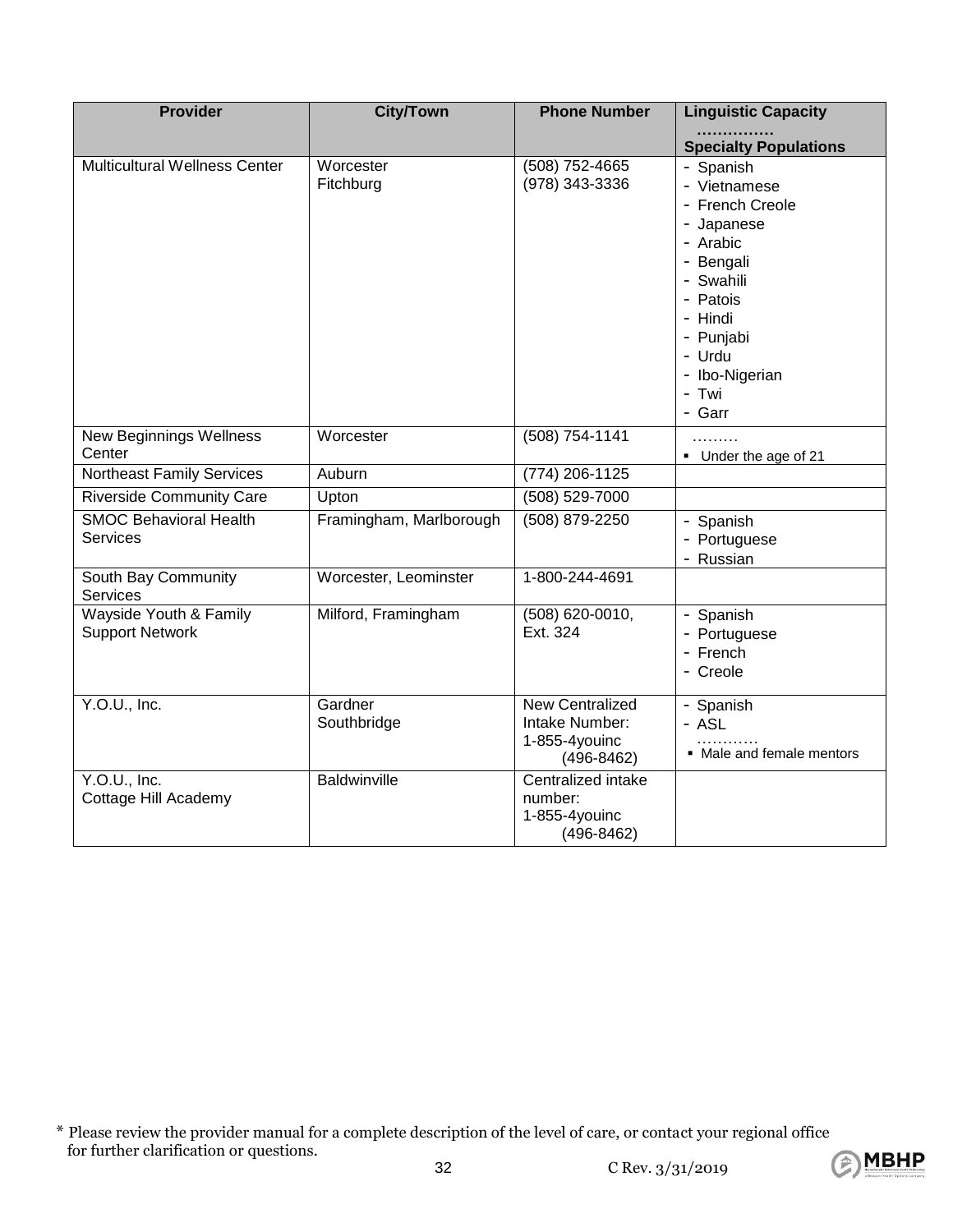| Provider | City/Town | Phone Number | Linguistic Capacity …………… Specialty Populations |
|---|---|---|---|
| Multicultural Wellness Center | Worcester<br>Fitchburg | (508) 752-4665<br>(978) 343-3336 | - Spanish<br>- Vietnamese<br>- French Creole<br>- Japanese<br>- Arabic<br>- Bengali<br>- Swahili<br>- Patois<br>- Hindi<br>- Punjabi<br>- Urdu<br>- Ibo-Nigerian<br>- Twi<br>- Garr |
| New Beginnings Wellness Center | Worcester | (508) 754-1141 | ………<br>▪ Under the age of 21 |
| Northeast Family Services | Auburn | (774) 206-1125 | |
| Riverside Community Care | Upton | (508) 529-7000 | |
| SMOC Behavioral Health Services | Framingham, Marlborough | (508) 879-2250 | - Spanish<br>- Portuguese<br>- Russian |
| South Bay Community Services | Worcester, Leominster | 1-800-244-4691 | |
| Wayside Youth & Family Support Network | Milford, Framingham | (508) 620-0010, Ext. 324 | - Spanish<br>- Portuguese<br>- French<br>- Creole |
| Y.O.U., Inc. | Gardner<br>Southbridge | New Centralized Intake Number: 1-855-4youinc (496-8462) | - Spanish<br>- ASL<br>…………<br>▪ Male and female mentors |
| Y.O.U., Inc.<br>Cottage Hill Academy | Baldwinville | Centralized intake number: 1-855-4youinc (496-8462) | |

* Please review the provider manual for a complete description of the level of care, or contact your regional office for further clarification or questions.

C Rev. 3/31/2019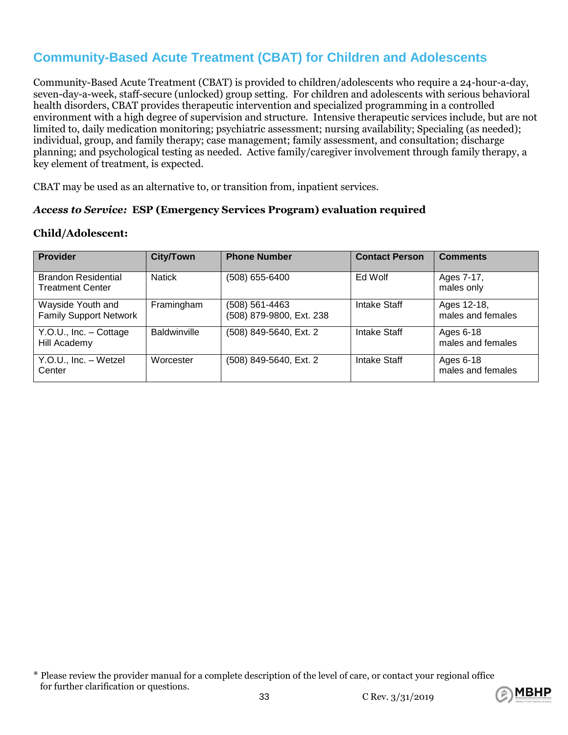## Community-Based Acute Treatment (CBAT) for Children and Adolescents

Community-Based Acute Treatment (CBAT) is provided to children/adolescents who require a 24-hour-a-day, seven-day-a-week, staff-secure (unlocked) group setting. For children and adolescents with serious behavioral health disorders, CBAT provides therapeutic intervention and specialized programming in a controlled environment with a high degree of supervision and structure. Intensive therapeutic services include, but are not limited to, daily medication monitoring; psychiatric assessment; nursing availability; Specialing (as needed); individual, group, and family therapy; case management; family assessment, and consultation; discharge planning; and psychological testing as needed. Active family/caregiver involvement through family therapy, a key element of treatment, is expected.

CBAT may be used as an alternative to, or transition from, inpatient services.

***Access to Service:*** **ESP (Emergency Services Program) evaluation required**

**Child/Adolescent:**

| Provider | City/Town | Phone Number | Contact Person | Comments |
|---|---|---|---|---|
| Brandon Residential Treatment Center | Natick | (508) 655-6400 | Ed Wolf | Ages 7-17, males only |
| Wayside Youth and Family Support Network | Framingham | (508) 561-4463<br>(508) 879-9800, Ext. 238 | Intake Staff | Ages 12-18, males and females |
| Y.O.U., Inc. – Cottage Hill Academy | Baldwinville | (508) 849-5640, Ext. 2 | Intake Staff | Ages 6-18 males and females |
| Y.O.U., Inc. – Wetzel Center | Worcester | (508) 849-5640, Ext. 2 | Intake Staff | Ages 6-18 males and females |

* Please review the provider manual for a complete description of the level of care, or contact your regional office for further clarification or questions.

C Rev. 3/31/2019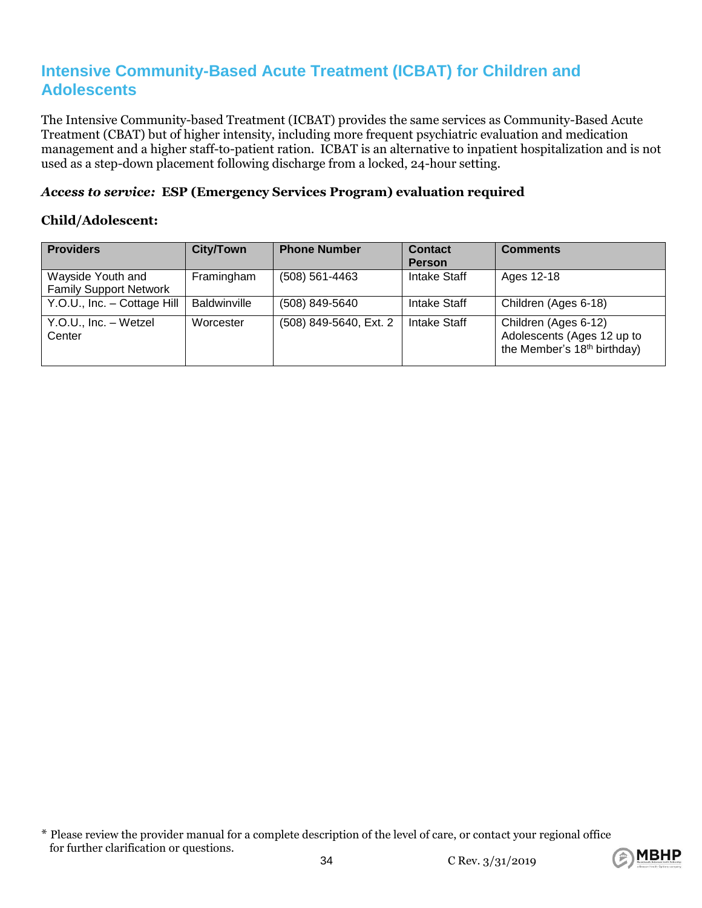## Intensive Community-Based Acute Treatment (ICBAT) for Children and Adolescents

The Intensive Community-based Treatment (ICBAT) provides the same services as Community-Based Acute Treatment (CBAT) but of higher intensity, including more frequent psychiatric evaluation and medication management and a higher staff-to-patient ration. ICBAT is an alternative to inpatient hospitalization and is not used as a step-down placement following discharge from a locked, 24-hour setting.

***Access to service:* ESP (Emergency Services Program) evaluation required**

**Child/Adolescent:**

| Providers | City/Town | Phone Number | Contact Person | Comments |
|---|---|---|---|---|
| Wayside Youth and Family Support Network | Framingham | (508) 561-4463 | Intake Staff | Ages 12-18 |
| Y.O.U., Inc. – Cottage Hill | Baldwinville | (508) 849-5640 | Intake Staff | Children (Ages 6-18) |
| Y.O.U., Inc. – Wetzel Center | Worcester | (508) 849-5640, Ext. 2 | Intake Staff | Children (Ages 6-12) Adolescents (Ages 12 up to the Member's 18th birthday) |

\* Please review the provider manual for a complete description of the level of care, or contact your regional office for further clarification or questions.

C Rev. 3/31/2019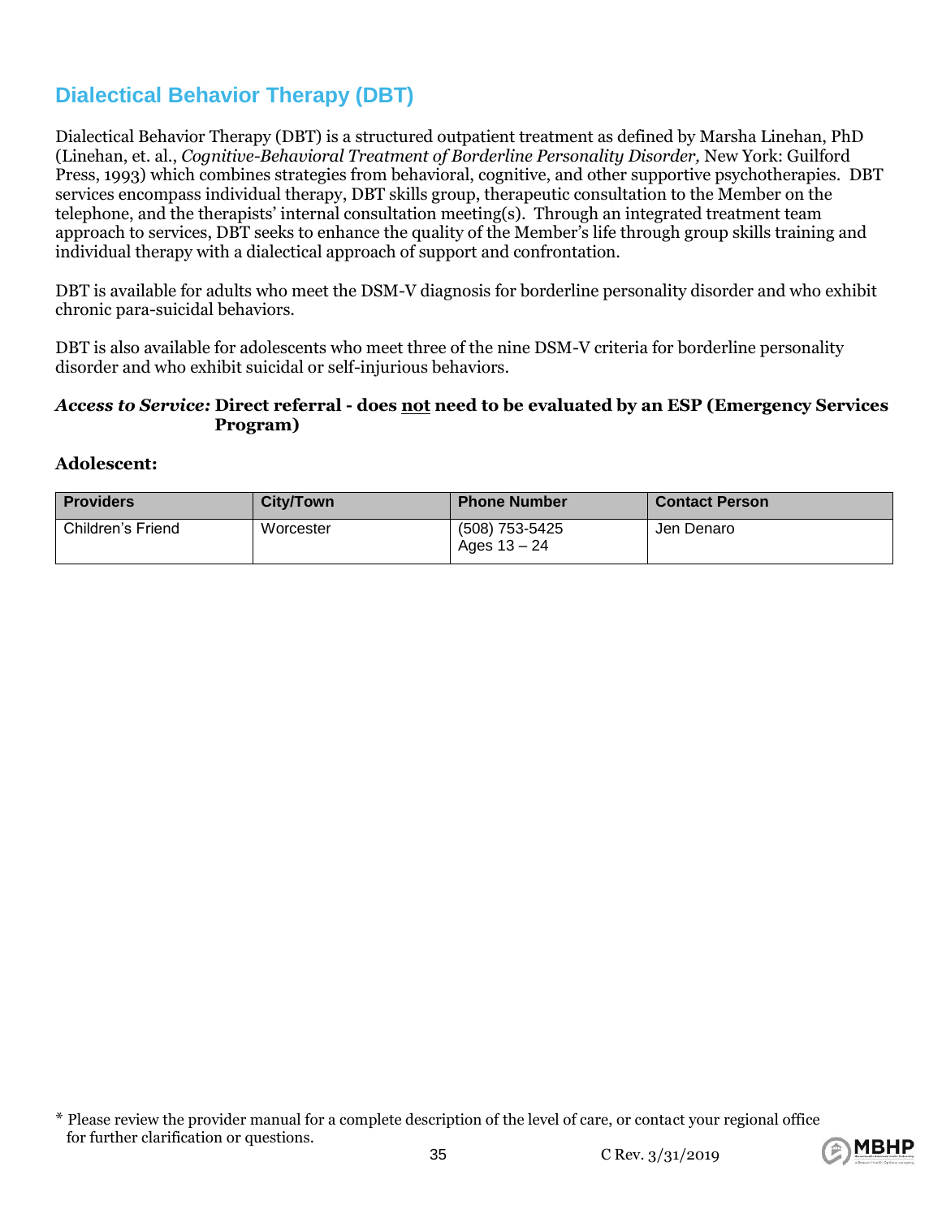## Dialectical Behavior Therapy (DBT)

Dialectical Behavior Therapy (DBT) is a structured outpatient treatment as defined by Marsha Linehan, PhD (Linehan, et. al., *Cognitive-Behavioral Treatment of Borderline Personality Disorder,* New York: Guilford Press, 1993) which combines strategies from behavioral, cognitive, and other supportive psychotherapies. DBT services encompass individual therapy, DBT skills group, therapeutic consultation to the Member on the telephone, and the therapists' internal consultation meeting(s). Through an integrated treatment team approach to services, DBT seeks to enhance the quality of the Member's life through group skills training and individual therapy with a dialectical approach of support and confrontation.

DBT is available for adults who meet the DSM-V diagnosis for borderline personality disorder and who exhibit chronic para-suicidal behaviors.

DBT is also available for adolescents who meet three of the nine DSM-V criteria for borderline personality disorder and who exhibit suicidal or self-injurious behaviors.

***Access to Service:*** **Direct referral - does not need to be evaluated by an ESP (Emergency Services Program)**

**Adolescent:**

| Providers | City/Town | Phone Number | Contact Person |
|---|---|---|---|
| Children's Friend | Worcester | (508) 753-5425<br>Ages 13 – 24 | Jen Denaro |

\* Please review the provider manual for a complete description of the level of care, or contact your regional office for further clarification or questions.

C Rev. 3/31/2019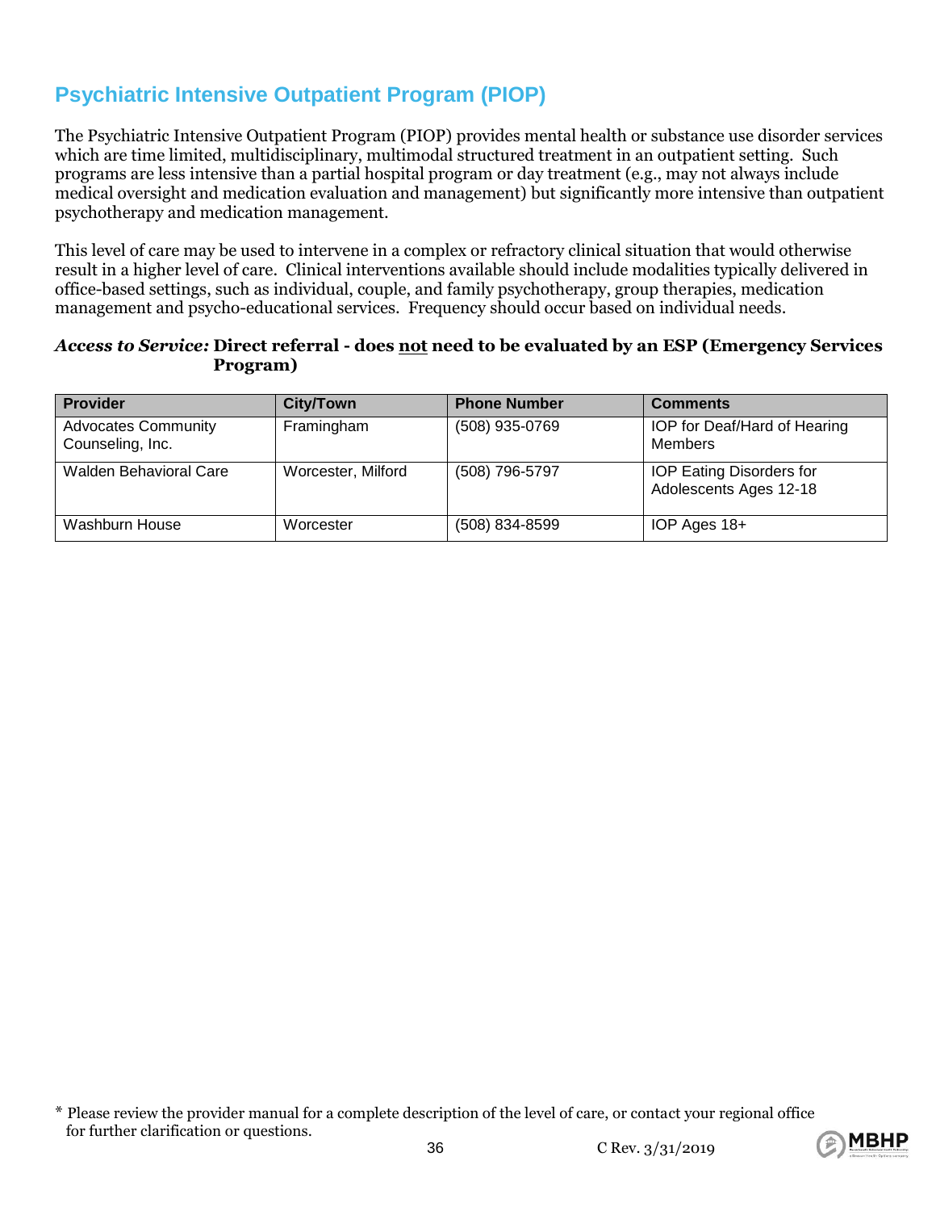## Psychiatric Intensive Outpatient Program (PIOP)

The Psychiatric Intensive Outpatient Program (PIOP) provides mental health or substance use disorder services which are time limited, multidisciplinary, multimodal structured treatment in an outpatient setting. Such programs are less intensive than a partial hospital program or day treatment (e.g., may not always include medical oversight and medication evaluation and management) but significantly more intensive than outpatient psychotherapy and medication management.

This level of care may be used to intervene in a complex or refractory clinical situation that would otherwise result in a higher level of care. Clinical interventions available should include modalities typically delivered in office-based settings, such as individual, couple, and family psychotherapy, group therapies, medication management and psycho-educational services. Frequency should occur based on individual needs.

***Access to Service:*** **Direct referral - does not need to be evaluated by an ESP (Emergency Services Program)**

| Provider | City/Town | Phone Number | Comments |
|---|---|---|---|
| Advocates Community Counseling, Inc. | Framingham | (508) 935-0769 | IOP for Deaf/Hard of Hearing Members |
| Walden Behavioral Care | Worcester, Milford | (508) 796-5797 | IOP Eating Disorders for Adolescents Ages 12-18 |
| Washburn House | Worcester | (508) 834-8599 | IOP Ages 18+ |

* Please review the provider manual for a complete description of the level of care, or contact your regional office for further clarification or questions.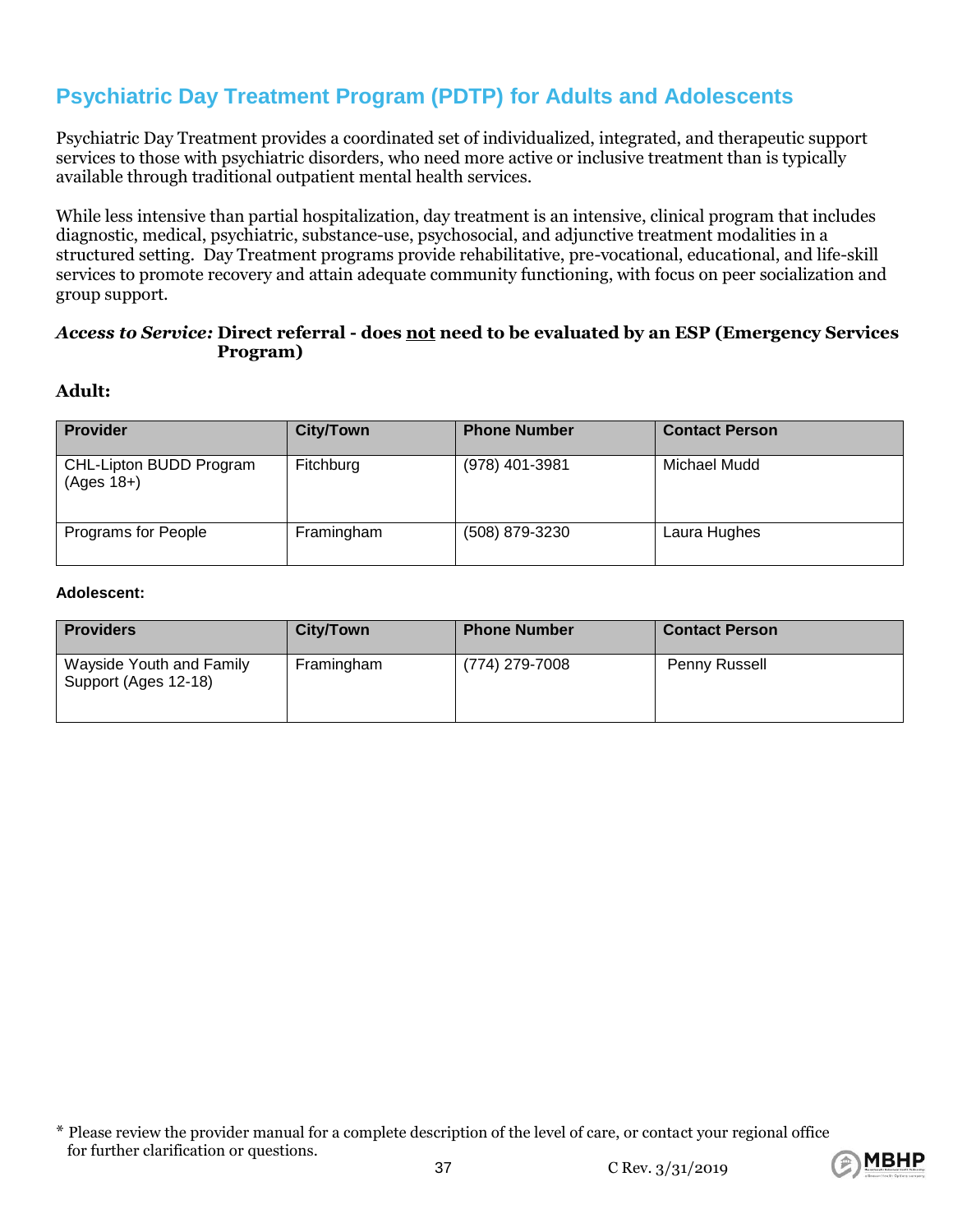## Psychiatric Day Treatment Program (PDTP) for Adults and Adolescents

Psychiatric Day Treatment provides a coordinated set of individualized, integrated, and therapeutic support services to those with psychiatric disorders, who need more active or inclusive treatment than is typically available through traditional outpatient mental health services.

While less intensive than partial hospitalization, day treatment is an intensive, clinical program that includes diagnostic, medical, psychiatric, substance-use, psychosocial, and adjunctive treatment modalities in a structured setting. Day Treatment programs provide rehabilitative, pre-vocational, educational, and life-skill services to promote recovery and attain adequate community functioning, with focus on peer socialization and group support.

***Access to Service:*** **Direct referral - does not need to be evaluated by an ESP (Emergency Services Program)**

**Adult:**

| Provider | City/Town | Phone Number | Contact Person |
|---|---|---|---|
| CHL-Lipton BUDD Program (Ages 18+) | Fitchburg | (978) 401-3981 | Michael Mudd |
| Programs for People | Framingham | (508) 879-3230 | Laura Hughes |

**Adolescent:**

| Providers | City/Town | Phone Number | Contact Person |
|---|---|---|---|
| Wayside Youth and Family Support (Ages 12-18) | Framingham | (774) 279-7008 | Penny Russell |

* Please review the provider manual for a complete description of the level of care, or contact your regional office for further clarification or questions.

C Rev. 3/31/2019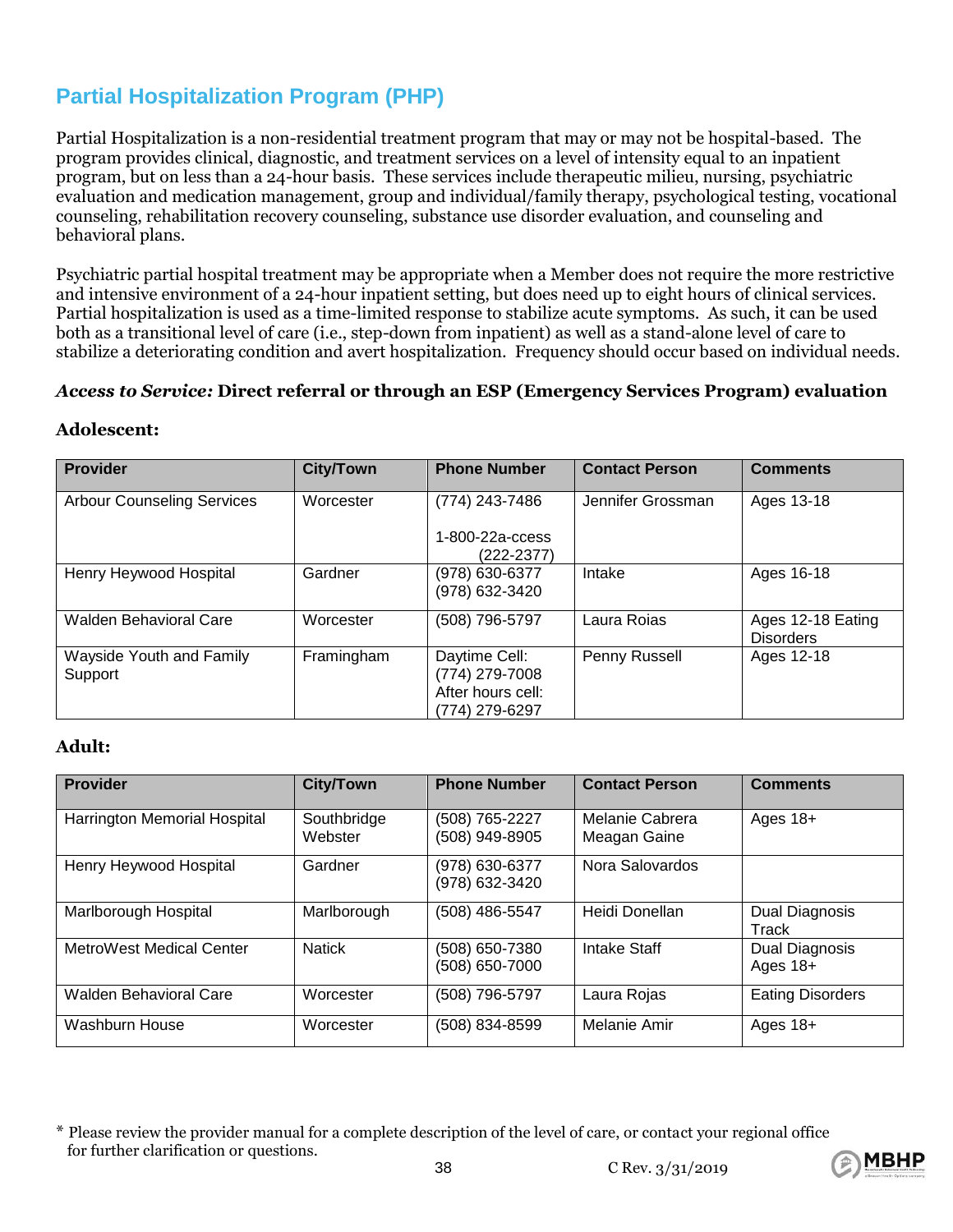## Partial Hospitalization Program (PHP)

Partial Hospitalization is a non-residential treatment program that may or may not be hospital-based. The program provides clinical, diagnostic, and treatment services on a level of intensity equal to an inpatient program, but on less than a 24-hour basis. These services include therapeutic milieu, nursing, psychiatric evaluation and medication management, group and individual/family therapy, psychological testing, vocational counseling, rehabilitation recovery counseling, substance use disorder evaluation, and counseling and behavioral plans.

Psychiatric partial hospital treatment may be appropriate when a Member does not require the more restrictive and intensive environment of a 24-hour inpatient setting, but does need up to eight hours of clinical services. Partial hospitalization is used as a time-limited response to stabilize acute symptoms. As such, it can be used both as a transitional level of care (i.e., step-down from inpatient) as well as a stand-alone level of care to stabilize a deteriorating condition and avert hospitalization. Frequency should occur based on individual needs.

***Access to Service:*** **Direct referral or through an ESP (Emergency Services Program) evaluation**

**Adolescent:**

| Provider | City/Town | Phone Number | Contact Person | Comments |
|---|---|---|---|---|
| Arbour Counseling Services | Worcester | (774) 243-7486<br><br>1-800-22a-ccess (222-2377) | Jennifer Grossman | Ages 13-18 |
| Henry Heywood Hospital | Gardner | (978) 630-6377<br>(978) 632-3420 | Intake | Ages 16-18 |
| Walden Behavioral Care | Worcester | (508) 796-5797 | Laura Roias | Ages 12-18 Eating Disorders |
| Wayside Youth and Family Support | Framingham | Daytime Cell: (774) 279-7008<br>After hours cell: (774) 279-6297 | Penny Russell | Ages 12-18 |

**Adult:**

| Provider | City/Town | Phone Number | Contact Person | Comments |
|---|---|---|---|---|
| Harrington Memorial Hospital | Southbridge<br>Webster | (508) 765-2227<br>(508) 949-8905 | Melanie Cabrera<br>Meagan Gaine | Ages 18+ |
| Henry Heywood Hospital | Gardner | (978) 630-6377<br>(978) 632-3420 | Nora Salovardos | |
| Marlborough Hospital | Marlborough | (508) 486-5547 | Heidi Donellan | Dual Diagnosis Track |
| MetroWest Medical Center | Natick | (508) 650-7380<br>(508) 650-7000 | Intake Staff | Dual Diagnosis Ages 18+ |
| Walden Behavioral Care | Worcester | (508) 796-5797 | Laura Rojas | Eating Disorders |
| Washburn House | Worcester | (508) 834-8599 | Melanie Amir | Ages 18+ |

\* Please review the provider manual for a complete description of the level of care, or contact your regional office for further clarification or questions.

C Rev. 3/31/2019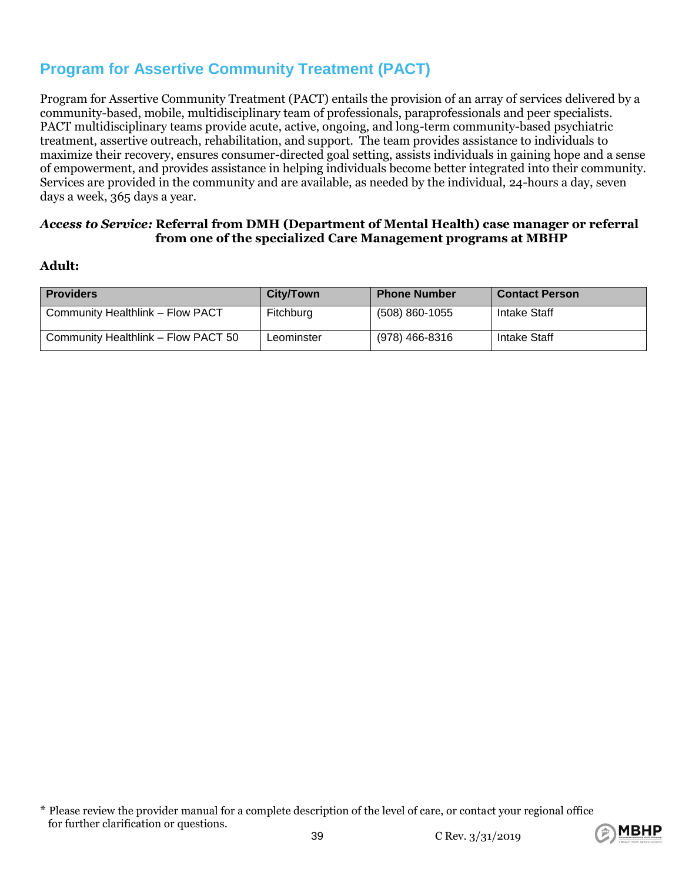## Program for Assertive Community Treatment (PACT)

Program for Assertive Community Treatment (PACT) entails the provision of an array of services delivered by a community-based, mobile, multidisciplinary team of professionals, paraprofessionals and peer specialists. PACT multidisciplinary teams provide acute, active, ongoing, and long-term community-based psychiatric treatment, assertive outreach, rehabilitation, and support. The team provides assistance to individuals to maximize their recovery, ensures consumer-directed goal setting, assists individuals in gaining hope and a sense of empowerment, and provides assistance in helping individuals become better integrated into their community. Services are provided in the community and are available, as needed by the individual, 24-hours a day, seven days a week, 365 days a year.

***Access to Service:*** **Referral from DMH (Department of Mental Health) case manager or referral from one of the specialized Care Management programs at MBHP**

**Adult:**

| Providers | City/Town | Phone Number | Contact Person |
|---|---|---|---|
| Community Healthlink – Flow PACT | Fitchburg | (508) 860-1055 | Intake Staff |
| Community Healthlink – Flow PACT 50 | Leominster | (978) 466-8316 | Intake Staff |

* Please review the provider manual for a complete description of the level of care, or contact your regional office for further clarification or questions.

C Rev. 3/31/2019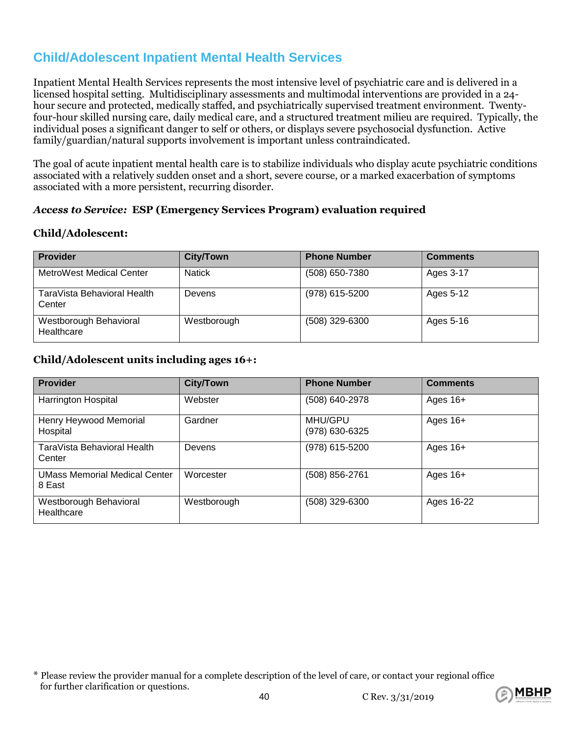## Child/Adolescent Inpatient Mental Health Services

Inpatient Mental Health Services represents the most intensive level of psychiatric care and is delivered in a licensed hospital setting. Multidisciplinary assessments and multimodal interventions are provided in a 24-hour secure and protected, medically staffed, and psychiatrically supervised treatment environment. Twenty-four-hour skilled nursing care, daily medical care, and a structured treatment milieu are required. Typically, the individual poses a significant danger to self or others, or displays severe psychosocial dysfunction. Active family/guardian/natural supports involvement is important unless contraindicated.

The goal of acute inpatient mental health care is to stabilize individuals who display acute psychiatric conditions associated with a relatively sudden onset and a short, severe course, or a marked exacerbation of symptoms associated with a more persistent, recurring disorder.

***Access to Service:* ESP (Emergency Services Program) evaluation required**

**Child/Adolescent:**

| Provider | City/Town | Phone Number | Comments |
|---|---|---|---|
| MetroWest Medical Center | Natick | (508) 650-7380 | Ages 3-17 |
| TaraVista Behavioral Health Center | Devens | (978) 615-5200 | Ages 5-12 |
| Westborough Behavioral Healthcare | Westborough | (508) 329-6300 | Ages 5-16 |

**Child/Adolescent units including ages 16+:**

| Provider | City/Town | Phone Number | Comments |
|---|---|---|---|
| Harrington Hospital | Webster | (508) 640-2978 | Ages 16+ |
| Henry Heywood Memorial Hospital | Gardner | MHU/GPU (978) 630-6325 | Ages 16+ |
| TaraVista Behavioral Health Center | Devens | (978) 615-5200 | Ages 16+ |
| UMass Memorial Medical Center 8 East | Worcester | (508) 856-2761 | Ages 16+ |
| Westborough Behavioral Healthcare | Westborough | (508) 329-6300 | Ages 16-22 |

* Please review the provider manual for a complete description of the level of care, or contact your regional office for further clarification or questions.

C Rev. 3/31/2019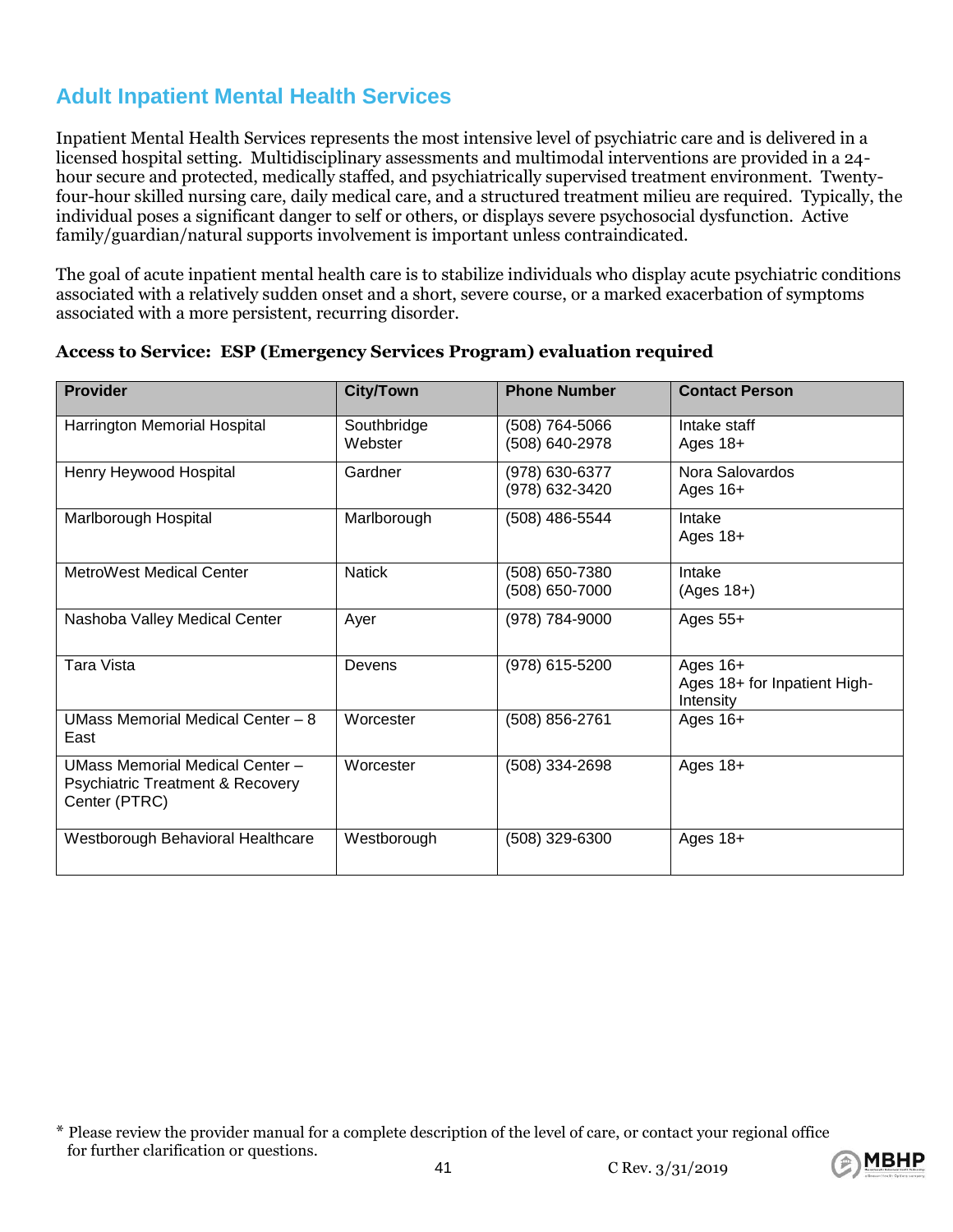## Adult Inpatient Mental Health Services

Inpatient Mental Health Services represents the most intensive level of psychiatric care and is delivered in a licensed hospital setting. Multidisciplinary assessments and multimodal interventions are provided in a 24-hour secure and protected, medically staffed, and psychiatrically supervised treatment environment. Twenty-four-hour skilled nursing care, daily medical care, and a structured treatment milieu are required. Typically, the individual poses a significant danger to self or others, or displays severe psychosocial dysfunction. Active family/guardian/natural supports involvement is important unless contraindicated.

The goal of acute inpatient mental health care is to stabilize individuals who display acute psychiatric conditions associated with a relatively sudden onset and a short, severe course, or a marked exacerbation of symptoms associated with a more persistent, recurring disorder.

**Access to Service: ESP (Emergency Services Program) evaluation required**

| Provider | City/Town | Phone Number | Contact Person |
|---|---|---|---|
| Harrington Memorial Hospital | Southbridge<br>Webster | (508) 764-5066<br>(508) 640-2978 | Intake staff<br>Ages 18+ |
| Henry Heywood Hospital | Gardner | (978) 630-6377<br>(978) 632-3420 | Nora Salovardos<br>Ages 16+ |
| Marlborough Hospital | Marlborough | (508) 486-5544 | Intake<br>Ages 18+ |
| MetroWest Medical Center | Natick | (508) 650-7380<br>(508) 650-7000 | Intake<br>(Ages 18+) |
| Nashoba Valley Medical Center | Ayer | (978) 784-9000 | Ages 55+ |
| Tara Vista | Devens | (978) 615-5200 | Ages 16+<br>Ages 18+ for Inpatient High-Intensity |
| UMass Memorial Medical Center – 8 East | Worcester | (508) 856-2761 | Ages 16+ |
| UMass Memorial Medical Center – Psychiatric Treatment & Recovery Center (PTRC) | Worcester | (508) 334-2698 | Ages 18+ |
| Westborough Behavioral Healthcare | Westborough | (508) 329-6300 | Ages 18+ |

* Please review the provider manual for a complete description of the level of care, or contact your regional office for further clarification or questions.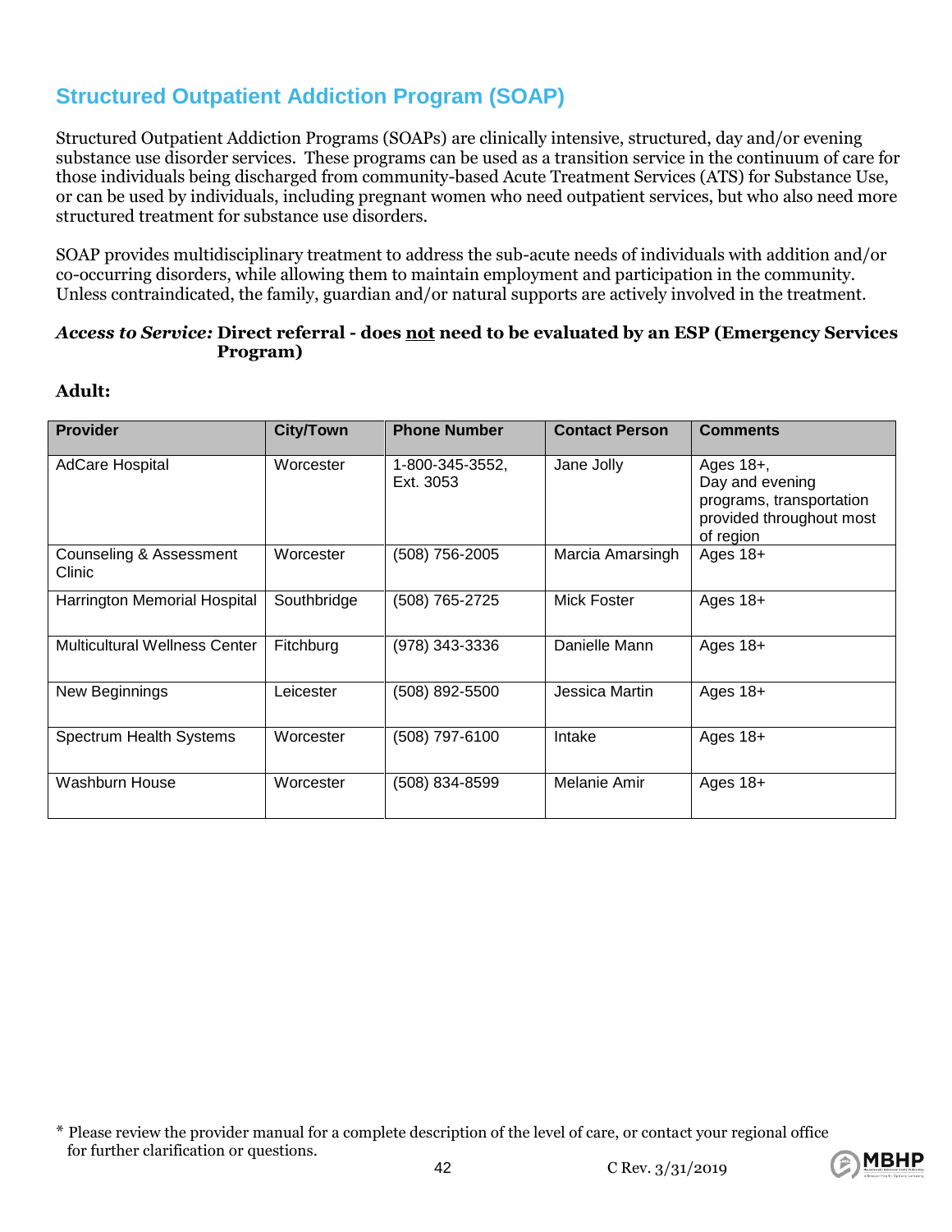## Structured Outpatient Addiction Program (SOAP)

Structured Outpatient Addiction Programs (SOAPs) are clinically intensive, structured, day and/or evening substance use disorder services. These programs can be used as a transition service in the continuum of care for those individuals being discharged from community-based Acute Treatment Services (ATS) for Substance Use, or can be used by individuals, including pregnant women who need outpatient services, but who also need more structured treatment for substance use disorders.

SOAP provides multidisciplinary treatment to address the sub-acute needs of individuals with addition and/or co-occurring disorders, while allowing them to maintain employment and participation in the community. Unless contraindicated, the family, guardian and/or natural supports are actively involved in the treatment.

***Access to Service:*** **Direct referral - does <u>not</u> need to be evaluated by an ESP (Emergency Services Program)**

**Adult:**

| Provider | City/Town | Phone Number | Contact Person | Comments |
|---|---|---|---|---|
| AdCare Hospital | Worcester | 1-800-345-3552, Ext. 3053 | Jane Jolly | Ages 18+, Day and evening programs, transportation provided throughout most of region |
| Counseling & Assessment Clinic | Worcester | (508) 756-2005 | Marcia Amarsingh | Ages 18+ |
| Harrington Memorial Hospital | Southbridge | (508) 765-2725 | Mick Foster | Ages 18+ |
| Multicultural Wellness Center | Fitchburg | (978) 343-3336 | Danielle Mann | Ages 18+ |
| New Beginnings | Leicester | (508) 892-5500 | Jessica Martin | Ages 18+ |
| Spectrum Health Systems | Worcester | (508) 797-6100 | Intake | Ages 18+ |
| Washburn House | Worcester | (508) 834-8599 | Melanie Amir | Ages 18+ |

* Please review the provider manual for a complete description of the level of care, or contact your regional office for further clarification or questions.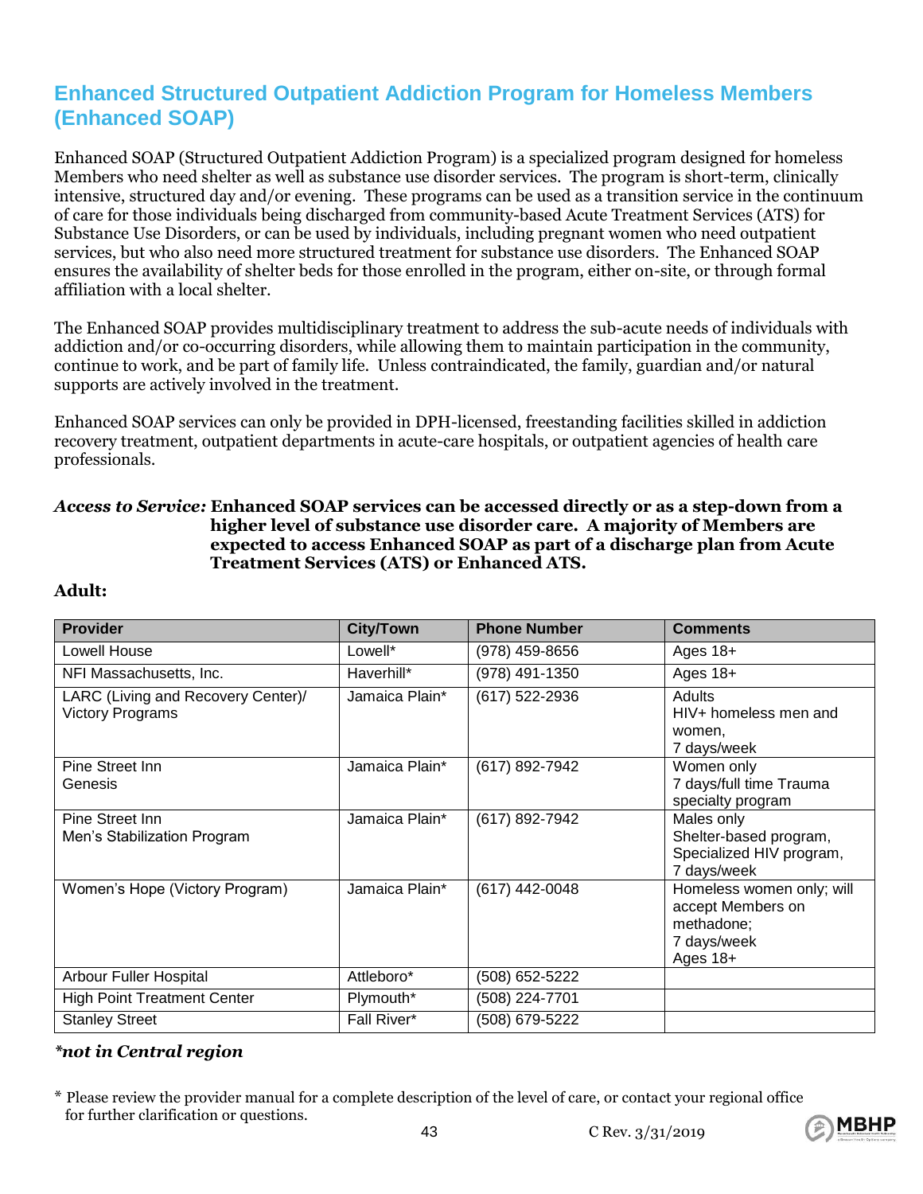## Enhanced Structured Outpatient Addiction Program for Homeless Members (Enhanced SOAP)

Enhanced SOAP (Structured Outpatient Addiction Program) is a specialized program designed for homeless Members who need shelter as well as substance use disorder services. The program is short-term, clinically intensive, structured day and/or evening. These programs can be used as a transition service in the continuum of care for those individuals being discharged from community-based Acute Treatment Services (ATS) for Substance Use Disorders, or can be used by individuals, including pregnant women who need outpatient services, but who also need more structured treatment for substance use disorders. The Enhanced SOAP ensures the availability of shelter beds for those enrolled in the program, either on-site, or through formal affiliation with a local shelter.

The Enhanced SOAP provides multidisciplinary treatment to address the sub-acute needs of individuals with addiction and/or co-occurring disorders, while allowing them to maintain participation in the community, continue to work, and be part of family life. Unless contraindicated, the family, guardian and/or natural supports are actively involved in the treatment.

Enhanced SOAP services can only be provided in DPH-licensed, freestanding facilities skilled in addiction recovery treatment, outpatient departments in acute-care hospitals, or outpatient agencies of health care professionals.

***Access to Service:*** **Enhanced SOAP services can be accessed directly or as a step-down from a higher level of substance use disorder care. A majority of Members are expected to access Enhanced SOAP as part of a discharge plan from Acute Treatment Services (ATS) or Enhanced ATS.**

**Adult:**

| Provider | City/Town | Phone Number | Comments |
|---|---|---|---|
| Lowell House | Lowell* | (978) 459-8656 | Ages 18+ |
| NFI Massachusetts, Inc. | Haverhill* | (978) 491-1350 | Ages 18+ |
| LARC (Living and Recovery Center)/ Victory Programs | Jamaica Plain* | (617) 522-2936 | Adults<br>HIV+ homeless men and women,<br>7 days/week |
| Pine Street Inn<br>Genesis | Jamaica Plain* | (617) 892-7942 | Women only<br>7 days/full time Trauma specialty program |
| Pine Street Inn<br>Men's Stabilization Program | Jamaica Plain* | (617) 892-7942 | Males only<br>Shelter-based program, Specialized HIV program,<br>7 days/week |
| Women's Hope (Victory Program) | Jamaica Plain* | (617) 442-0048 | Homeless women only; will accept Members on methadone;<br>7 days/week<br>Ages 18+ |
| Arbour Fuller Hospital | Attleboro* | (508) 652-5222 | |
| High Point Treatment Center | Plymouth* | (508) 224-7701 | |
| Stanley Street | Fall River* | (508) 679-5222 | |

***\*not in Central region***

* Please review the provider manual for a complete description of the level of care, or contact your regional office for further clarification or questions.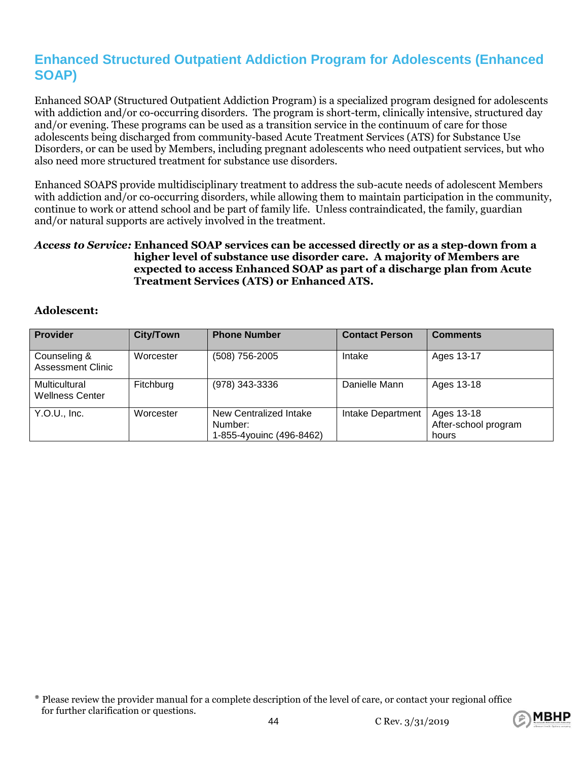## Enhanced Structured Outpatient Addiction Program for Adolescents (Enhanced SOAP)

Enhanced SOAP (Structured Outpatient Addiction Program) is a specialized program designed for adolescents with addiction and/or co-occurring disorders. The program is short-term, clinically intensive, structured day and/or evening. These programs can be used as a transition service in the continuum of care for those adolescents being discharged from community-based Acute Treatment Services (ATS) for Substance Use Disorders, or can be used by Members, including pregnant adolescents who need outpatient services, but who also need more structured treatment for substance use disorders.

Enhanced SOAPS provide multidisciplinary treatment to address the sub-acute needs of adolescent Members with addiction and/or co-occurring disorders, while allowing them to maintain participation in the community, continue to work or attend school and be part of family life. Unless contraindicated, the family, guardian and/or natural supports are actively involved in the treatment.

***Access to Service:*** **Enhanced SOAP services can be accessed directly or as a step-down from a higher level of substance use disorder care. A majority of Members are expected to access Enhanced SOAP as part of a discharge plan from Acute Treatment Services (ATS) or Enhanced ATS.**

**Adolescent:**

| Provider | City/Town | Phone Number | Contact Person | Comments |
|---|---|---|---|---|
| Counseling & Assessment Clinic | Worcester | (508) 756-2005 | Intake | Ages 13-17 |
| Multicultural Wellness Center | Fitchburg | (978) 343-3336 | Danielle Mann | Ages 13-18 |
| Y.O.U., Inc. | Worcester | New Centralized Intake Number: 1-855-4youinc (496-8462) | Intake Department | Ages 13-18 After-school program hours |

\* Please review the provider manual for a complete description of the level of care, or contact your regional office for further clarification or questions.

C Rev. 3/31/2019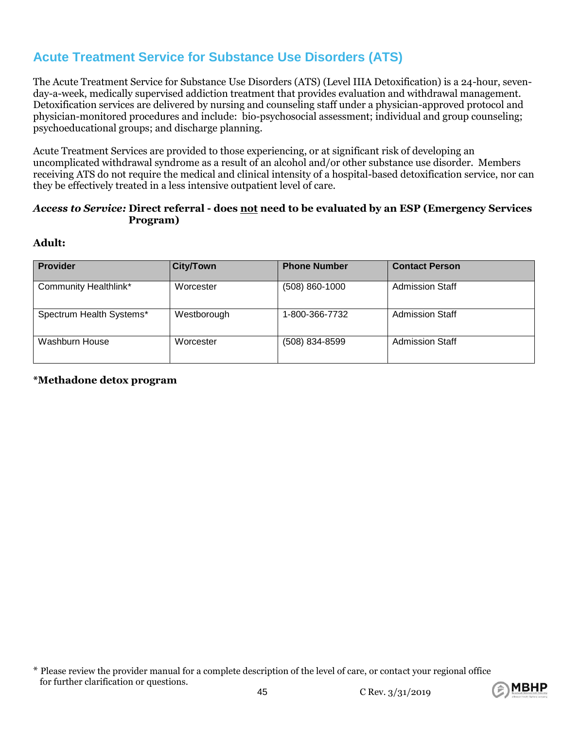## Acute Treatment Service for Substance Use Disorders (ATS)

The Acute Treatment Service for Substance Use Disorders (ATS) (Level IIIA Detoxification) is a 24-hour, seven-day-a-week, medically supervised addiction treatment that provides evaluation and withdrawal management. Detoxification services are delivered by nursing and counseling staff under a physician-approved protocol and physician-monitored procedures and include: bio-psychosocial assessment; individual and group counseling; psychoeducational groups; and discharge planning.

Acute Treatment Services are provided to those experiencing, or at significant risk of developing an uncomplicated withdrawal syndrome as a result of an alcohol and/or other substance use disorder. Members receiving ATS do not require the medical and clinical intensity of a hospital-based detoxification service, nor can they be effectively treated in a less intensive outpatient level of care.

***Access to Service:*** **Direct referral - does <u>not</u> need to be evaluated by an ESP (Emergency Services Program)**

**Adult:**

| Provider | City/Town | Phone Number | Contact Person |
|---|---|---|---|
| Community Healthlink* | Worcester | (508) 860-1000 | Admission Staff |
| Spectrum Health Systems* | Westborough | 1-800-366-7732 | Admission Staff |
| Washburn House | Worcester | (508) 834-8599 | Admission Staff |

**\*Methadone detox program**

\* Please review the provider manual for a complete description of the level of care, or contact your regional office for further clarification or questions.

C Rev. 3/31/2019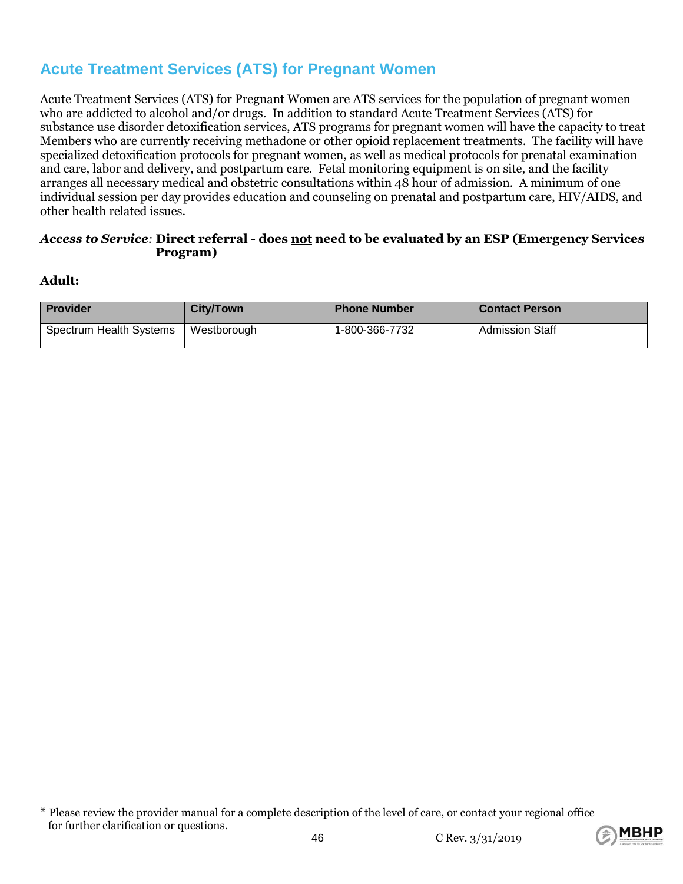## Acute Treatment Services (ATS) for Pregnant Women

Acute Treatment Services (ATS) for Pregnant Women are ATS services for the population of pregnant women who are addicted to alcohol and/or drugs. In addition to standard Acute Treatment Services (ATS) for substance use disorder detoxification services, ATS programs for pregnant women will have the capacity to treat Members who are currently receiving methadone or other opioid replacement treatments. The facility will have specialized detoxification protocols for pregnant women, as well as medical protocols for prenatal examination and care, labor and delivery, and postpartum care. Fetal monitoring equipment is on site, and the facility arranges all necessary medical and obstetric consultations within 48 hour of admission. A minimum of one individual session per day provides education and counseling on prenatal and postpartum care, HIV/AIDS, and other health related issues.

***Access to Service*:** **Direct referral - does <u>not</u> need to be evaluated by an ESP (Emergency Services Program)**

**Adult:**

| Provider | City/Town | Phone Number | Contact Person |
|---|---|---|---|
| Spectrum Health Systems | Westborough | 1-800-366-7732 | Admission Staff |

* Please review the provider manual for a complete description of the level of care, or contact your regional office for further clarification or questions.

C Rev. 3/31/2019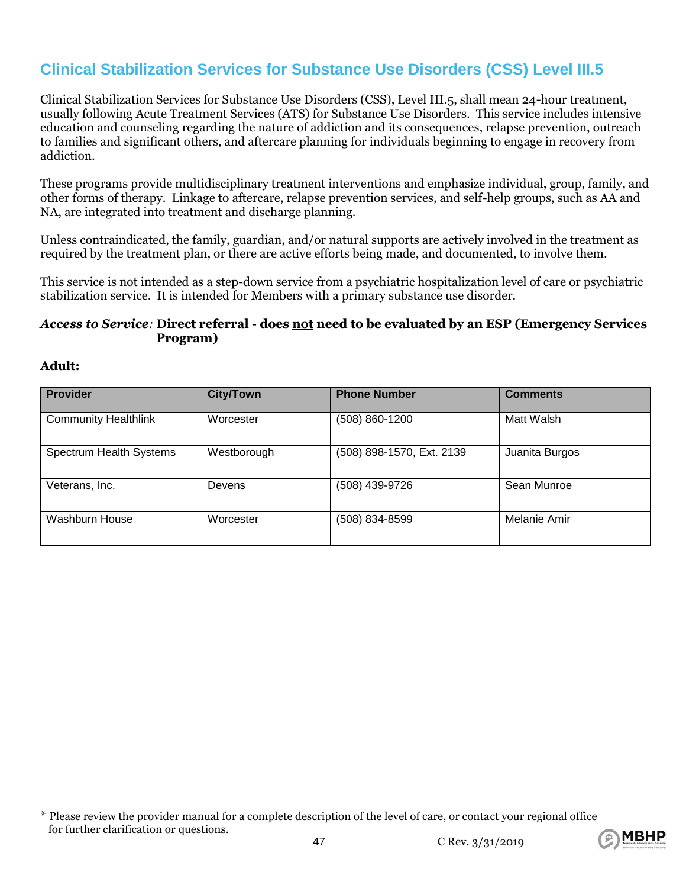## Clinical Stabilization Services for Substance Use Disorders (CSS) Level III.5

Clinical Stabilization Services for Substance Use Disorders (CSS), Level III.5, shall mean 24-hour treatment, usually following Acute Treatment Services (ATS) for Substance Use Disorders. This service includes intensive education and counseling regarding the nature of addiction and its consequences, relapse prevention, outreach to families and significant others, and aftercare planning for individuals beginning to engage in recovery from addiction.

These programs provide multidisciplinary treatment interventions and emphasize individual, group, family, and other forms of therapy. Linkage to aftercare, relapse prevention services, and self-help groups, such as AA and NA, are integrated into treatment and discharge planning.

Unless contraindicated, the family, guardian, and/or natural supports are actively involved in the treatment as required by the treatment plan, or there are active efforts being made, and documented, to involve them.

This service is not intended as a step-down service from a psychiatric hospitalization level of care or psychiatric stabilization service. It is intended for Members with a primary substance use disorder.

***Access to Service*:** **Direct referral - does <u>not</u> need to be evaluated by an ESP (Emergency Services Program)**

**Adult:**

| Provider | City/Town | Phone Number | Comments |
|---|---|---|---|
| Community Healthlink | Worcester | (508) 860-1200 | Matt Walsh |
| Spectrum Health Systems | Westborough | (508) 898-1570, Ext. 2139 | Juanita Burgos |
| Veterans, Inc. | Devens | (508) 439-9726 | Sean Munroe |
| Washburn House | Worcester | (508) 834-8599 | Melanie Amir |

* Please review the provider manual for a complete description of the level of care, or contact your regional office for further clarification or questions.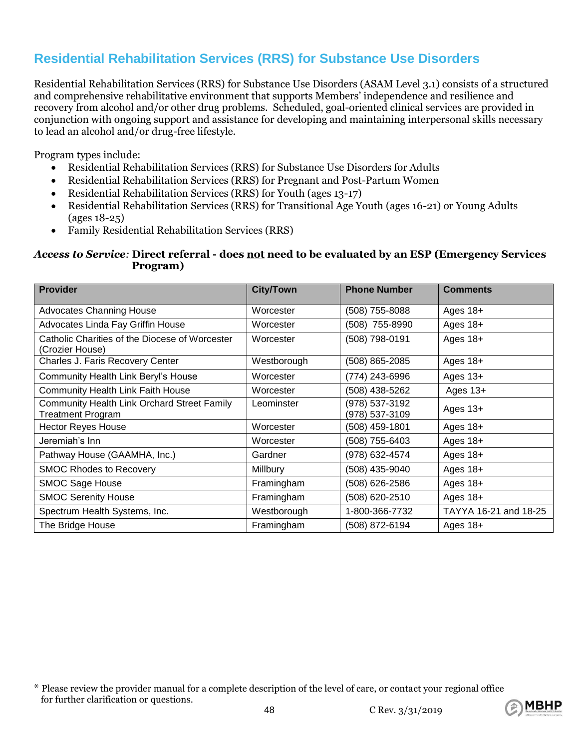## Residential Rehabilitation Services (RRS) for Substance Use Disorders

Residential Rehabilitation Services (RRS) for Substance Use Disorders (ASAM Level 3.1) consists of a structured and comprehensive rehabilitative environment that supports Members' independence and resilience and recovery from alcohol and/or other drug problems. Scheduled, goal-oriented clinical services are provided in conjunction with ongoing support and assistance for developing and maintaining interpersonal skills necessary to lead an alcohol and/or drug-free lifestyle.

Program types include:

- Residential Rehabilitation Services (RRS) for Substance Use Disorders for Adults
- Residential Rehabilitation Services (RRS) for Pregnant and Post-Partum Women
- Residential Rehabilitation Services (RRS) for Youth (ages 13-17)
- Residential Rehabilitation Services (RRS) for Transitional Age Youth (ages 16-21) or Young Adults (ages 18-25)
- Family Residential Rehabilitation Services (RRS)

***Access to Service*: Direct referral - does <u>not</u> need to be evaluated by an ESP (Emergency Services Program)**

| Provider | City/Town | Phone Number | Comments |
|---|---|---|---|
| Advocates Channing House | Worcester | (508) 755-8088 | Ages 18+ |
| Advocates Linda Fay Griffin House | Worcester | (508) 755-8990 | Ages 18+ |
| Catholic Charities of the Diocese of Worcester (Crozier House) | Worcester | (508) 798-0191 | Ages 18+ |
| Charles J. Faris Recovery Center | Westborough | (508) 865-2085 | Ages 18+ |
| Community Health Link Beryl's House | Worcester | (774) 243-6996 | Ages 13+ |
| Community Health Link Faith House | Worcester | (508) 438-5262 | Ages 13+ |
| Community Health Link Orchard Street Family Treatment Program | Leominster | (978) 537-3192<br>(978) 537-3109 | Ages 13+ |
| Hector Reyes House | Worcester | (508) 459-1801 | Ages 18+ |
| Jeremiah's Inn | Worcester | (508) 755-6403 | Ages 18+ |
| Pathway House (GAAMHA, Inc.) | Gardner | (978) 632-4574 | Ages 18+ |
| SMOC Rhodes to Recovery | Millbury | (508) 435-9040 | Ages 18+ |
| SMOC Sage House | Framingham | (508) 626-2586 | Ages 18+ |
| SMOC Serenity House | Framingham | (508) 620-2510 | Ages 18+ |
| Spectrum Health Systems, Inc. | Westborough | 1-800-366-7732 | TAYYA 16-21 and 18-25 |
| The Bridge House | Framingham | (508) 872-6194 | Ages 18+ |

* Please review the provider manual for a complete description of the level of care, or contact your regional office for further clarification or questions.

C Rev. 3/31/2019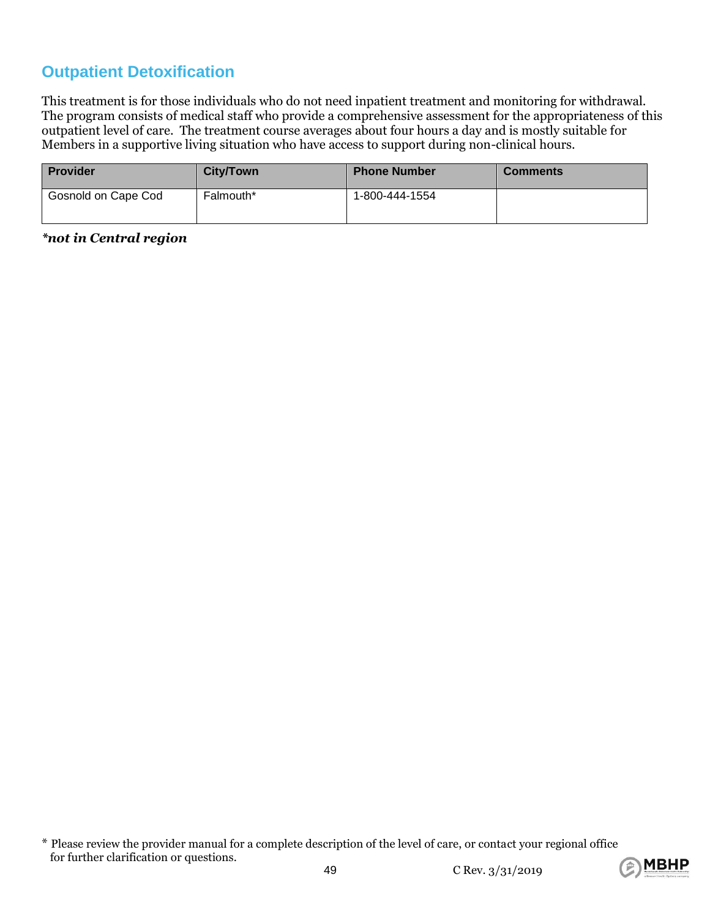## Outpatient Detoxification

This treatment is for those individuals who do not need inpatient treatment and monitoring for withdrawal. The program consists of medical staff who provide a comprehensive assessment for the appropriateness of this outpatient level of care. The treatment course averages about four hours a day and is mostly suitable for Members in a supportive living situation who have access to support during non-clinical hours.

| Provider | City/Town | Phone Number | Comments |
|---|---|---|---|
| Gosnold on Cape Cod | Falmouth* | 1-800-444-1554 | |

***not in Central region***

\* Please review the provider manual for a complete description of the level of care, or contact your regional office for further clarification or questions.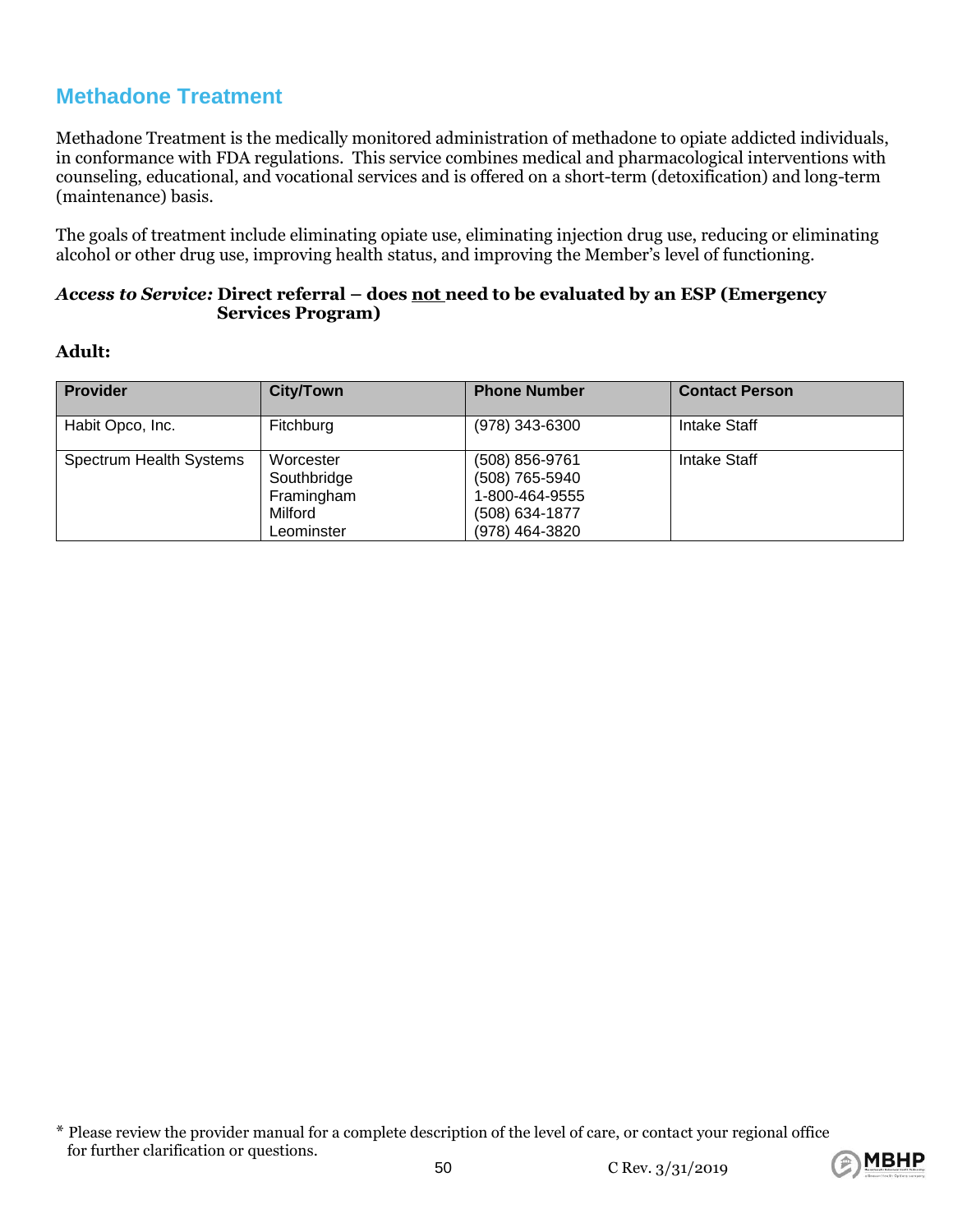## Methadone Treatment

Methadone Treatment is the medically monitored administration of methadone to opiate addicted individuals, in conformance with FDA regulations. This service combines medical and pharmacological interventions with counseling, educational, and vocational services and is offered on a short-term (detoxification) and long-term (maintenance) basis.

The goals of treatment include eliminating opiate use, eliminating injection drug use, reducing or eliminating alcohol or other drug use, improving health status, and improving the Member's level of functioning.

***Access to Service:*** **Direct referral – does <u>not</u> need to be evaluated by an ESP (Emergency Services Program)**

**Adult:**

| Provider | City/Town | Phone Number | Contact Person |
|---|---|---|---|
| Habit Opco, Inc. | Fitchburg | (978) 343-6300 | Intake Staff |
| Spectrum Health Systems | Worcester<br>Southbridge<br>Framingham<br>Milford<br>Leominster | (508) 856-9761<br>(508) 765-5940<br>1-800-464-9555<br>(508) 634-1877<br>(978) 464-3820 | Intake Staff |

\* Please review the provider manual for a complete description of the level of care, or contact your regional office for further clarification or questions.

C Rev. 3/31/2019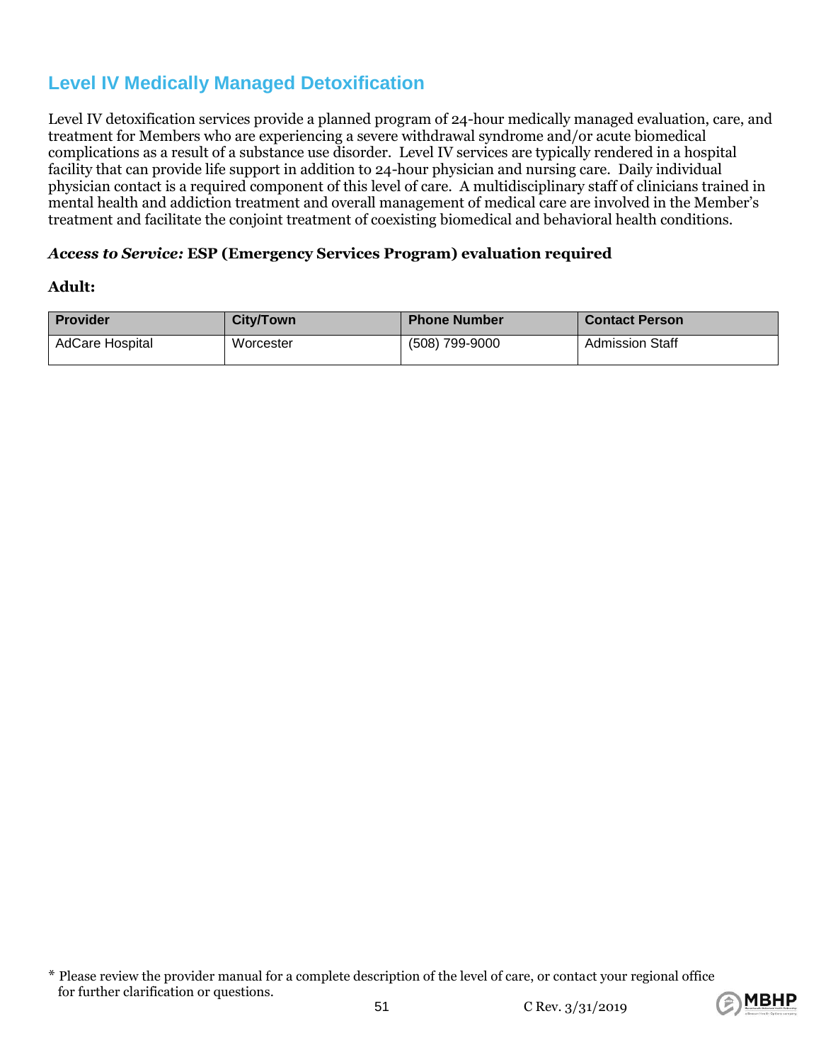## Level IV Medically Managed Detoxification

Level IV detoxification services provide a planned program of 24-hour medically managed evaluation, care, and treatment for Members who are experiencing a severe withdrawal syndrome and/or acute biomedical complications as a result of a substance use disorder. Level IV services are typically rendered in a hospital facility that can provide life support in addition to 24-hour physician and nursing care. Daily individual physician contact is a required component of this level of care. A multidisciplinary staff of clinicians trained in mental health and addiction treatment and overall management of medical care are involved in the Member's treatment and facilitate the conjoint treatment of coexisting biomedical and behavioral health conditions.

***Access to Service:*** **ESP (Emergency Services Program) evaluation required**

**Adult:**

| Provider | City/Town | Phone Number | Contact Person |
|---|---|---|---|
| AdCare Hospital | Worcester | (508) 799-9000 | Admission Staff |

* Please review the provider manual for a complete description of the level of care, or contact your regional office for further clarification or questions.

C Rev. 3/31/2019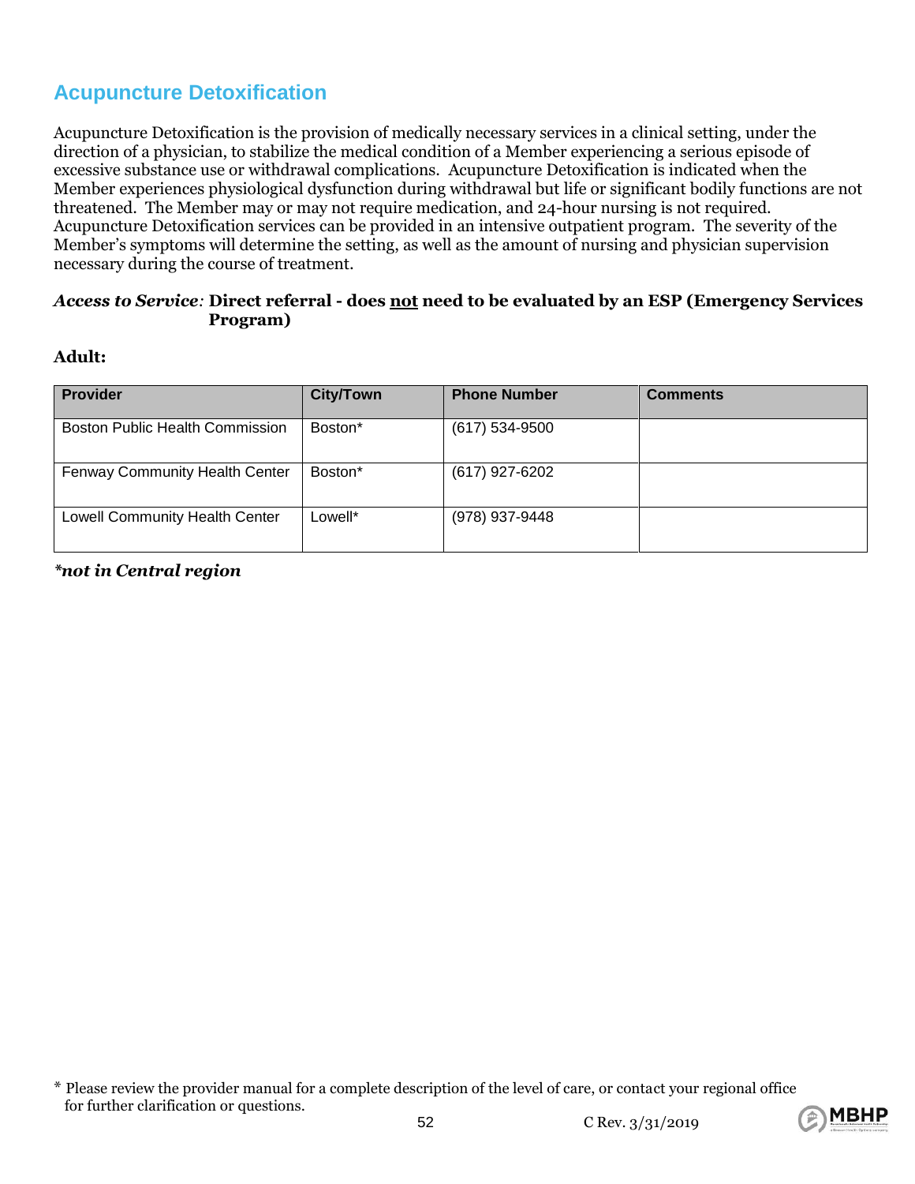## Acupuncture Detoxification

Acupuncture Detoxification is the provision of medically necessary services in a clinical setting, under the direction of a physician, to stabilize the medical condition of a Member experiencing a serious episode of excessive substance use or withdrawal complications. Acupuncture Detoxification is indicated when the Member experiences physiological dysfunction during withdrawal but life or significant bodily functions are not threatened. The Member may or may not require medication, and 24-hour nursing is not required. Acupuncture Detoxification services can be provided in an intensive outpatient program. The severity of the Member's symptoms will determine the setting, as well as the amount of nursing and physician supervision necessary during the course of treatment.

***Access to Service*: Direct referral - does <u>not</u> need to be evaluated by an ESP (Emergency Services Program)**

**Adult:**

| Provider | City/Town | Phone Number | Comments |
|---|---|---|---|
| Boston Public Health Commission | Boston* | (617) 534-9500 | |
| Fenway Community Health Center | Boston* | (617) 927-6202 | |
| Lowell Community Health Center | Lowell* | (978) 937-9448 | |

***not in Central region***

* Please review the provider manual for a complete description of the level of care, or contact your regional office for further clarification or questions.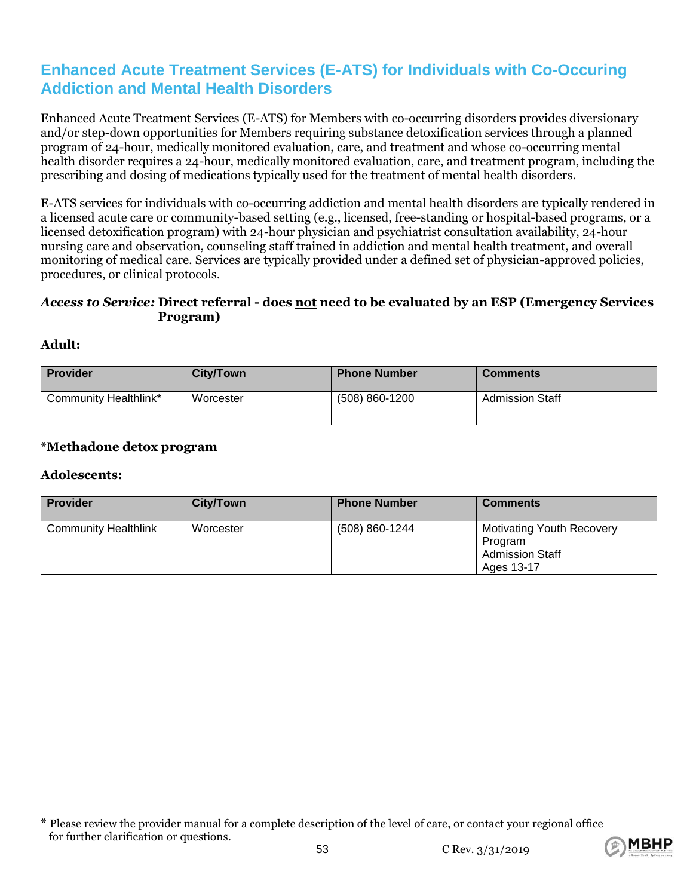## Enhanced Acute Treatment Services (E-ATS) for Individuals with Co-Occuring Addiction and Mental Health Disorders

Enhanced Acute Treatment Services (E-ATS) for Members with co-occurring disorders provides diversionary and/or step-down opportunities for Members requiring substance detoxification services through a planned program of 24-hour, medically monitored evaluation, care, and treatment and whose co-occurring mental health disorder requires a 24-hour, medically monitored evaluation, care, and treatment program, including the prescribing and dosing of medications typically used for the treatment of mental health disorders.

E-ATS services for individuals with co-occurring addiction and mental health disorders are typically rendered in a licensed acute care or community-based setting (e.g., licensed, free-standing or hospital-based programs, or a licensed detoxification program) with 24-hour physician and psychiatrist consultation availability, 24-hour nursing care and observation, counseling staff trained in addiction and mental health treatment, and overall monitoring of medical care. Services are typically provided under a defined set of physician-approved policies, procedures, or clinical protocols.

***Access to Service:*** **Direct referral - does <u>not</u> need to be evaluated by an ESP (Emergency Services Program)**

**Adult:**

| Provider | City/Town | Phone Number | Comments |
|---|---|---|---|
| Community Healthlink* | Worcester | (508) 860-1200 | Admission Staff |

**\*Methadone detox program**

**Adolescents:**

| Provider | City/Town | Phone Number | Comments |
|---|---|---|---|
| Community Healthlink | Worcester | (508) 860-1244 | Motivating Youth Recovery Program<br>Admission Staff<br>Ages 13-17 |

\* Please review the provider manual for a complete description of the level of care, or contact your regional office for further clarification or questions.

C Rev. 3/31/2019